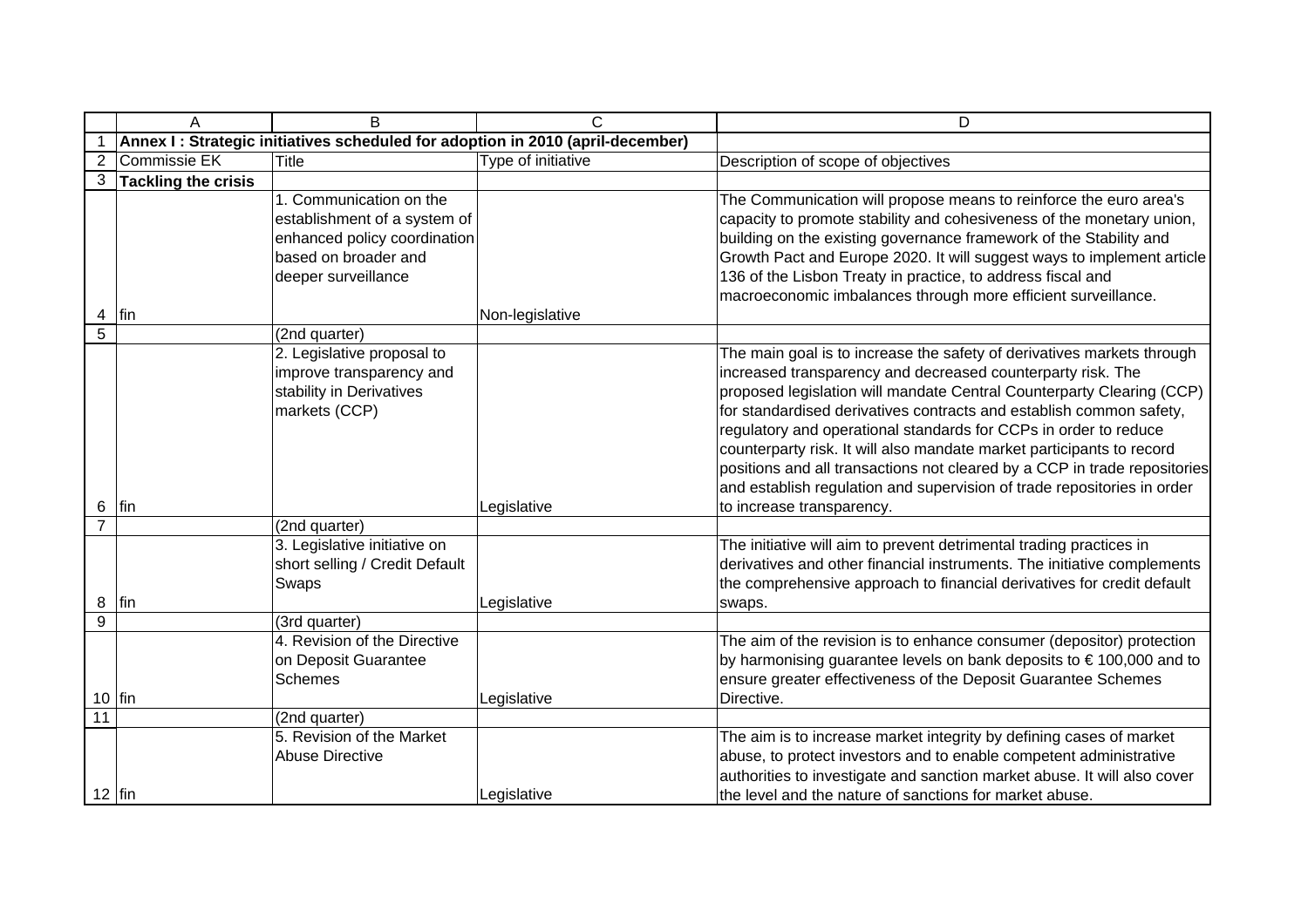| | A | B | C | D |
|---|---|---|---|---|
| 1 | **Annex I : Strategic initiatives scheduled for adoption in 2010 (april-december)** | | | |
| 2 | Commissie EK | Title | Type of initiative | Description of scope of objectives |
| 3 | **Tackling the crisis** | | | |
| 4 | fin | 1. Communication on the establishment of a system of enhanced policy coordination based on broader and deeper surveillance | Non-legislative | The Communication will propose means to reinforce the euro area's capacity to promote stability and cohesiveness of the monetary union, building on the existing governance framework of the Stability and Growth Pact and Europe 2020. It will suggest ways to implement article 136 of the Lisbon Treaty in practice, to address fiscal and macroeconomic imbalances through more efficient surveillance. |
| 5 | | (2nd quarter) | | |
| 6 | fin | 2. Legislative proposal to improve transparency and stability in Derivatives markets (CCP) | Legislative | The main goal is to increase the safety of derivatives markets through increased transparency and decreased counterparty risk. The proposed legislation will mandate Central Counterparty Clearing (CCP) for standardised derivatives contracts and establish common safety, regulatory and operational standards for CCPs in order to reduce counterparty risk. It will also mandate market participants to record positions and all transactions not cleared by a CCP in trade repositories and establish regulation and supervision of trade repositories in order to increase transparency. |
| 7 | | (2nd quarter) | | |
| 8 | fin | 3. Legislative initiative on short selling / Credit Default Swaps | Legislative | The initiative will aim to prevent detrimental trading practices in derivatives and other financial instruments. The initiative complements the comprehensive approach to financial derivatives for credit default swaps. |
| 9 | | (3rd quarter) | | |
| 10 | fin | 4. Revision of the Directive on Deposit Guarantee Schemes | Legislative | The aim of the revision is to enhance consumer (depositor) protection by harmonising guarantee levels on bank deposits to € 100,000 and to ensure greater effectiveness of the Deposit Guarantee Schemes Directive. |
| 11 | | (2nd quarter) | | |
| 12 | fin | 5. Revision of the Market Abuse Directive | Legislative | The aim is to increase market integrity by defining cases of market abuse, to protect investors and to enable competent administrative authorities to investigate and sanction market abuse. It will also cover the level and the nature of sanctions for market abuse. |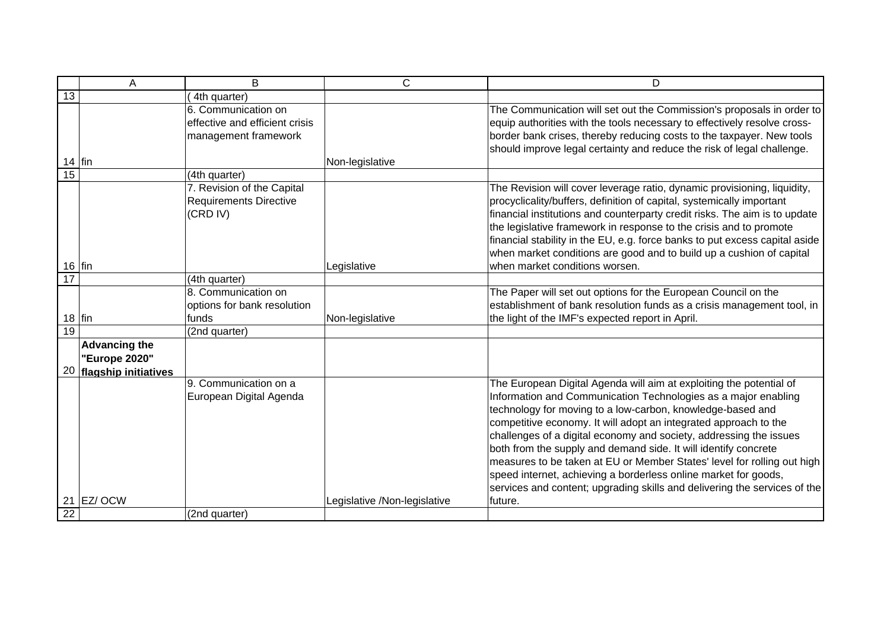| | A | B | C | D |
|---|---|---|---|---|
| 13 | | ( 4th quarter) | | |
| 14 | fin | 6. Communication on effective and efficient crisis management framework | Non-legislative | The Communication will set out the Commission's proposals in order to equip authorities with the tools necessary to effectively resolve cross-border bank crises, thereby reducing costs to the taxpayer. New tools should improve legal certainty and reduce the risk of legal challenge. |
| 15 | | (4th quarter) | | |
| 16 | fin | 7. Revision of the Capital Requirements Directive (CRD IV) | Legislative | The Revision will cover leverage ratio, dynamic provisioning, liquidity, procyclicality/buffers, definition of capital, systemically important financial institutions and counterparty credit risks. The aim is to update the legislative framework in response to the crisis and to promote financial stability in the EU, e.g. force banks to put excess capital aside when market conditions are good and to build up a cushion of capital when market conditions worsen. |
| 17 | | (4th quarter) | | |
| 18 | fin | 8. Communication on options for bank resolution funds | Non-legislative | The Paper will set out options for the European Council on the establishment of bank resolution funds as a crisis management tool, in the light of the IMF's expected report in April. |
| 19 | | (2nd quarter) | | |
| 20 | **Advancing the "Europe 2020" flagship initiatives** | | | |
| 21 | EZ/ OCW | 9. Communication on a European Digital Agenda | Legislative /Non-legislative | The European Digital Agenda will aim at exploiting the potential of Information and Communication Technologies as a major enabling technology for moving to a low-carbon, knowledge-based and competitive economy. It will adopt an integrated approach to the challenges of a digital economy and society, addressing the issues both from the supply and demand side. It will identify concrete measures to be taken at EU or Member States' level for rolling out high speed internet, achieving a borderless online market for goods, services and content; upgrading skills and delivering the services of the future. |
| 22 | | (2nd quarter) | | |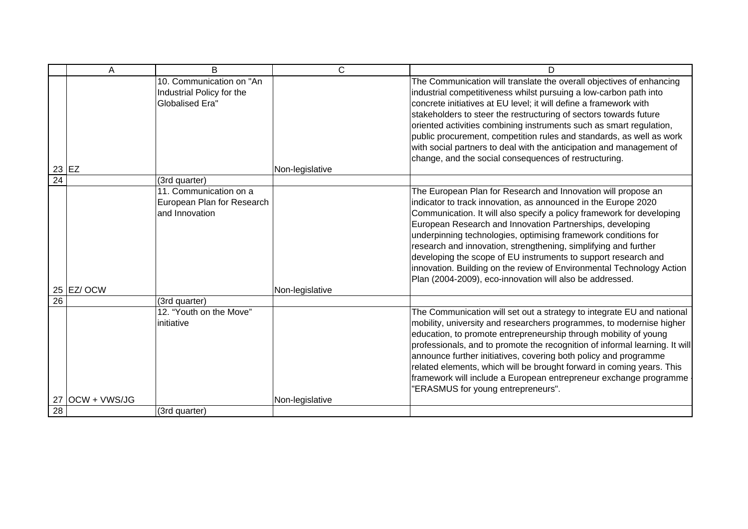| | A | B | C | D |
|---|---|---|---|---|
| 23 | EZ | 10. Communication on "An Industrial Policy for the Globalised Era" | Non-legislative | The Communication will translate the overall objectives of enhancing industrial competitiveness whilst pursuing a low-carbon path into concrete initiatives at EU level; it will define a framework with stakeholders to steer the restructuring of sectors towards future oriented activities combining instruments such as smart regulation, public procurement, competition rules and standards, as well as work with social partners to deal with the anticipation and management of change, and the social consequences of restructuring. |
| 24 | | (3rd quarter) | | |
| 25 | EZ/ OCW | 11. Communication on a European Plan for Research and Innovation | Non-legislative | The European Plan for Research and Innovation will propose an indicator to track innovation, as announced in the Europe 2020 Communication. It will also specify a policy framework for developing European Research and Innovation Partnerships, developing underpinning technologies, optimising framework conditions for research and innovation, strengthening, simplifying and further developing the scope of EU instruments to support research and innovation. Building on the review of Environmental Technology Action Plan (2004-2009), eco-innovation will also be addressed. |
| 26 | | (3rd quarter) | | |
| 27 | OCW + VWS/JG | 12. "Youth on the Move" initiative | Non-legislative | The Communication will set out a strategy to integrate EU and national mobility, university and researchers programmes, to modernise higher education, to promote entrepreneurship through mobility of young professionals, and to promote the recognition of informal learning. It will announce further initiatives, covering both policy and programme related elements, which will be brought forward in coming years. This framework will include a European entrepreneur exchange programme - "ERASMUS for young entrepreneurs". |
| 28 | | (3rd quarter) | | |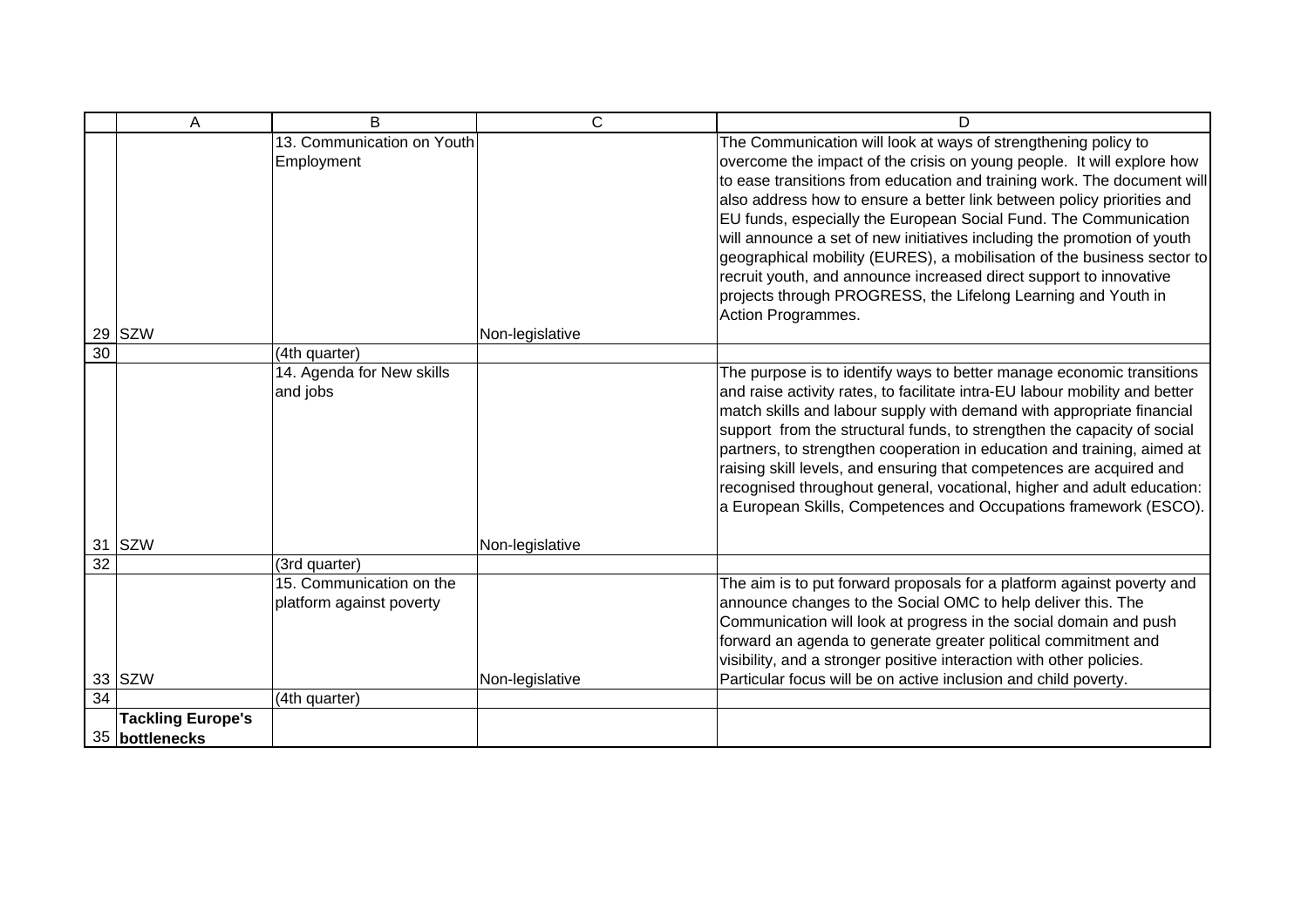| | A | B | C | D |
|---|---|---|---|---|
| 29 | SZW | 13. Communication on Youth Employment | Non-legislative | The Communication will look at ways of strengthening policy to overcome the impact of the crisis on young people. It will explore how to ease transitions from education and training work. The document will also address how to ensure a better link between policy priorities and EU funds, especially the European Social Fund. The Communication will announce a set of new initiatives including the promotion of youth geographical mobility (EURES), a mobilisation of the business sector to recruit youth, and announce increased direct support to innovative projects through PROGRESS, the Lifelong Learning and Youth in Action Programmes. |
| 30 | | (4th quarter) | | |
| 31 | SZW | 14. Agenda for New skills and jobs | Non-legislative | The purpose is to identify ways to better manage economic transitions and raise activity rates, to facilitate intra-EU labour mobility and better match skills and labour supply with demand with appropriate financial support from the structural funds, to strengthen the capacity of social partners, to strengthen cooperation in education and training, aimed at raising skill levels, and ensuring that competences are acquired and recognised throughout general, vocational, higher and adult education: a European Skills, Competences and Occupations framework (ESCO). |
| 32 | | (3rd quarter) | | |
| 33 | SZW | 15. Communication on the platform against poverty | Non-legislative | The aim is to put forward proposals for a platform against poverty and announce changes to the Social OMC to help deliver this. The Communication will look at progress in the social domain and push forward an agenda to generate greater political commitment and visibility, and a stronger positive interaction with other policies. Particular focus will be on active inclusion and child poverty. |
| 34 | | (4th quarter) | | |
| 35 | **Tackling Europe's bottlenecks** | | | |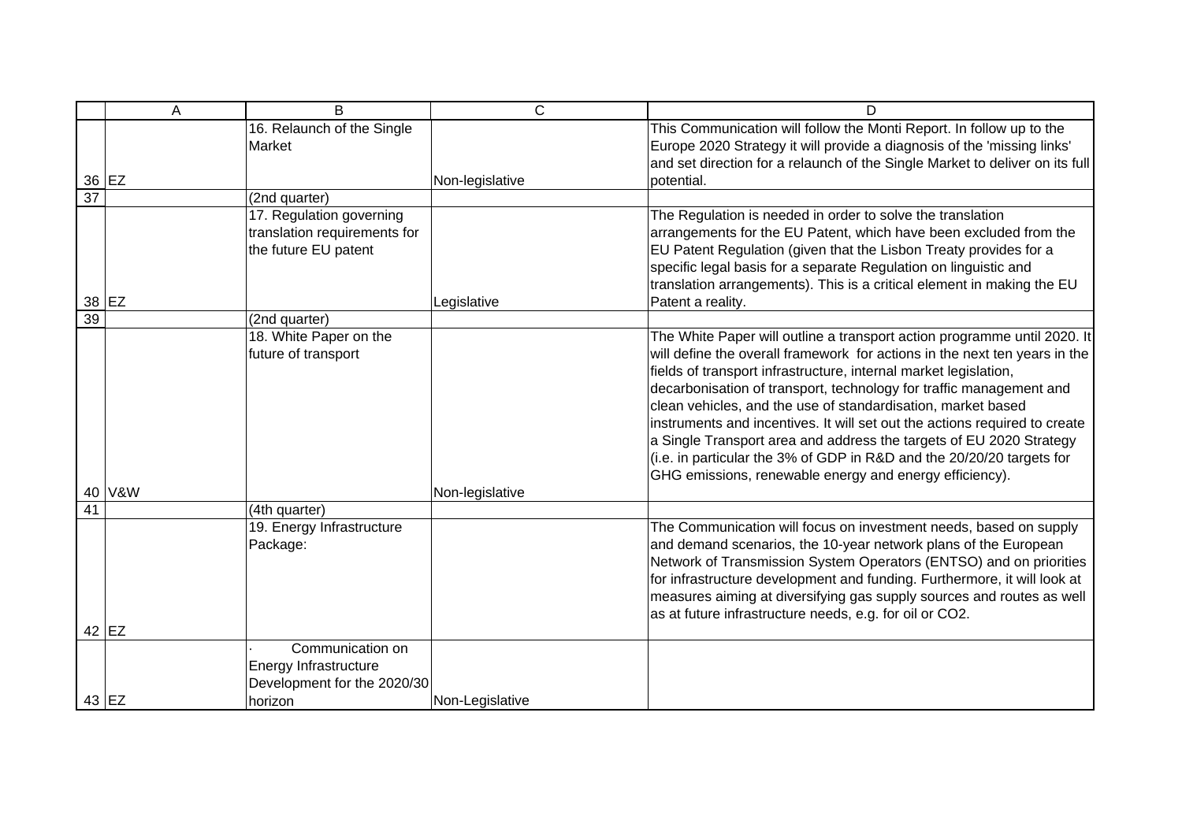| | A | B | C | D |
|---|---|---|---|---|
| 36 | EZ | 16. Relaunch of the Single Market | Non-legislative | This Communication will follow the Monti Report. In follow up to the Europe 2020 Strategy it will provide a diagnosis of the 'missing links' and set direction for a relaunch of the Single Market to deliver on its full potential. |
| 37 | | (2nd quarter) | | |
| 38 | EZ | 17. Regulation governing translation requirements for the future EU patent | Legislative | The Regulation is needed in order to solve the translation arrangements for the EU Patent, which have been excluded from the EU Patent Regulation (given that the Lisbon Treaty provides for a specific legal basis for a separate Regulation on linguistic and translation arrangements). This is a critical element in making the EU Patent a reality. |
| 39 | | (2nd quarter) | | |
| 40 | V&W | 18. White Paper on the future of transport | Non-legislative | The White Paper will outline a transport action programme until 2020. It will define the overall framework for actions in the next ten years in the fields of transport infrastructure, internal market legislation, decarbonisation of transport, technology for traffic management and clean vehicles, and the use of standardisation, market based instruments and incentives. It will set out the actions required to create a Single Transport area and address the targets of EU 2020 Strategy (i.e. in particular the 3% of GDP in R&D and the 20/20/20 targets for GHG emissions, renewable energy and energy efficiency). |
| 41 | | (4th quarter) | | |
| 42 | EZ | 19. Energy Infrastructure Package: | | The Communication will focus on investment needs, based on supply and demand scenarios, the 10-year network plans of the European Network of Transmission System Operators (ENTSO) and on priorities for infrastructure development and funding. Furthermore, it will look at measures aiming at diversifying gas supply sources and routes as well as at future infrastructure needs, e.g. for oil or CO2. |
| 43 | EZ | · Communication on Energy Infrastructure Development for the 2020/30 horizon | Non-Legislative | |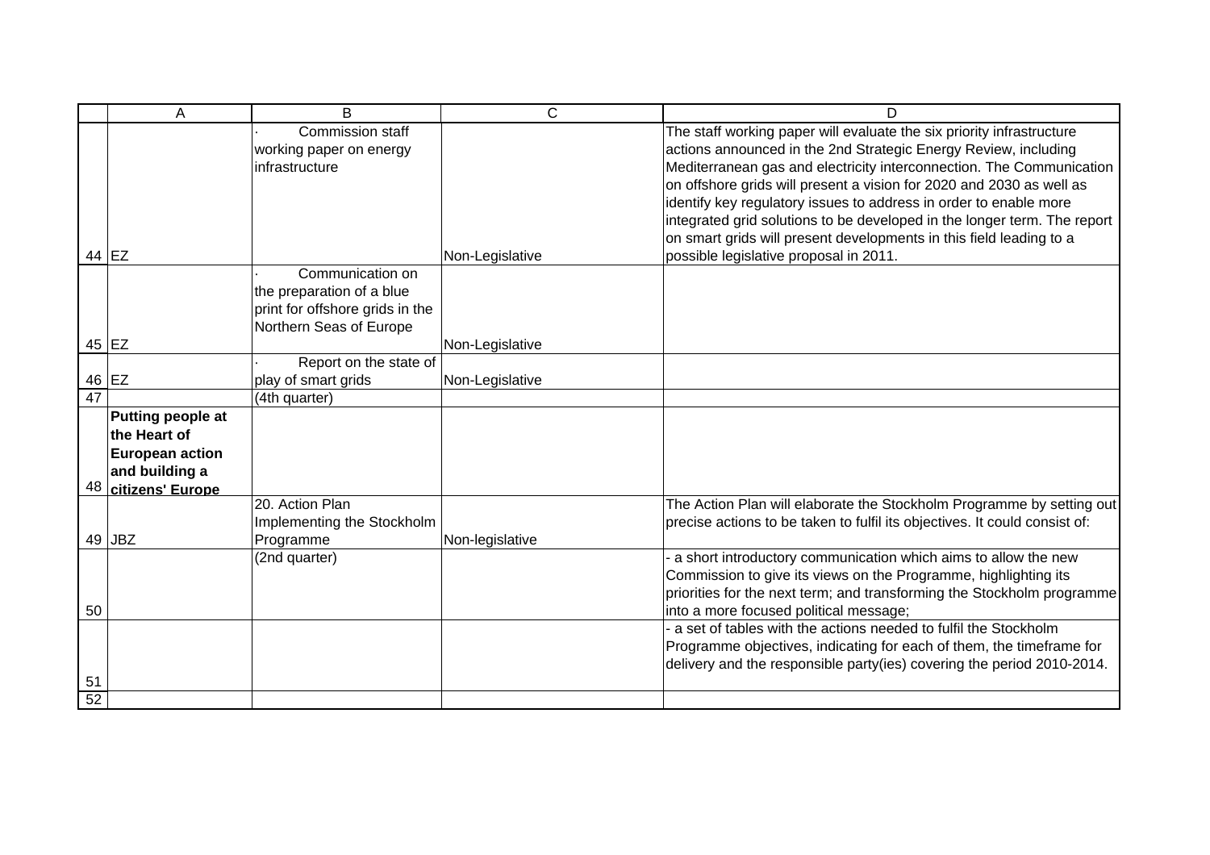| | A | B | C | D |
|---|---|---|---|---|
| 44 | EZ | · Commission staff working paper on energy infrastructure | Non-Legislative | The staff working paper will evaluate the six priority infrastructure actions announced in the 2nd Strategic Energy Review, including Mediterranean gas and electricity interconnection. The Communication on offshore grids will present a vision for 2020 and 2030 as well as identify key regulatory issues to address in order to enable more integrated grid solutions to be developed in the longer term. The report on smart grids will present developments in this field leading to a possible legislative proposal in 2011. |
| 45 | EZ | · Communication on the preparation of a blue print for offshore grids in the Northern Seas of Europe | Non-Legislative | |
| 46 | EZ | · Report on the state of play of smart grids | Non-Legislative | |
| 47 | | (4th quarter) | | |
| 48 | **Putting people at the Heart of European action and building a citizens' Europe** | | | |
| 49 | JBZ | 20. Action Plan Implementing the Stockholm Programme | Non-legislative | The Action Plan will elaborate the Stockholm Programme by setting out precise actions to be taken to fulfil its objectives. It could consist of: |
| 50 | | (2nd quarter) | | - a short introductory communication which aims to allow the new Commission to give its views on the Programme, highlighting its priorities for the next term; and transforming the Stockholm programme into a more focused political message; |
| 51 | | | | - a set of tables with the actions needed to fulfil the Stockholm Programme objectives, indicating for each of them, the timeframe for delivery and the responsible party(ies) covering the period 2010-2014. |
| 52 | | | | |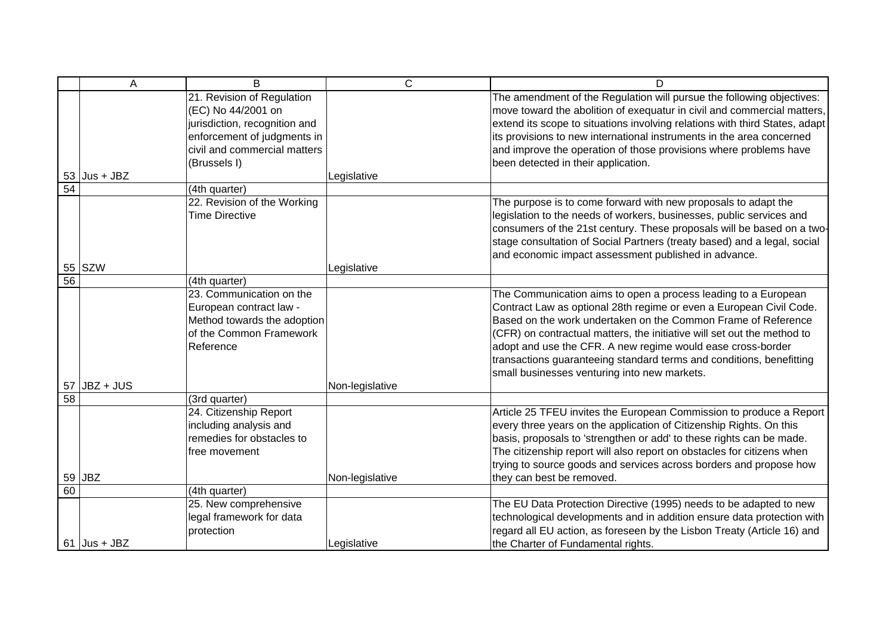| | A | B | C | D |
|---|---|---|---|---|
| 53 | Jus + JBZ | 21. Revision of Regulation (EC) No 44/2001 on jurisdiction, recognition and enforcement of judgments in civil and commercial matters (Brussels I) | Legislative | The amendment of the Regulation will pursue the following objectives: move toward the abolition of exequatur in civil and commercial matters, extend its scope to situations involving relations with third States, adapt its provisions to new international instruments in the area concerned and improve the operation of those provisions where problems have been detected in their application. |
| 54 | | (4th quarter) | | |
| 55 | SZW | 22. Revision of the Working Time Directive | Legislative | The purpose is to come forward with new proposals to adapt the legislation to the needs of workers, businesses, public services and consumers of the 21st century. These proposals will be based on a two-stage consultation of Social Partners (treaty based) and a legal, social and economic impact assessment published in advance. |
| 56 | | (4th quarter) | | |
| 57 | JBZ + JUS | 23. Communication on the European contract law - Method towards the adoption of the Common Framework Reference | Non-legislative | The Communication aims to open a process leading to a European Contract Law as optional 28th regime or even a European Civil Code. Based on the work undertaken on the Common Frame of Reference (CFR) on contractual matters, the initiative will set out the method to adopt and use the CFR. A new regime would ease cross-border transactions guaranteeing standard terms and conditions, benefitting small businesses venturing into new markets. |
| 58 | | (3rd quarter) | | |
| 59 | JBZ | 24. Citizenship Report including analysis and remedies for obstacles to free movement | Non-legislative | Article 25 TFEU invites the European Commission to produce a Report every three years on the application of Citizenship Rights. On this basis, proposals to 'strengthen or add' to these rights can be made. The citizenship report will also report on obstacles for citizens when trying to source goods and services across borders and propose how they can best be removed. |
| 60 | | (4th quarter) | | |
| 61 | Jus + JBZ | 25. New comprehensive legal framework for data protection | Legislative | The EU Data Protection Directive (1995) needs to be adapted to new technological developments and in addition ensure data protection with regard all EU action, as foreseen by the Lisbon Treaty (Article 16) and the Charter of Fundamental rights. |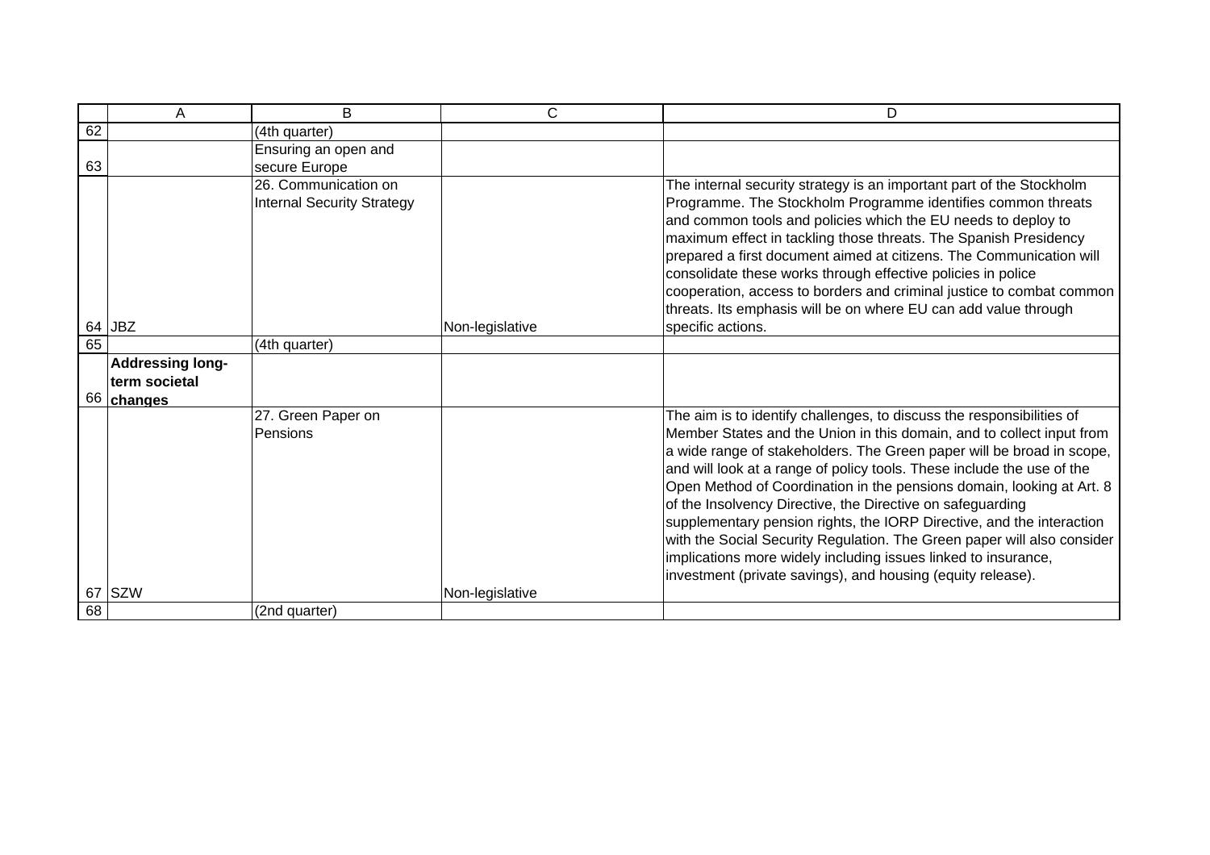| | A | B | C | D |
|---|---|---|---|---|
| 62 | | (4th quarter) | | |
| 63 | | Ensuring an open and secure Europe | | |
| 64 | JBZ | 26. Communication on Internal Security Strategy | Non-legislative | The internal security strategy is an important part of the Stockholm Programme. The Stockholm Programme identifies common threats and common tools and policies which the EU needs to deploy to maximum effect in tackling those threats. The Spanish Presidency prepared a first document aimed at citizens. The Communication will consolidate these works through effective policies in police cooperation, access to borders and criminal justice to combat common threats. Its emphasis will be on where EU can add value through specific actions. |
| 65 | | (4th quarter) | | |
| 66 | **Addressing long-term societal changes** | | | |
| 67 | SZW | 27. Green Paper on Pensions | Non-legislative | The aim is to identify challenges, to discuss the responsibilities of Member States and the Union in this domain, and to collect input from a wide range of stakeholders. The Green paper will be broad in scope, and will look at a range of policy tools. These include the use of the Open Method of Coordination in the pensions domain, looking at Art. 8 of the Insolvency Directive, the Directive on safeguarding supplementary pension rights, the IORP Directive, and the interaction with the Social Security Regulation. The Green paper will also consider implications more widely including issues linked to insurance, investment (private savings), and housing (equity release). |
| 68 | | (2nd quarter) | | |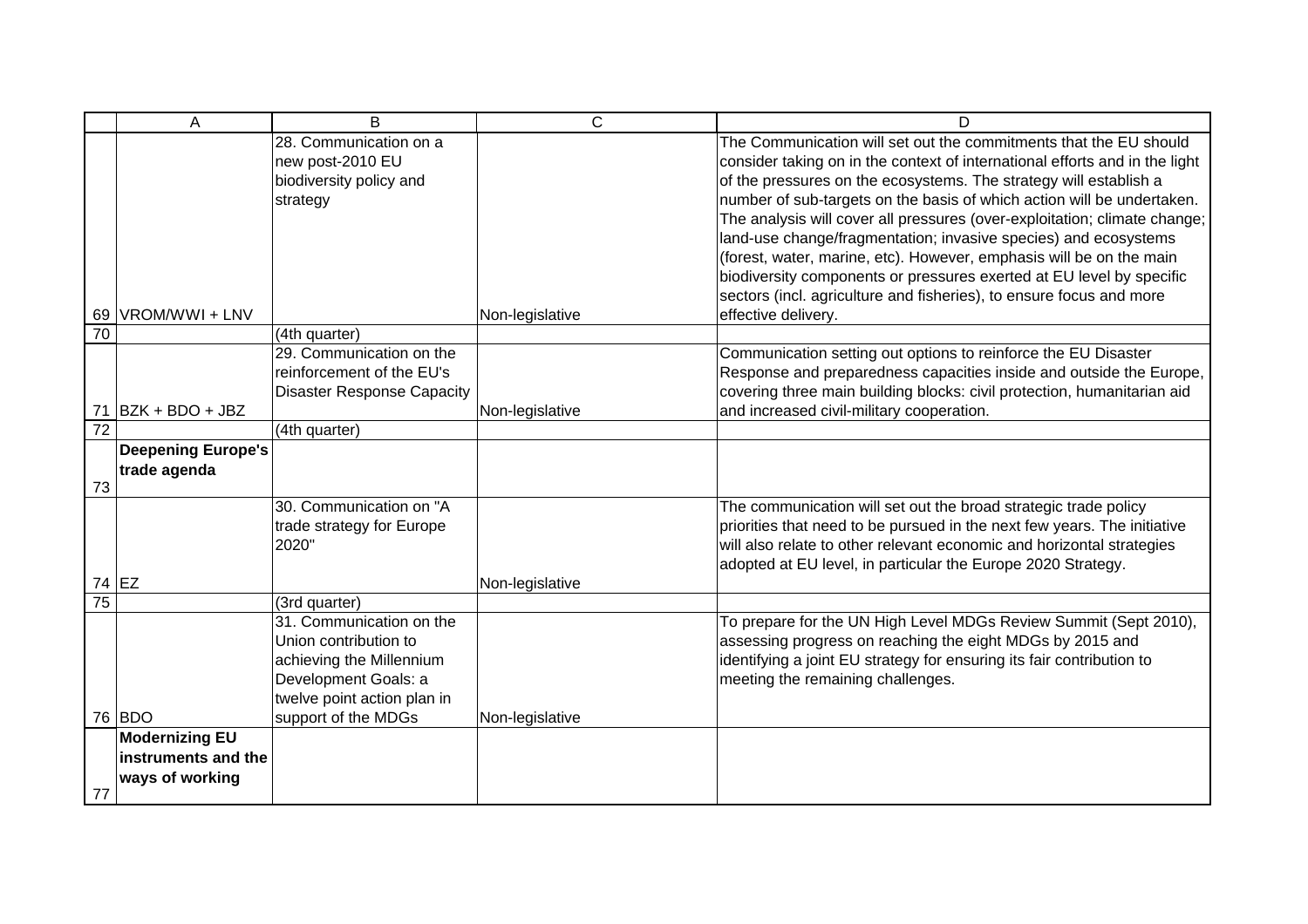| | A | B | C | D |
|---|---|---|---|---|
| 69 | VROM/WWI + LNV | 28. Communication on a new post-2010 EU biodiversity policy and strategy | Non-legislative | The Communication will set out the commitments that the EU should consider taking on in the context of international efforts and in the light of the pressures on the ecosystems. The strategy will establish a number of sub-targets on the basis of which action will be undertaken. The analysis will cover all pressures (over-exploitation; climate change; land-use change/fragmentation; invasive species) and ecosystems (forest, water, marine, etc). However, emphasis will be on the main biodiversity components or pressures exerted at EU level by specific sectors (incl. agriculture and fisheries), to ensure focus and more effective delivery. |
| 70 | | (4th quarter) | | |
| 71 | BZK + BDO + JBZ | 29. Communication on the reinforcement of the EU's Disaster Response Capacity | Non-legislative | Communication setting out options to reinforce the EU Disaster Response and preparedness capacities inside and outside the Europe, covering three main building blocks: civil protection, humanitarian aid and increased civil-military cooperation. |
| 72 | | (4th quarter) | | |
| 73 | **Deepening Europe's trade agenda** | | | |
| 74 | EZ | 30. Communication on "A trade strategy for Europe 2020" | Non-legislative | The communication will set out the broad strategic trade policy priorities that need to be pursued in the next few years. The initiative will also relate to other relevant economic and horizontal strategies adopted at EU level, in particular the Europe 2020 Strategy. |
| 75 | | (3rd quarter) | | |
| 76 | BDO | 31. Communication on the Union contribution to achieving the Millennium Development Goals: a twelve point action plan in support of the MDGs | Non-legislative | To prepare for the UN High Level MDGs Review Summit (Sept 2010), assessing progress on reaching the eight MDGs by 2015 and identifying a joint EU strategy for ensuring its fair contribution to meeting the remaining challenges. |
| 77 | **Modernizing EU instruments and the ways of working** | | | |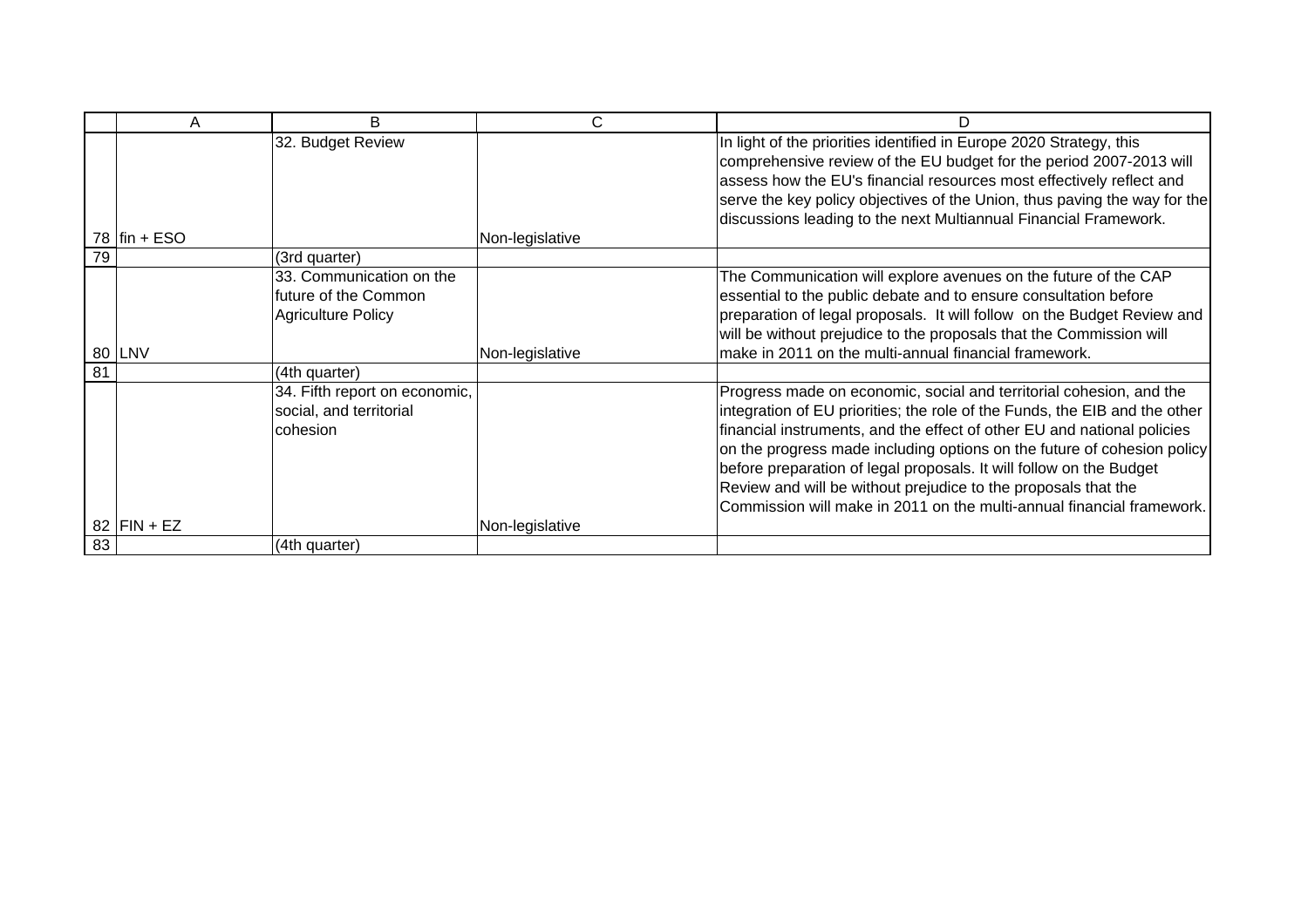| | A | B | C | D |
|---|---|---|---|---|
| 78 | fin + ESO | 32. Budget Review | Non-legislative | In light of the priorities identified in Europe 2020 Strategy, this comprehensive review of the EU budget for the period 2007-2013 will assess how the EU's financial resources most effectively reflect and serve the key policy objectives of the Union, thus paving the way for the discussions leading to the next Multiannual Financial Framework. |
| 79 | | (3rd quarter) | | |
| 80 | LNV | 33. Communication on the future of the Common Agriculture Policy | Non-legislative | The Communication will explore avenues on the future of the CAP essential to the public debate and to ensure consultation before preparation of legal proposals. It will follow on the Budget Review and will be without prejudice to the proposals that the Commission will make in 2011 on the multi-annual financial framework. |
| 81 | | (4th quarter) | | |
| 82 | FIN + EZ | 34. Fifth report on economic, social, and territorial cohesion | Non-legislative | Progress made on economic, social and territorial cohesion, and the integration of EU priorities; the role of the Funds, the EIB and the other financial instruments, and the effect of other EU and national policies on the progress made including options on the future of cohesion policy before preparation of legal proposals. It will follow on the Budget Review and will be without prejudice to the proposals that the Commission will make in 2011 on the multi-annual financial framework. |
| 83 | | (4th quarter) | | |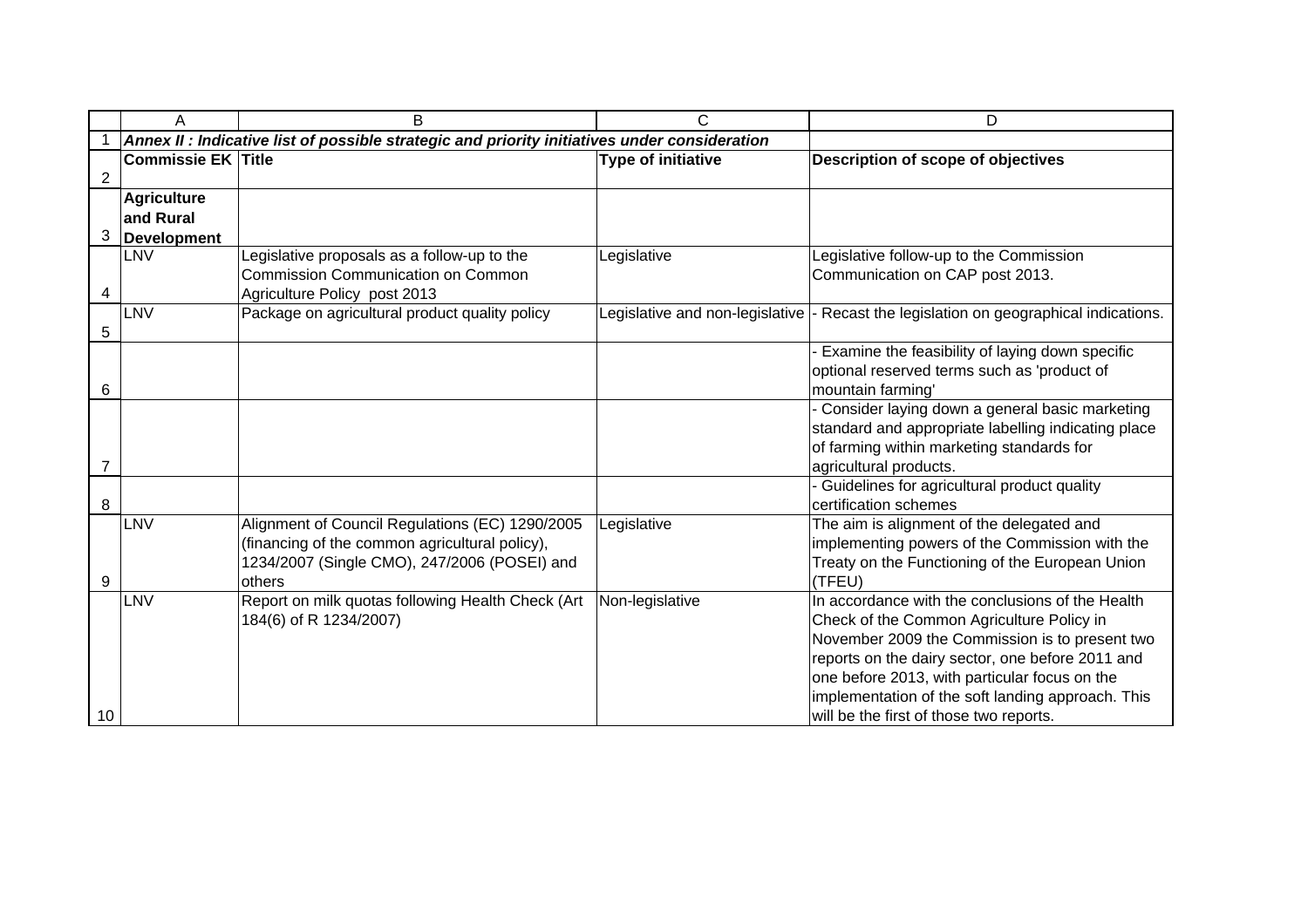| Commissie EK | Title | Type of initiative | Description of scope of objectives |
|---|---|---|---|
| ***Annex II : Indicative list of possible strategic and priority initiatives under consideration*** | | | |
| **Agriculture and Rural Development** | | | |
| LNV | Legislative proposals as a follow-up to the Commission Communication on Common Agriculture Policy post 2013 | Legislative | Legislative follow-up to the Commission Communication on CAP post 2013. |
| LNV | Package on agricultural product quality policy | Legislative and non-legislative | - Recast the legislation on geographical indications. |
| | | | - Examine the feasibility of laying down specific optional reserved terms such as 'product of mountain farming' |
| | | | - Consider laying down a general basic marketing standard and appropriate labelling indicating place of farming within marketing standards for agricultural products. |
| | | | - Guidelines for agricultural product quality certification schemes |
| LNV | Alignment of Council Regulations (EC) 1290/2005 (financing of the common agricultural policy), 1234/2007 (Single CMO), 247/2006 (POSEI) and others | Legislative | The aim is alignment of the delegated and implementing powers of the Commission with the Treaty on the Functioning of the European Union (TFEU) |
| LNV | Report on milk quotas following Health Check (Art 184(6) of R 1234/2007) | Non-legislative | In accordance with the conclusions of the Health Check of the Common Agriculture Policy in November 2009 the Commission is to present two reports on the dairy sector, one before 2011 and one before 2013, with particular focus on the implementation of the soft landing approach. This will be the first of those two reports. |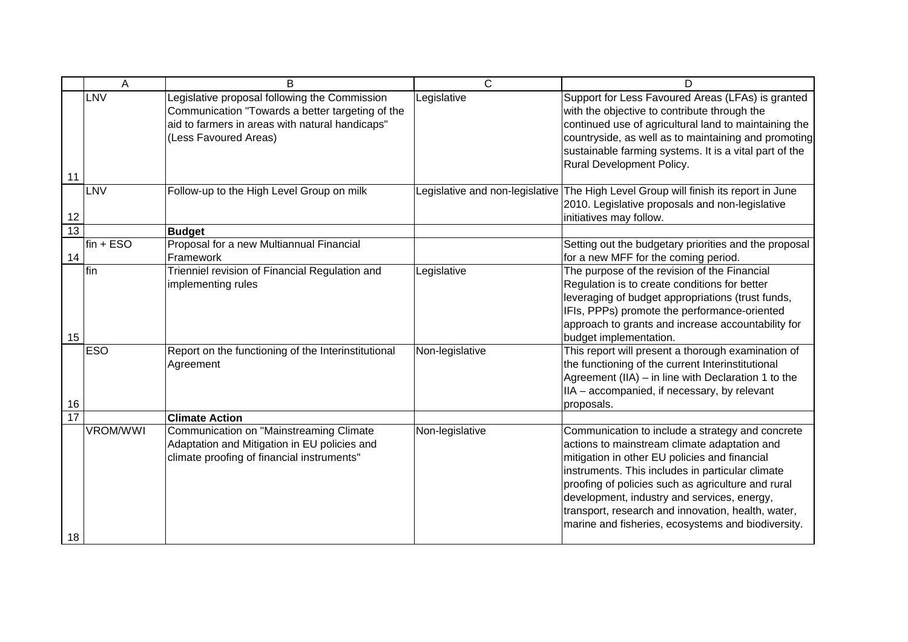|  | A | B | C | D |
|---|---|---|---|---|
| 11 | LNV | Legislative proposal following the Commission Communication "Towards a better targeting of the aid to farmers in areas with natural handicaps" (Less Favoured Areas) | Legislative | Support for Less Favoured Areas (LFAs) is granted with the objective to contribute through the continued use of agricultural land to maintaining the countryside, as well as to maintaining and promoting sustainable farming systems. It is a vital part of the Rural Development Policy. |
| 12 | LNV | Follow-up to the High Level Group on milk | Legislative and non-legislative | The High Level Group will finish its report in June 2010. Legislative proposals and non-legislative initiatives may follow. |
| 13 |  | **Budget** |  |  |
| 14 | fin + ESO | Proposal for a new Multiannual Financial Framework |  | Setting out the budgetary priorities and the proposal for a new MFF for the coming period. |
| 15 | fin | Trienniel revision of Financial Regulation and implementing rules | Legislative | The purpose of the revision of the Financial Regulation is to create conditions for better leveraging of budget appropriations (trust funds, IFIs, PPPs) promote the performance-oriented approach to grants and increase accountability for budget implementation. |
| 16 | ESO | Report on the functioning of the Interinstitutional Agreement | Non-legislative | This report will present a thorough examination of the functioning of the current Interinstitutional Agreement (IIA) – in line with Declaration 1 to the IIA – accompanied, if necessary, by relevant proposals. |
| 17 |  | **Climate Action** |  |  |
| 18 | VROM/WWI | Communication on "Mainstreaming Climate Adaptation and Mitigation in EU policies and climate proofing of financial instruments" | Non-legislative | Communication to include a strategy and concrete actions to mainstream climate adaptation and mitigation in other EU policies and financial instruments. This includes in particular climate proofing of policies such as agriculture and rural development, industry and services, energy, transport, research and innovation, health, water, marine and fisheries, ecosystems and biodiversity. |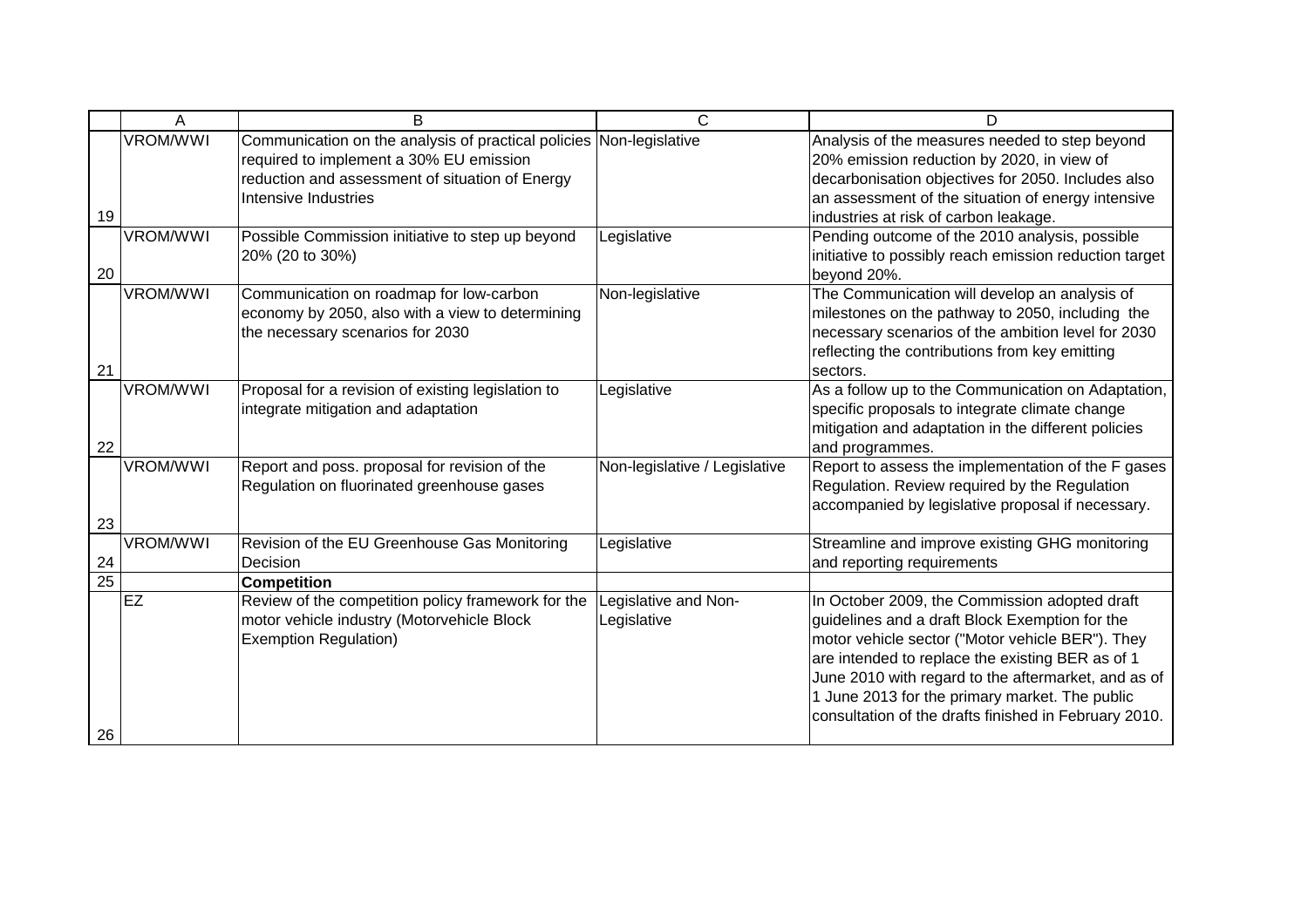| | A | B | C | D |
|---|---|---|---|---|
| 19 | VROM/WWI | Communication on the analysis of practical policies required to implement a 30% EU emission reduction and assessment of situation of Energy Intensive Industries | Non-legislative | Analysis of the measures needed to step beyond 20% emission reduction by 2020, in view of decarbonisation objectives for 2050. Includes also an assessment of the situation of energy intensive industries at risk of carbon leakage. |
| 20 | VROM/WWI | Possible Commission initiative to step up beyond 20% (20 to 30%) | Legislative | Pending outcome of the 2010 analysis, possible initiative to possibly reach emission reduction target beyond 20%. |
| 21 | VROM/WWI | Communication on roadmap for low-carbon economy by 2050, also with a view to determining the necessary scenarios for 2030 | Non-legislative | The Communication will develop an analysis of milestones on the pathway to 2050, including the necessary scenarios of the ambition level for 2030 reflecting the contributions from key emitting sectors. |
| 22 | VROM/WWI | Proposal for a revision of existing legislation to integrate mitigation and adaptation | Legislative | As a follow up to the Communication on Adaptation, specific proposals to integrate climate change mitigation and adaptation in the different policies and programmes. |
| 23 | VROM/WWI | Report and poss. proposal for revision of the Regulation on fluorinated greenhouse gases | Non-legislative / Legislative | Report to assess the implementation of the F gases Regulation. Review required by the Regulation accompanied by legislative proposal if necessary. |
| 24 | VROM/WWI | Revision of the EU Greenhouse Gas Monitoring Decision | Legislative | Streamline and improve existing GHG monitoring and reporting requirements |
| 25 | | **Competition** | | |
| 26 | EZ | Review of the competition policy framework for the motor vehicle industry (Motorvehicle Block Exemption Regulation) | Legislative and Non-Legislative | In October 2009, the Commission adopted draft guidelines and a draft Block Exemption for the motor vehicle sector ("Motor vehicle BER"). They are intended to replace the existing BER as of 1 June 2010 with regard to the aftermarket, and as of 1 June 2013 for the primary market. The public consultation of the drafts finished in February 2010. |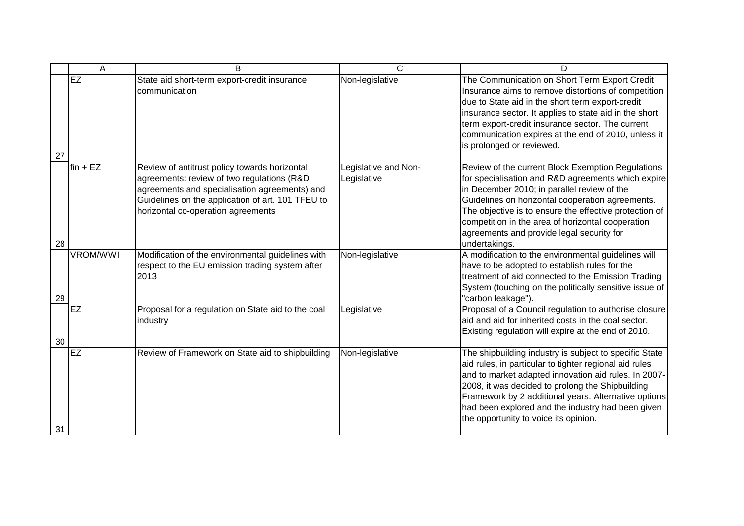| | A | B | C | D |
|---|---|---|---|---|
| 27 | EZ | State aid short-term export-credit insurance communication | Non-legislative | The Communication on Short Term Export Credit Insurance aims to remove distortions of competition due to State aid in the short term export-credit insurance sector. It applies to state aid in the short term export-credit insurance sector. The current communication expires at the end of 2010, unless it is prolonged or reviewed. |
| 28 | fin + EZ | Review of antitrust policy towards horizontal agreements: review of two regulations (R&D agreements and specialisation agreements) and Guidelines on the application of art. 101 TFEU to horizontal co-operation agreements | Legislative and Non-Legislative | Review of the current Block Exemption Regulations for specialisation and R&D agreements which expire in December 2010; in parallel review of the Guidelines on horizontal cooperation agreements. The objective is to ensure the effective protection of competition in the area of horizontal cooperation agreements and provide legal security for undertakings. |
| 29 | VROM/WWI | Modification of the environmental guidelines with respect to the EU emission trading system after 2013 | Non-legislative | A modification to the environmental guidelines will have to be adopted to establish rules for the treatment of aid connected to the Emission Trading System (touching on the politically sensitive issue of "carbon leakage"). |
| 30 | EZ | Proposal for a regulation on State aid to the coal industry | Legislative | Proposal of a Council regulation to authorise closure aid and aid for inherited costs in the coal sector. Existing regulation will expire at the end of 2010. |
| 31 | EZ | Review of Framework on State aid to shipbuilding | Non-legislative | The shipbuilding industry is subject to specific State aid rules, in particular to tighter regional aid rules and to market adapted innovation aid rules. In 2007-2008, it was decided to prolong the Shipbuilding Framework by 2 additional years. Alternative options had been explored and the industry had been given the opportunity to voice its opinion. |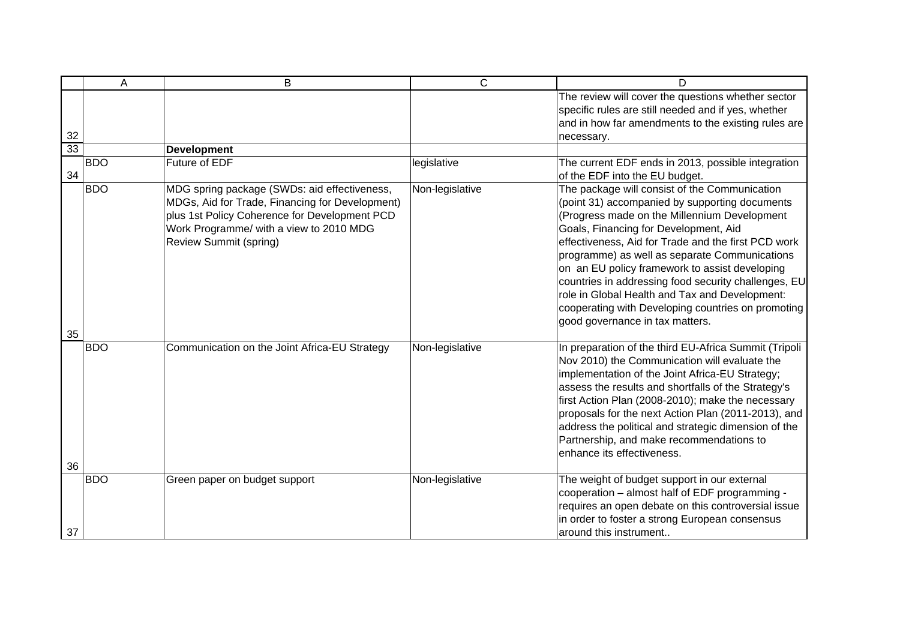| | A | B | C | D |
|---|---|---|---|---|
| 32 | | | | The review will cover the questions whether sector specific rules are still needed and if yes, whether and in how far amendments to the existing rules are necessary. |
| 33 | | **Development** | | |
| 34 | BDO | Future of EDF | legislative | The current EDF ends in 2013, possible integration of the EDF into the EU budget. |
| 35 | BDO | MDG spring package (SWDs: aid effectiveness, MDGs, Aid for Trade, Financing for Development) plus 1st Policy Coherence for Development PCD Work Programme/ with a view to 2010 MDG Review Summit (spring) | Non-legislative | The package will consist of the Communication (point 31) accompanied by supporting documents (Progress made on the Millennium Development Goals, Financing for Development, Aid effectiveness, Aid for Trade and the first PCD work programme) as well as separate Communications on an EU policy framework to assist developing countries in addressing food security challenges, EU role in Global Health and Tax and Development: cooperating with Developing countries on promoting good governance in tax matters. |
| 36 | BDO | Communication on the Joint Africa-EU Strategy | Non-legislative | In preparation of the third EU-Africa Summit (Tripoli Nov 2010) the Communication will evaluate the implementation of the Joint Africa-EU Strategy; assess the results and shortfalls of the Strategy's first Action Plan (2008-2010); make the necessary proposals for the next Action Plan (2011-2013), and address the political and strategic dimension of the Partnership, and make recommendations to enhance its effectiveness. |
| 37 | BDO | Green paper on budget support | Non-legislative | The weight of budget support in our external cooperation – almost half of EDF programming - requires an open debate on this controversial issue in order to foster a strong European consensus around this instrument.. |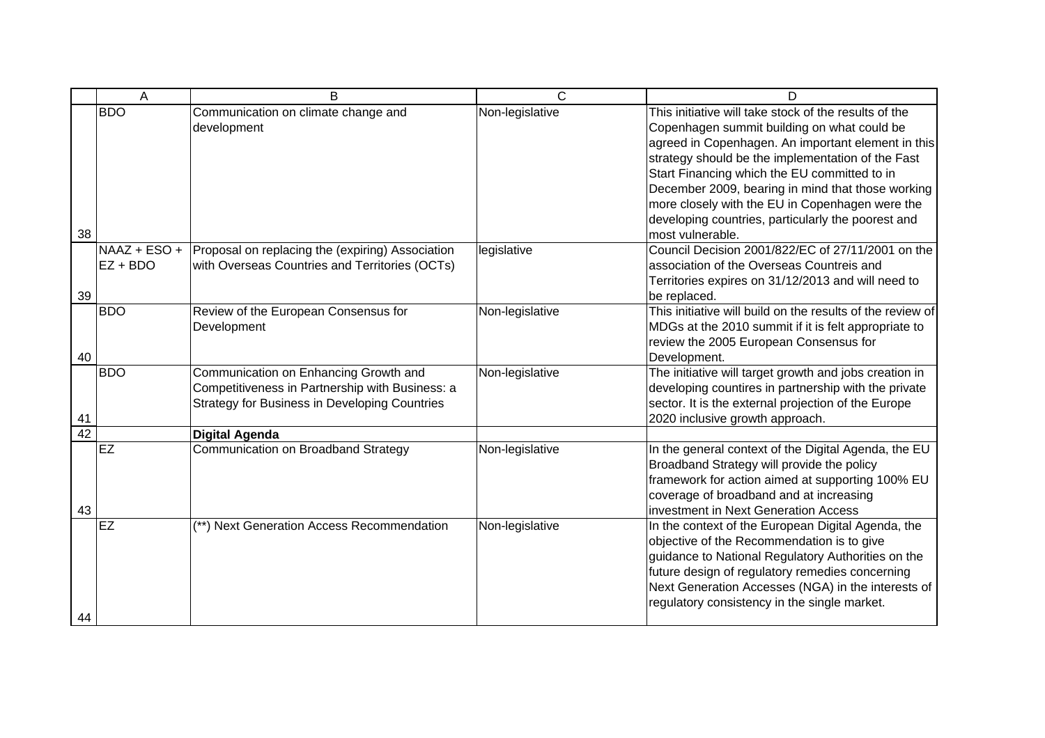|  | A | B | C | D |
|---|---|---|---|---|
| 38 | BDO | Communication on climate change and development | Non-legislative | This initiative will take stock of the results of the Copenhagen summit building on what could be agreed in Copenhagen. An important element in this strategy should be the implementation of the Fast Start Financing which the EU committed to in December 2009, bearing in mind that those working more closely with the EU in Copenhagen were the developing countries, particularly the poorest and most vulnerable. |
| 39 | NAAZ + ESO + EZ + BDO | Proposal on replacing the (expiring) Association with Overseas Countries and Territories (OCTs) | legislative | Council Decision 2001/822/EC of 27/11/2001 on the association of the Overseas Countreis and Territories expires on 31/12/2013 and will need to be replaced. |
| 40 | BDO | Review of the European Consensus for Development | Non-legislative | This initiative will build on the results of the review of MDGs at the 2010 summit if it is felt appropriate to review the 2005 European Consensus for Development. |
| 41 | BDO | Communication on Enhancing Growth and Competitiveness in Partnership with Business: a Strategy for Business in Developing Countries | Non-legislative | The initiative will target growth and jobs creation in developing countires in partnership with the private sector. It is the external projection of the Europe 2020 inclusive growth approach. |
| 42 |  | **Digital Agenda** |  |  |
| 43 | EZ | Communication on Broadband Strategy | Non-legislative | In the general context of the Digital Agenda, the EU Broadband Strategy will provide the policy framework for action aimed at supporting 100% EU coverage of broadband and at increasing investment in Next Generation Access |
| 44 | EZ | (**) Next Generation Access Recommendation | Non-legislative | In the context of the European Digital Agenda, the objective of the Recommendation is to give guidance to National Regulatory Authorities on the future design of regulatory remedies concerning Next Generation Accesses (NGA) in the interests of regulatory consistency in the single market. |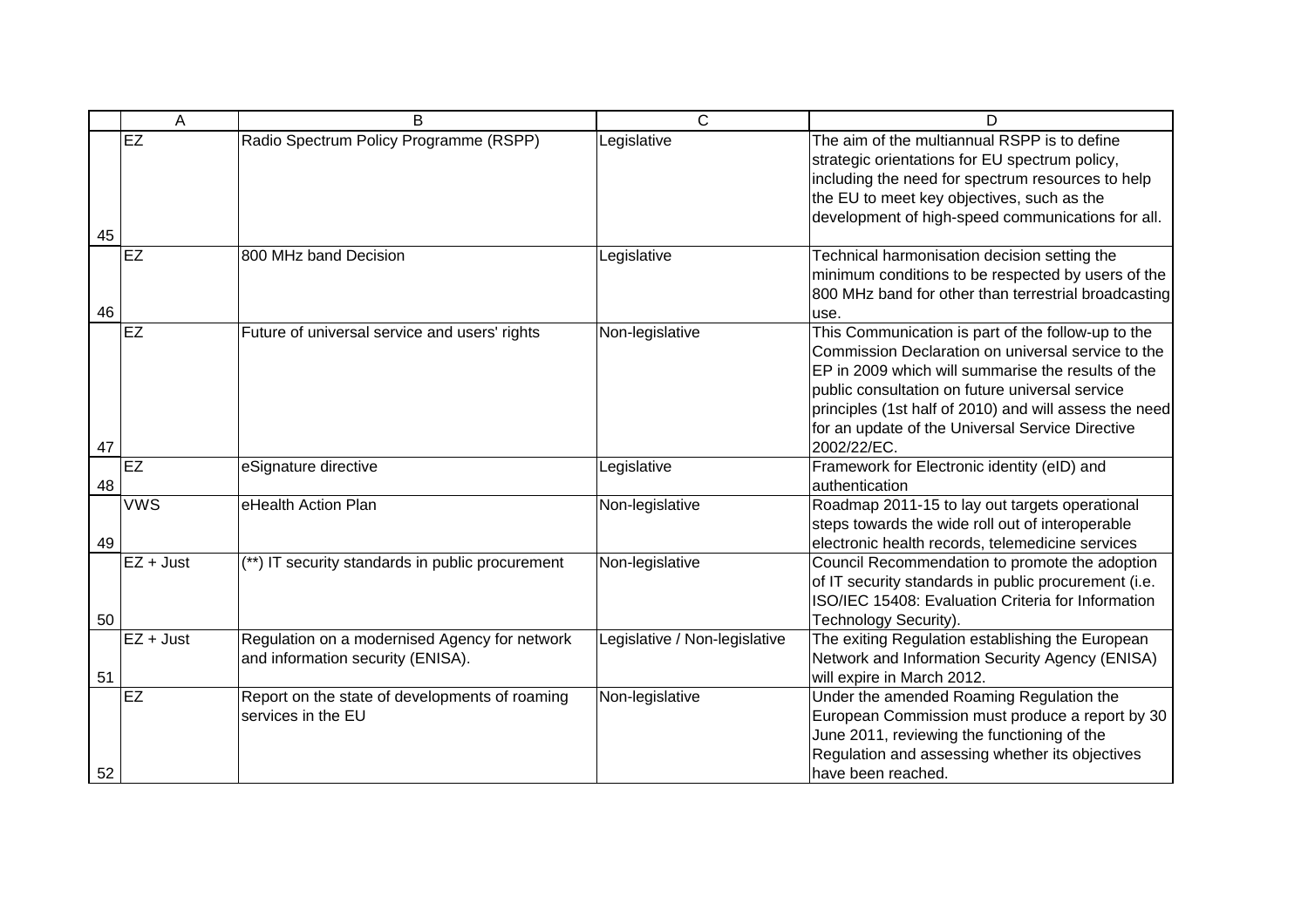| | A | B | C | D |
|---|---|---|---|---|
| 45 | EZ | Radio Spectrum Policy Programme (RSPP) | Legislative | The aim of the multiannual RSPP is to define strategic orientations for EU spectrum policy, including the need for spectrum resources to help the EU to meet key objectives, such as the development of high-speed communications for all. |
| 46 | EZ | 800 MHz band Decision | Legislative | Technical harmonisation decision setting the minimum conditions to be respected by users of the 800 MHz band for other than terrestrial broadcasting use. |
| 47 | EZ | Future of universal service and users' rights | Non-legislative | This Communication is part of the follow-up to the Commission Declaration on universal service to the EP in 2009 which will summarise the results of the public consultation on future universal service principles (1st half of 2010) and will assess the need for an update of the Universal Service Directive 2002/22/EC. |
| 48 | EZ | eSignature directive | Legislative | Framework for Electronic identity (eID) and authentication |
| 49 | VWS | eHealth Action Plan | Non-legislative | Roadmap 2011-15 to lay out targets operational steps towards the wide roll out of interoperable electronic health records, telemedicine services |
| 50 | EZ + Just | (**) IT security standards in public procurement | Non-legislative | Council Recommendation to promote the adoption of IT security standards in public procurement (i.e. ISO/IEC 15408: Evaluation Criteria for Information Technology Security). |
| 51 | EZ + Just | Regulation on a modernised Agency for network and information security (ENISA). | Legislative / Non-legislative | The exiting Regulation establishing the European Network and Information Security Agency (ENISA) will expire in March 2012. |
| 52 | EZ | Report on the state of developments of roaming services in the EU | Non-legislative | Under the amended Roaming Regulation the European Commission must produce a report by 30 June 2011, reviewing the functioning of the Regulation and assessing whether its objectives have been reached. |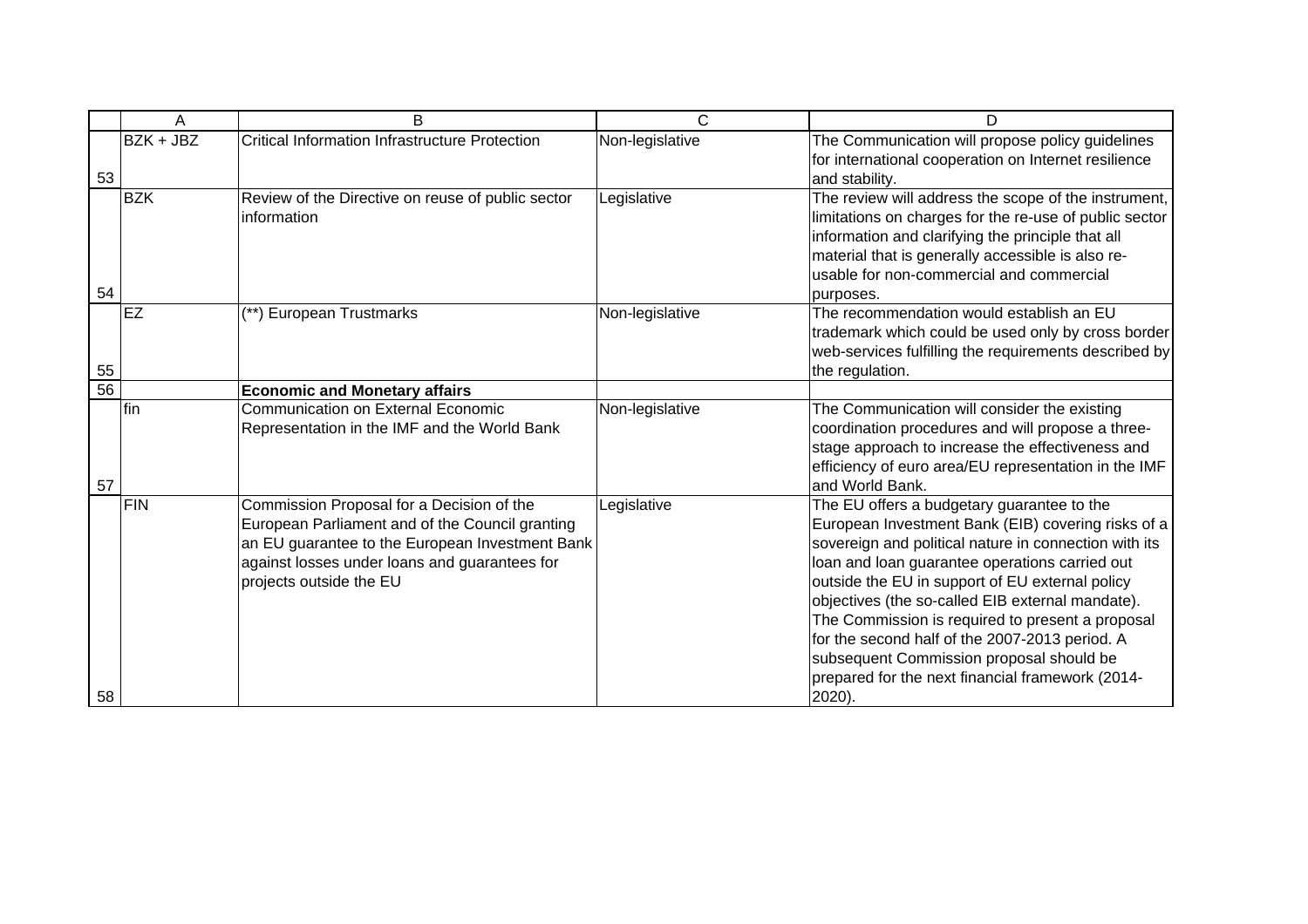| | A | B | C | D |
|---|---|---|---|---|
| 53 | BZK + JBZ | Critical Information Infrastructure Protection | Non-legislative | The Communication will propose policy guidelines for international cooperation on Internet resilience and stability. |
| 54 | BZK | Review of the Directive on reuse of public sector information | Legislative | The review will address the scope of the instrument, limitations on charges for the re-use of public sector information and clarifying the principle that all material that is generally accessible is also re-usable for non-commercial and commercial purposes. |
| 55 | EZ | (**) European Trustmarks | Non-legislative | The recommendation would establish an EU trademark which could be used only by cross border web-services fulfilling the requirements described by the regulation. |
| 56 | | **Economic and Monetary affairs** | | |
| 57 | fin | Communication on External Economic Representation in the IMF and the World Bank | Non-legislative | The Communication will consider the existing coordination procedures and will propose a three-stage approach to increase the effectiveness and efficiency of euro area/EU representation in the IMF and World Bank. |
| 58 | FIN | Commission Proposal for a Decision of the European Parliament and of the Council granting an EU guarantee to the European Investment Bank against losses under loans and guarantees for projects outside the EU | Legislative | The EU offers a budgetary guarantee to the European Investment Bank (EIB) covering risks of a sovereign and political nature in connection with its loan and loan guarantee operations carried out outside the EU in support of EU external policy objectives (the so-called EIB external mandate). The Commission is required to present a proposal for the second half of the 2007-2013 period. A subsequent Commission proposal should be prepared for the next financial framework (2014-2020). |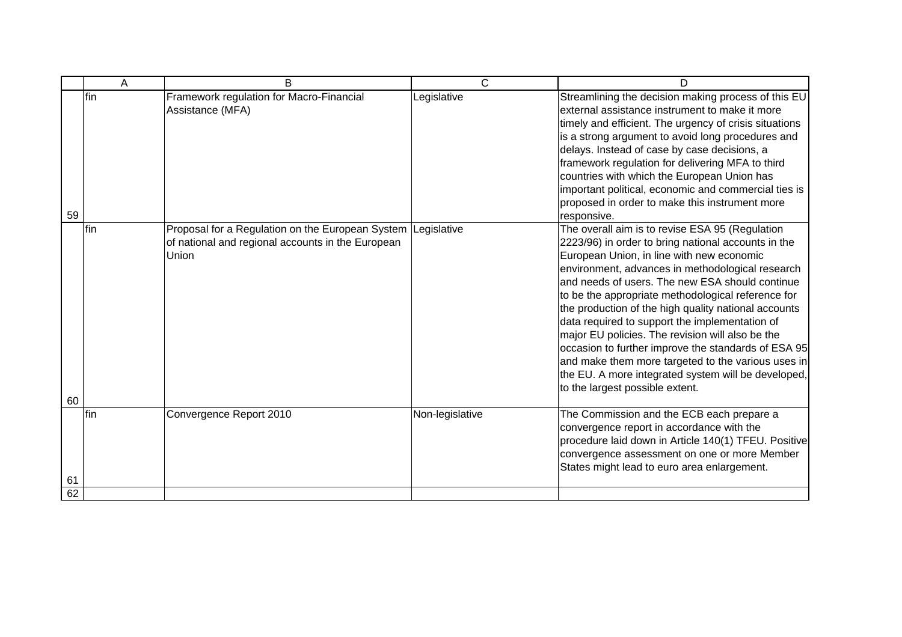| | A | B | C | D |
|---|---|---|---|---|
| 59 | fin | Framework regulation for Macro-Financial Assistance (MFA) | Legislative | Streamlining the decision making process of this EU external assistance instrument to make it more timely and efficient. The urgency of crisis situations is a strong argument to avoid long procedures and delays. Instead of case by case decisions, a framework regulation for delivering MFA to third countries with which the European Union has important political, economic and commercial ties is proposed in order to make this instrument more responsive. |
| 60 | fin | Proposal for a Regulation on the European System of national and regional accounts in the European Union | Legislative | The overall aim is to revise ESA 95 (Regulation 2223/96) in order to bring national accounts in the European Union, in line with new economic environment, advances in methodological research and needs of users. The new ESA should continue to be the appropriate methodological reference for the production of the high quality national accounts data required to support the implementation of major EU policies. The revision will also be the occasion to further improve the standards of ESA 95 and make them more targeted to the various uses in the EU. A more integrated system will be developed, to the largest possible extent. |
| 61 | fin | Convergence Report 2010 | Non-legislative | The Commission and the ECB each prepare a convergence report in accordance with the procedure laid down in Article 140(1) TFEU. Positive convergence assessment on one or more Member States might lead to euro area enlargement. |
| 62 | | | | |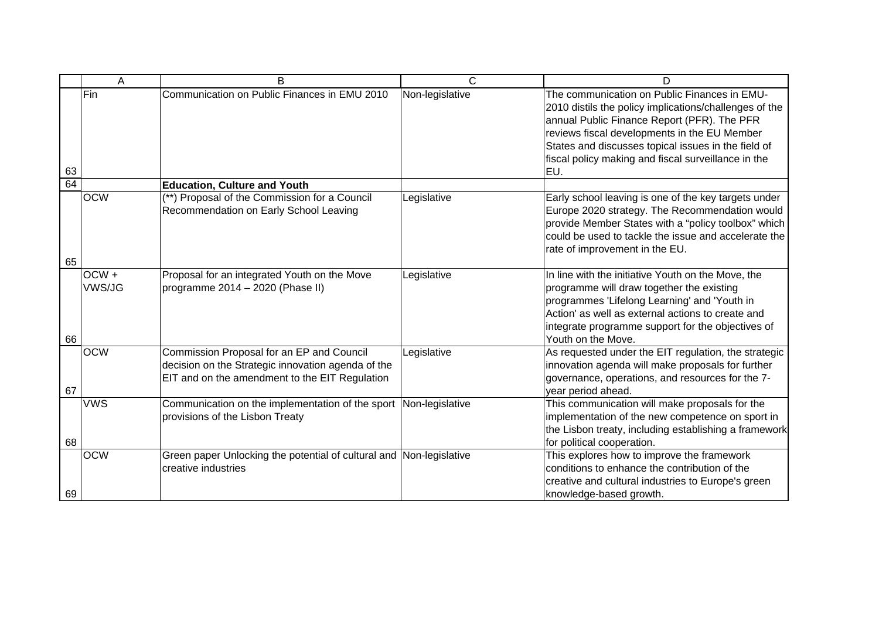|  | A | B | C | D |
|---|---|---|---|---|
| 63 | Fin | Communication on Public Finances in EMU 2010 | Non-legislative | The communication on Public Finances in EMU-2010 distils the policy implications/challenges of the annual Public Finance Report (PFR). The PFR reviews fiscal developments in the EU Member States and discusses topical issues in the field of fiscal policy making and fiscal surveillance in the EU. |
| 64 |  | **Education, Culture and Youth** |  |  |
| 65 | OCW | (**) Proposal of the Commission for a Council Recommendation on Early School Leaving | Legislative | Early school leaving is one of the key targets under Europe 2020 strategy. The Recommendation would provide Member States with a "policy toolbox" which could be used to tackle the issue and accelerate the rate of improvement in the EU. |
| 66 | OCW + VWS/JG | Proposal for an integrated Youth on the Move programme 2014 – 2020 (Phase II) | Legislative | In line with the initiative Youth on the Move, the programme will draw together the existing programmes 'Lifelong Learning' and 'Youth in Action' as well as external actions to create and integrate programme support for the objectives of Youth on the Move. |
| 67 | OCW | Commission Proposal for an EP and Council decision on the Strategic innovation agenda of the EIT and on the amendment to the EIT Regulation | Legislative | As requested under the EIT regulation, the strategic innovation agenda will make proposals for further governance, operations, and resources for the 7-year period ahead. |
| 68 | VWS | Communication on the implementation of the sport provisions of the Lisbon Treaty | Non-legislative | This communication will make proposals for the implementation of the new competence on sport in the Lisbon treaty, including establishing a framework for political cooperation. |
| 69 | OCW | Green paper Unlocking the potential of cultural and creative industries | Non-legislative | This explores how to improve the framework conditions to enhance the contribution of the creative and cultural industries to Europe's green knowledge-based growth. |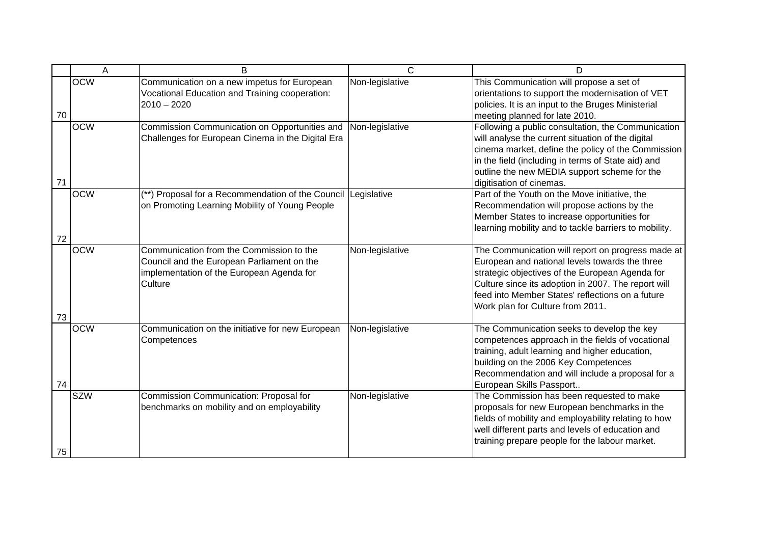| | A | B | C | D |
|---|---|---|---|---|
| 70 | OCW | Communication on a new impetus for European Vocational Education and Training cooperation: 2010 – 2020 | Non-legislative | This Communication will propose a set of orientations to support the modernisation of VET policies. It is an input to the Bruges Ministerial meeting planned for late 2010. |
| 71 | OCW | Commission Communication on Opportunities and Challenges for European Cinema in the Digital Era | Non-legislative | Following a public consultation, the Communication will analyse the current situation of the digital cinema market, define the policy of the Commission in the field (including in terms of State aid) and outline the new MEDIA support scheme for the digitisation of cinemas. |
| 72 | OCW | (**) Proposal for a Recommendation of the Council on Promoting Learning Mobility of Young People | Legislative | Part of the Youth on the Move initiative, the Recommendation will propose actions by the Member States to increase opportunities for learning mobility and to tackle barriers to mobility. |
| 73 | OCW | Communication from the Commission to the Council and the European Parliament on the implementation of the European Agenda for Culture | Non-legislative | The Communication will report on progress made at European and national levels towards the three strategic objectives of the European Agenda for Culture since its adoption in 2007. The report will feed into Member States' reflections on a future Work plan for Culture from 2011. |
| 74 | OCW | Communication on the initiative for new European Competences | Non-legislative | The Communication seeks to develop the key competences approach in the fields of vocational training, adult learning and higher education, building on the 2006 Key Competences Recommendation and will include a proposal for a European Skills Passport.. |
| 75 | SZW | Commission Communication: Proposal for benchmarks on mobility and on employability | Non-legislative | The Commission has been requested to make proposals for new European benchmarks in the fields of mobility and employability relating to how well different parts and levels of education and training prepare people for the labour market. |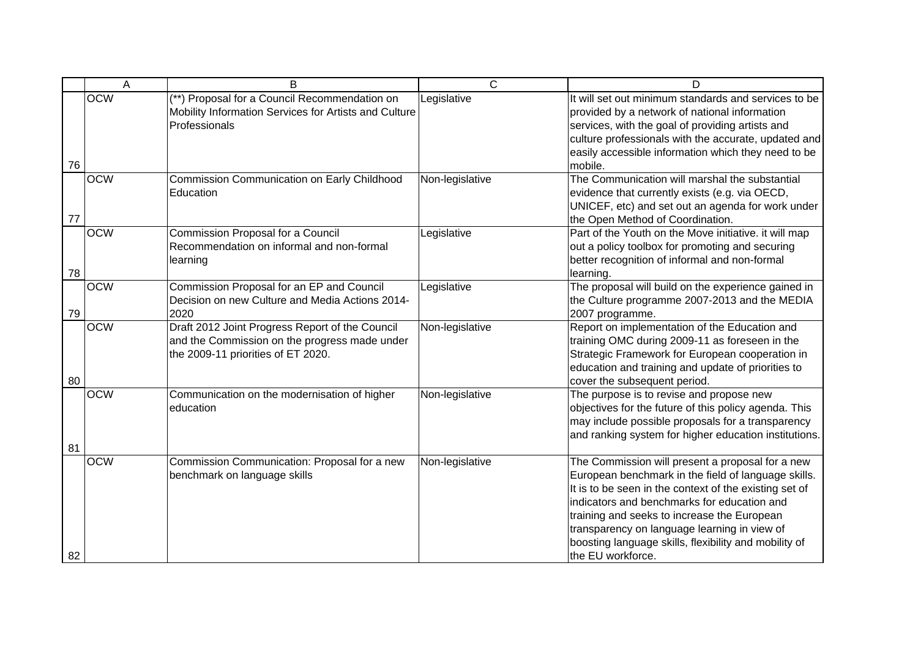| | A | B | C | D |
|---|---|---|---|---|
| 76 | OCW | (**) Proposal for a Council Recommendation on Mobility Information Services for Artists and Culture Professionals | Legislative | It will set out minimum standards and services to be provided by a network of national information services, with the goal of providing artists and culture professionals with the accurate, updated and easily accessible information which they need to be mobile. |
| 77 | OCW | Commission Communication on Early Childhood Education | Non-legislative | The Communication will marshal the substantial evidence that currently exists (e.g. via OECD, UNICEF, etc) and set out an agenda for work under the Open Method of Coordination. |
| 78 | OCW | Commission Proposal for a Council Recommendation on informal and non-formal learning | Legislative | Part of the Youth on the Move initiative. it will map out a policy toolbox for promoting and securing better recognition of informal and non-formal learning. |
| 79 | OCW | Commission Proposal for an EP and Council Decision on new Culture and Media Actions 2014-2020 | Legislative | The proposal will build on the experience gained in the Culture programme 2007-2013 and the MEDIA 2007 programme. |
| 80 | OCW | Draft 2012 Joint Progress Report of the Council and the Commission on the progress made under the 2009-11 priorities of ET 2020. | Non-legislative | Report on implementation of the Education and training OMC during 2009-11 as foreseen in the Strategic Framework for European cooperation in education and training and update of priorities to cover the subsequent period. |
| 81 | OCW | Communication on the modernisation of higher education | Non-legislative | The purpose is to revise and propose new objectives for the future of this policy agenda. This may include possible proposals for a transparency and ranking system for higher education institutions. |
| 82 | OCW | Commission Communication: Proposal for a new benchmark on language skills | Non-legislative | The Commission will present a proposal for a new European benchmark in the field of language skills. It is to be seen in the context of the existing set of indicators and benchmarks for education and training and seeks to increase the European transparency on language learning in view of boosting language skills, flexibility and mobility of the EU workforce. |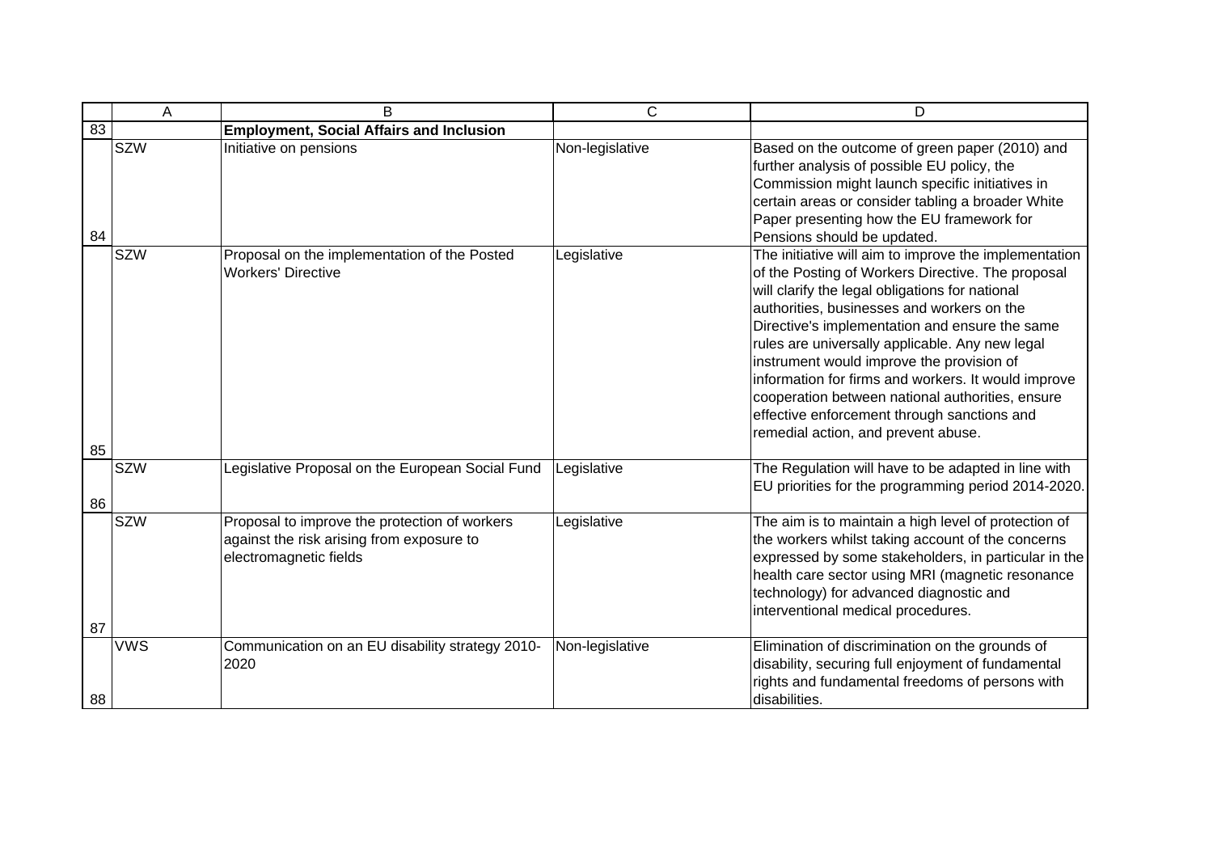| | A | B | C | D |
|---|---|---|---|---|
| 83 | | **Employment, Social Affairs and Inclusion** | | |
| 84 | SZW | Initiative on pensions | Non-legislative | Based on the outcome of green paper (2010) and further analysis of possible EU policy, the Commission might launch specific initiatives in certain areas or consider tabling a broader White Paper presenting how the EU framework for Pensions should be updated. |
| 85 | SZW | Proposal on the implementation of the Posted Workers' Directive | Legislative | The initiative will aim to improve the implementation of the Posting of Workers Directive. The proposal will clarify the legal obligations for national authorities, businesses and workers on the Directive's implementation and ensure the same rules are universally applicable. Any new legal instrument would improve the provision of information for firms and workers. It would improve cooperation between national authorities, ensure effective enforcement through sanctions and remedial action, and prevent abuse. |
| 86 | SZW | Legislative Proposal on the European Social Fund | Legislative | The Regulation will have to be adapted in line with EU priorities for the programming period 2014-2020. |
| 87 | SZW | Proposal to improve the protection of workers against the risk arising from exposure to electromagnetic fields | Legislative | The aim is to maintain a high level of protection of the workers whilst taking account of the concerns expressed by some stakeholders, in particular in the health care sector using MRI (magnetic resonance technology) for advanced diagnostic and interventional medical procedures. |
| 88 | VWS | Communication on an EU disability strategy 2010-2020 | Non-legislative | Elimination of discrimination on the grounds of disability, securing full enjoyment of fundamental rights and fundamental freedoms of persons with disabilities. |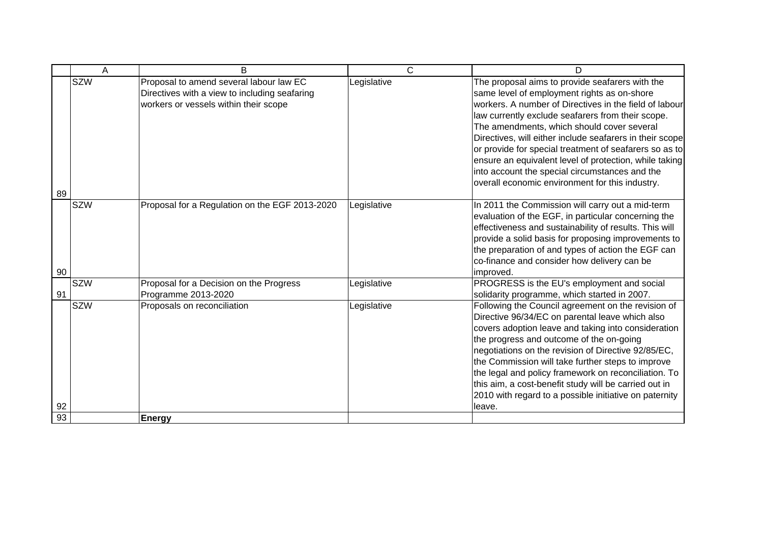| | A | B | C | D |
|---|---|---|---|---|
| 89 | SZW | Proposal to amend several labour law EC Directives with a view to including seafaring workers or vessels within their scope | Legislative | The proposal aims to provide seafarers with the same level of employment rights as on-shore workers. A number of Directives in the field of labour law currently exclude seafarers from their scope. The amendments, which should cover several Directives, will either include seafarers in their scope or provide for special treatment of seafarers so as to ensure an equivalent level of protection, while taking into account the special circumstances and the overall economic environment for this industry. |
| 90 | SZW | Proposal for a Regulation on the EGF 2013-2020 | Legislative | In 2011 the Commission will carry out a mid-term evaluation of the EGF, in particular concerning the effectiveness and sustainability of results. This will provide a solid basis for proposing improvements to the preparation of and types of action the EGF can co-finance and consider how delivery can be improved. |
| 91 | SZW | Proposal for a Decision on the Progress Programme 2013-2020 | Legislative | PROGRESS is the EU's employment and social solidarity programme, which started in 2007. |
| 92 | SZW | Proposals on reconciliation | Legislative | Following the Council agreement on the revision of Directive 96/34/EC on parental leave which also covers adoption leave and taking into consideration the progress and outcome of the on-going negotiations on the revision of Directive 92/85/EC, the Commission will take further steps to improve the legal and policy framework on reconciliation. To this aim, a cost-benefit study will be carried out in 2010 with regard to a possible initiative on paternity leave. |
| 93 | | **Energy** | | |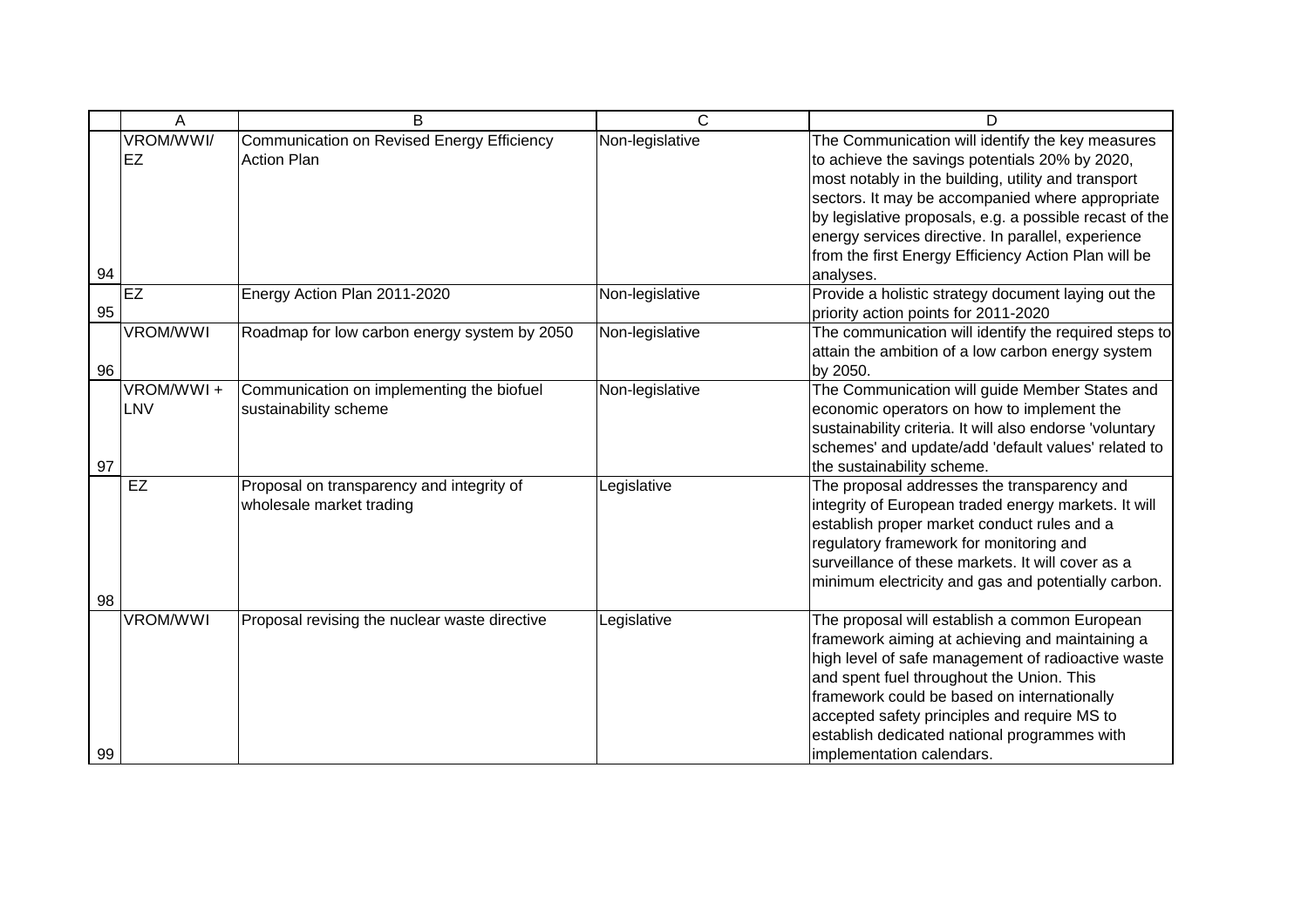|  | A | B | C | D |
|---|---|---|---|---|
| 94 | VROM/WWI/ EZ | Communication on Revised Energy Efficiency Action Plan | Non-legislative | The Communication will identify the key measures to achieve the savings potentials 20% by 2020, most notably in the building, utility and transport sectors. It may be accompanied where appropriate by legislative proposals, e.g. a possible recast of the energy services directive. In parallel, experience from the first Energy Efficiency Action Plan will be analyses. |
| 95 | EZ | Energy Action Plan 2011-2020 | Non-legislative | Provide a holistic strategy document laying out the priority action points for 2011-2020 |
| 96 | VROM/WWI | Roadmap for low carbon energy system by 2050 | Non-legislative | The communication will identify the required steps to attain the ambition of a low carbon energy system by 2050. |
| 97 | VROM/WWI + LNV | Communication on implementing the biofuel sustainability scheme | Non-legislative | The Communication will guide Member States and economic operators on how to implement the sustainability criteria. It will also endorse 'voluntary schemes' and update/add 'default values' related to the sustainability scheme. |
| 98 | EZ | Proposal on transparency and integrity of wholesale market trading | Legislative | The proposal addresses the transparency and integrity of European traded energy markets. It will establish proper market conduct rules and a regulatory framework for monitoring and surveillance of these markets. It will cover as a minimum electricity and gas and potentially carbon. |
| 99 | VROM/WWI | Proposal revising the nuclear waste directive | Legislative | The proposal will establish a common European framework aiming at achieving and maintaining a high level of safe management of radioactive waste and spent fuel throughout the Union. This framework could be based on internationally accepted safety principles and require MS to establish dedicated national programmes with implementation calendars. |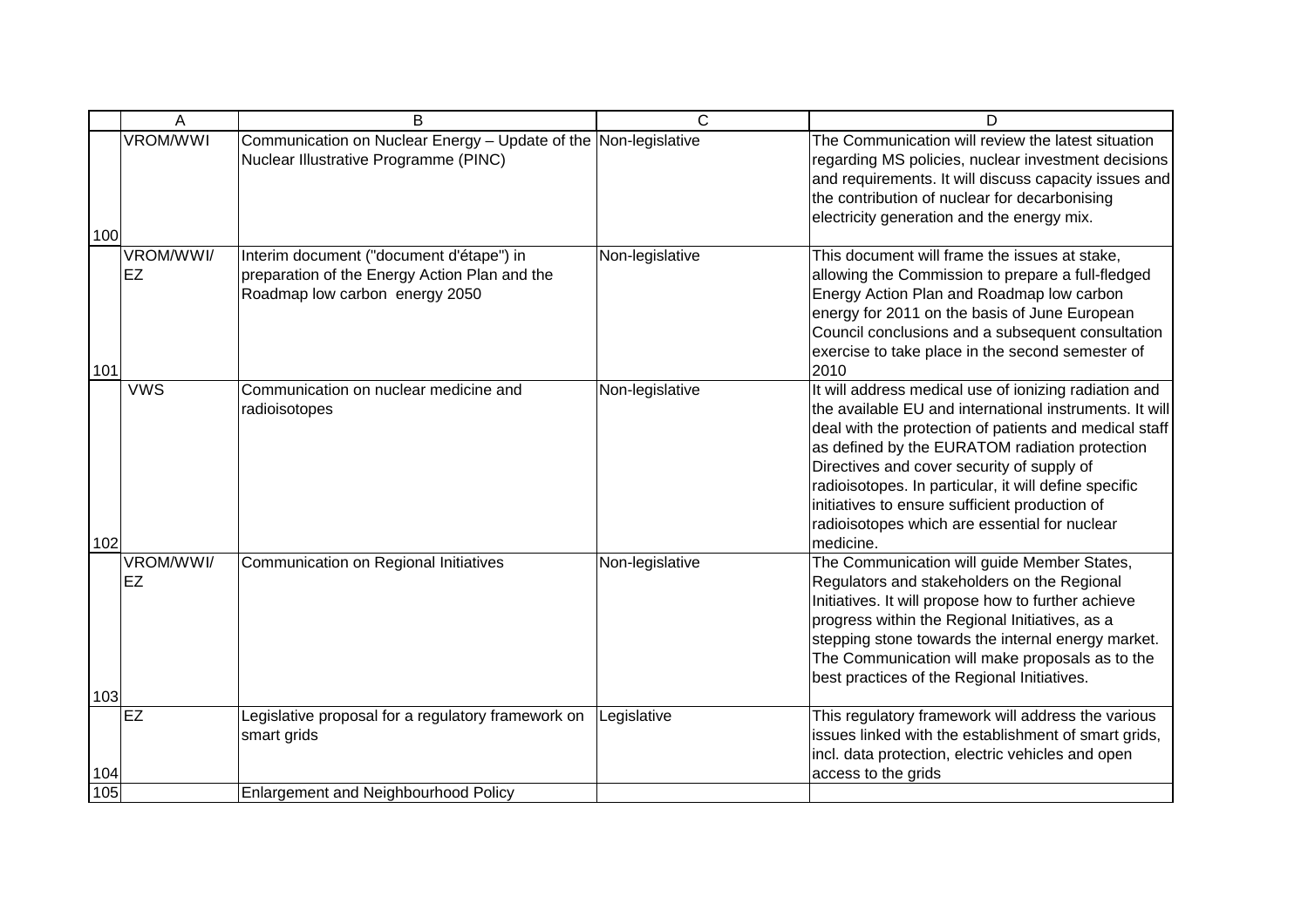| | A | B | C | D |
|---|---|---|---|---|
| 100 | VROM/WWI | Communication on Nuclear Energy – Update of the Nuclear Illustrative Programme (PINC) | Non-legislative | The Communication will review the latest situation regarding MS policies, nuclear investment decisions and requirements. It will discuss capacity issues and the contribution of nuclear for decarbonising electricity generation and the energy mix. |
| 101 | VROM/WWI/ EZ | Interim document ("document d'étape") in preparation of the Energy Action Plan and the Roadmap low carbon energy 2050 | Non-legislative | This document will frame the issues at stake, allowing the Commission to prepare a full-fledged Energy Action Plan and Roadmap low carbon energy for 2011 on the basis of June European Council conclusions and a subsequent consultation exercise to take place in the second semester of 2010 |
| 102 | VWS | Communication on nuclear medicine and radioisotopes | Non-legislative | It will address medical use of ionizing radiation and the available EU and international instruments. It will deal with the protection of patients and medical staff as defined by the EURATOM radiation protection Directives and cover security of supply of radioisotopes. In particular, it will define specific initiatives to ensure sufficient production of radioisotopes which are essential for nuclear medicine. |
| 103 | VROM/WWI/ EZ | Communication on Regional Initiatives | Non-legislative | The Communication will guide Member States, Regulators and stakeholders on the Regional Initiatives. It will propose how to further achieve progress within the Regional Initiatives, as a stepping stone towards the internal energy market. The Communication will make proposals as to the best practices of the Regional Initiatives. |
| 104 | EZ | Legislative proposal for a regulatory framework on smart grids | Legislative | This regulatory framework will address the various issues linked with the establishment of smart grids, incl. data protection, electric vehicles and open access to the grids |
| 105 | | Enlargement and Neighbourhood Policy | | |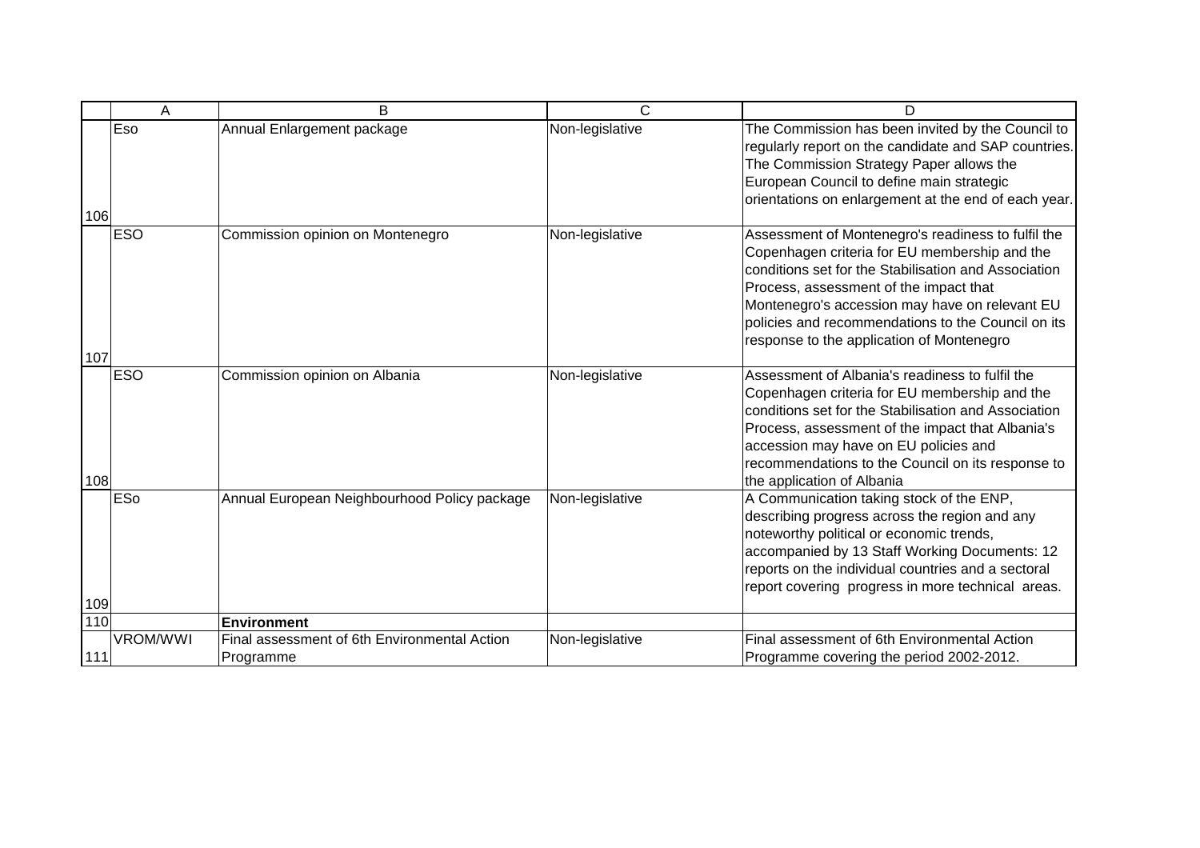| | A | B | C | D |
|---|---|---|---|---|
| 106 | Eso | Annual Enlargement package | Non-legislative | The Commission has been invited by the Council to regularly report on the candidate and SAP countries. The Commission Strategy Paper allows the European Council to define main strategic orientations on enlargement at the end of each year. |
| 107 | ESO | Commission opinion on Montenegro | Non-legislative | Assessment of Montenegro's readiness to fulfil the Copenhagen criteria for EU membership and the conditions set for the Stabilisation and Association Process, assessment of the impact that Montenegro's accession may have on relevant EU policies and recommendations to the Council on its response to the application of Montenegro |
| 108 | ESO | Commission opinion on Albania | Non-legislative | Assessment of Albania's readiness to fulfil the Copenhagen criteria for EU membership and the conditions set for the Stabilisation and Association Process, assessment of the impact that Albania's accession may have on EU policies and recommendations to the Council on its response to the application of Albania |
| 109 | ESo | Annual European Neighbourhood Policy package | Non-legislative | A Communication taking stock of the ENP, describing progress across the region and any noteworthy political or economic trends, accompanied by 13 Staff Working Documents: 12 reports on the individual countries and a sectoral report covering progress in more technical areas. |
| 110 | | **Environment** | | |
| 111 | VROM/WWI | Final assessment of 6th Environmental Action Programme | Non-legislative | Final assessment of 6th Environmental Action Programme covering the period 2002-2012. |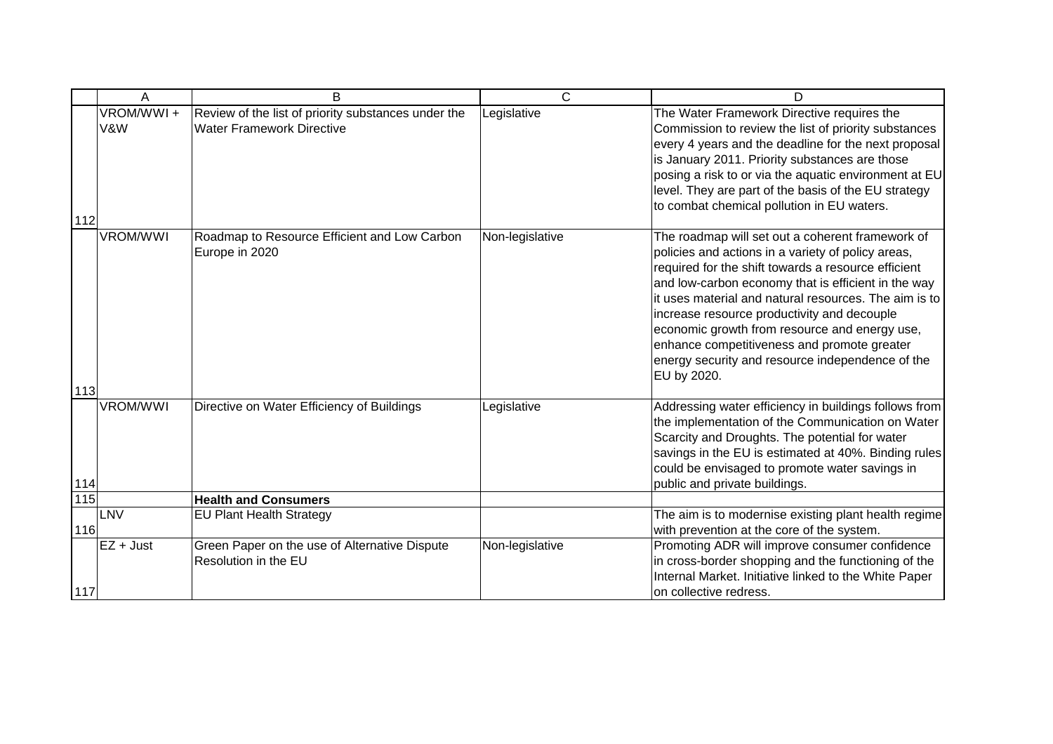| | A | B | C | D |
|---|---|---|---|---|
| 112 | VROM/WWI + V&W | Review of the list of priority substances under the Water Framework Directive | Legislative | The Water Framework Directive requires the Commission to review the list of priority substances every 4 years and the deadline for the next proposal is January 2011. Priority substances are those posing a risk to or via the aquatic environment at EU level. They are part of the basis of the EU strategy to combat chemical pollution in EU waters. |
| 113 | VROM/WWI | Roadmap to Resource Efficient and Low Carbon Europe in 2020 | Non-legislative | The roadmap will set out a coherent framework of policies and actions in a variety of policy areas, required for the shift towards a resource efficient and low-carbon economy that is efficient in the way it uses material and natural resources. The aim is to increase resource productivity and decouple economic growth from resource and energy use, enhance competitiveness and promote greater energy security and resource independence of the EU by 2020. |
| 114 | VROM/WWI | Directive on Water Efficiency of Buildings | Legislative | Addressing water efficiency in buildings follows from the implementation of the Communication on Water Scarcity and Droughts. The potential for water savings in the EU is estimated at 40%. Binding rules could be envisaged to promote water savings in public and private buildings. |
| 115 | | **Health and Consumers** | | |
| 116 | LNV | EU Plant Health Strategy | | The aim is to modernise existing plant health regime with prevention at the core of the system. |
| 117 | EZ + Just | Green Paper on the use of Alternative Dispute Resolution in the EU | Non-legislative | Promoting ADR will improve consumer confidence in cross-border shopping and the functioning of the Internal Market. Initiative linked to the White Paper on collective redress. |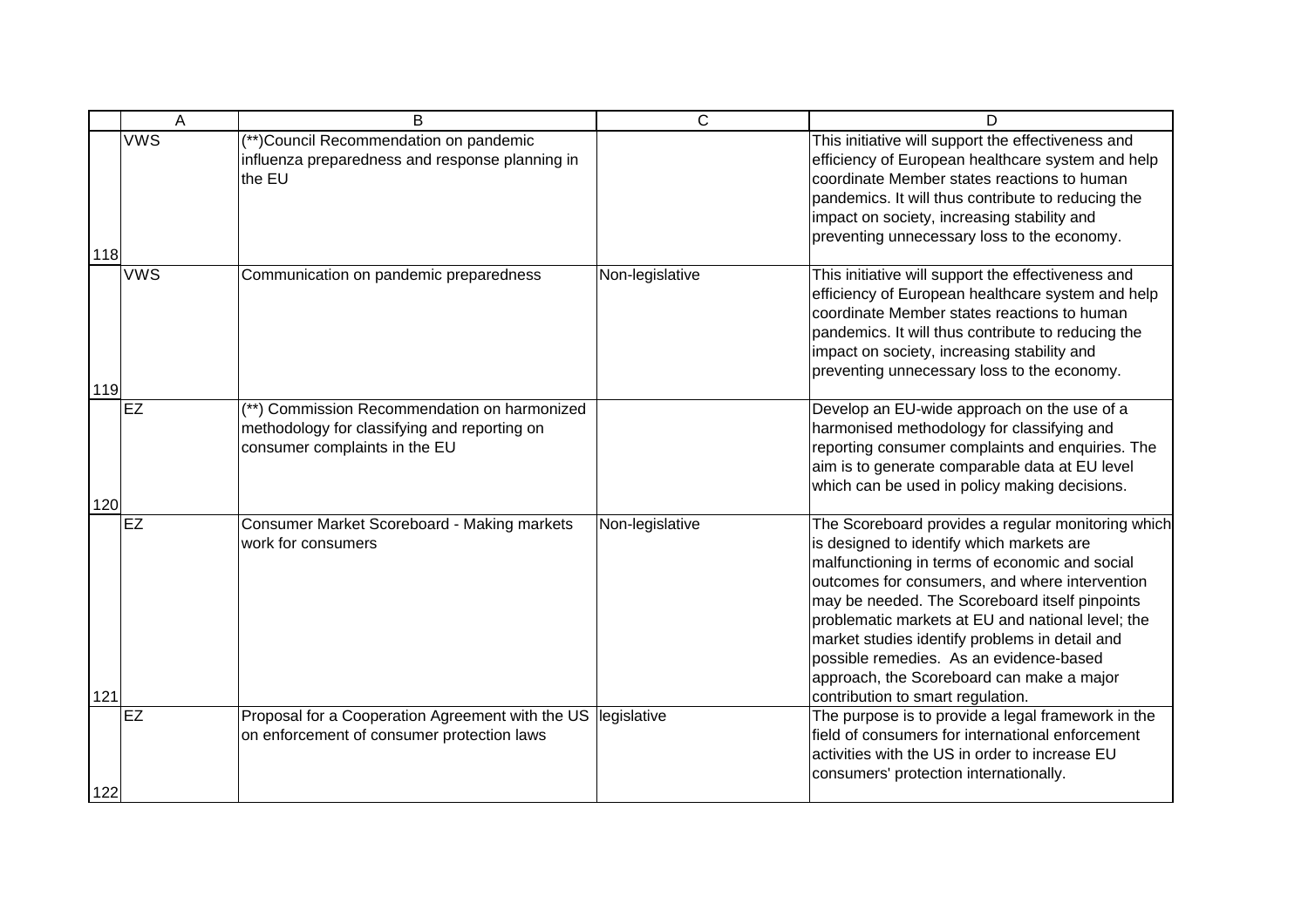| | A | B | C | D |
|---|---|---|---|---|
| 118 | VWS | (**)Council Recommendation on pandemic influenza preparedness and response planning in the EU | | This initiative will support the effectiveness and efficiency of European healthcare system and help coordinate Member states reactions to human pandemics. It will thus contribute to reducing the impact on society, increasing stability and preventing unnecessary loss to the economy. |
| 119 | VWS | Communication on pandemic preparedness | Non-legislative | This initiative will support the effectiveness and efficiency of European healthcare system and help coordinate Member states reactions to human pandemics. It will thus contribute to reducing the impact on society, increasing stability and preventing unnecessary loss to the economy. |
| 120 | EZ | (**) Commission Recommendation on harmonized methodology for classifying and reporting on consumer complaints in the EU | | Develop an EU-wide approach on the use of a harmonised methodology for classifying and reporting consumer complaints and enquiries. The aim is to generate comparable data at EU level which can be used in policy making decisions. |
| 121 | EZ | Consumer Market Scoreboard - Making markets work for consumers | Non-legislative | The Scoreboard provides a regular monitoring which is designed to identify which markets are malfunctioning in terms of economic and social outcomes for consumers, and where intervention may be needed. The Scoreboard itself pinpoints problematic markets at EU and national level; the market studies identify problems in detail and possible remedies. As an evidence-based approach, the Scoreboard can make a major contribution to smart regulation. |
| 122 | EZ | Proposal for a Cooperation Agreement with the US on enforcement of consumer protection laws | legislative | The purpose is to provide a legal framework in the field of consumers for international enforcement activities with the US in order to increase EU consumers' protection internationally. |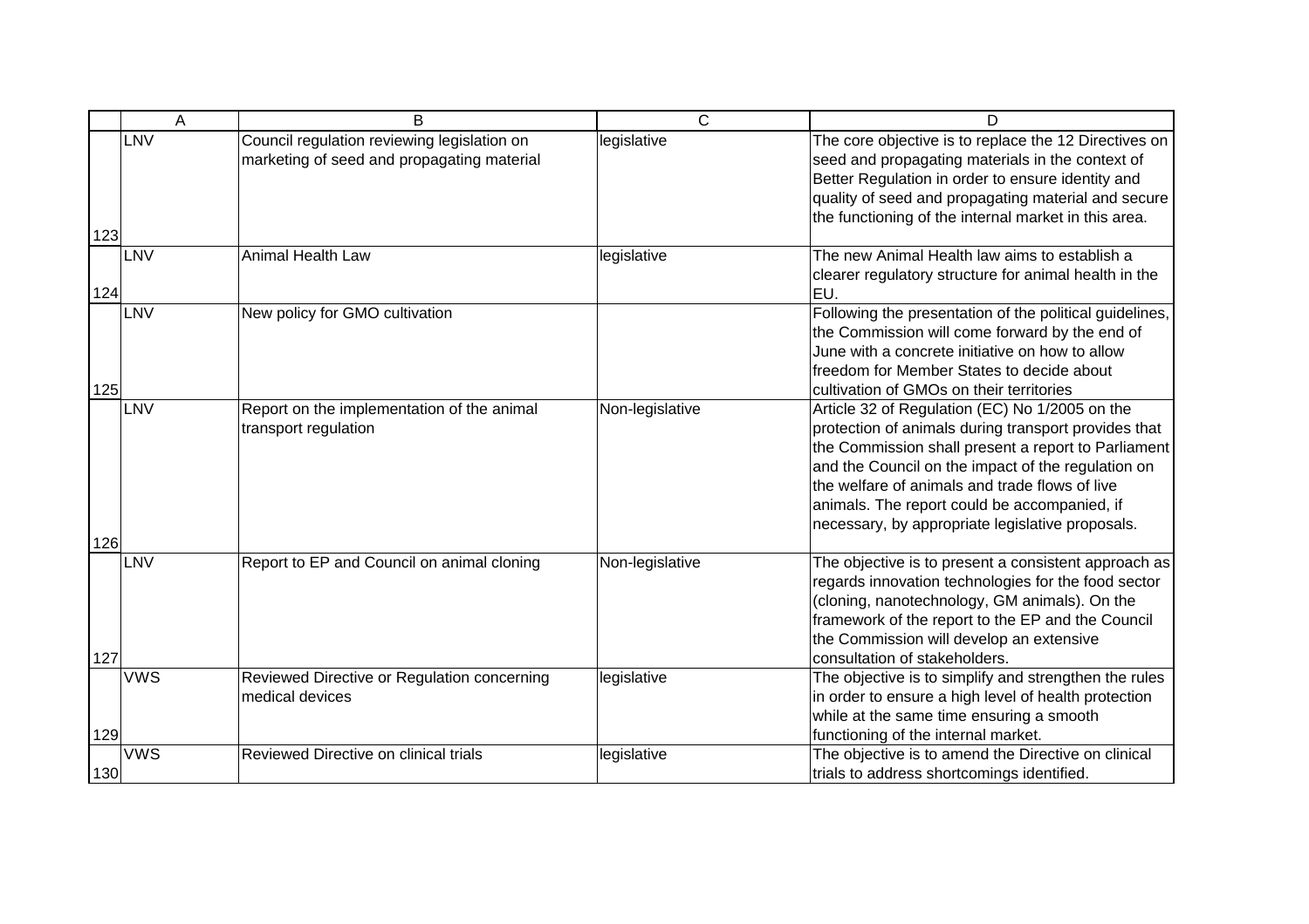| | A | B | C | D |
|---|---|---|---|---|
| 123 | LNV | Council regulation reviewing legislation on marketing of seed and propagating material | legislative | The core objective is to replace the 12 Directives on seed and propagating materials in the context of Better Regulation in order to ensure identity and quality of seed and propagating material and secure the functioning of the internal market in this area. |
| 124 | LNV | Animal Health Law | legislative | The new Animal Health law aims to establish a clearer regulatory structure for animal health in the EU. |
| 125 | LNV | New policy for GMO cultivation | | Following the presentation of the political guidelines, the Commission will come forward by the end of June with a concrete initiative on how to allow freedom for Member States to decide about cultivation of GMOs on their territories |
| 126 | LNV | Report on the implementation of the animal transport regulation | Non-legislative | Article 32 of Regulation (EC) No 1/2005 on the protection of animals during transport provides that the Commission shall present a report to Parliament and the Council on the impact of the regulation on the welfare of animals and trade flows of live animals. The report could be accompanied, if necessary, by appropriate legislative proposals. |
| 127 | LNV | Report to EP and Council on animal cloning | Non-legislative | The objective is to present a consistent approach as regards innovation technologies for the food sector (cloning, nanotechnology, GM animals). On the framework of the report to the EP and the Council the Commission will develop an extensive consultation of stakeholders. |
| 129 | VWS | Reviewed Directive or Regulation concerning medical devices | legislative | The objective is to simplify and strengthen the rules in order to ensure a high level of health protection while at the same time ensuring a smooth functioning of the internal market. |
| 130 | VWS | Reviewed Directive on clinical trials | legislative | The objective is to amend the Directive on clinical trials to address shortcomings identified. |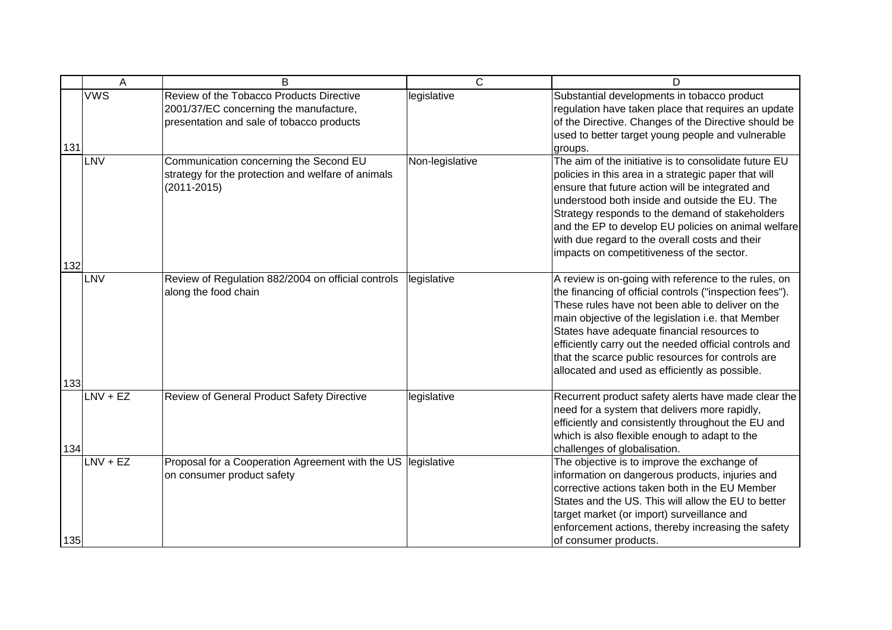|  | A | B | C | D |
| --- | --- | --- | --- | --- |
| 131 | VWS | Review of the Tobacco Products Directive 2001/37/EC concerning the manufacture, presentation and sale of tobacco products | legislative | Substantial developments in tobacco product regulation have taken place that requires an update of the Directive. Changes of the Directive should be used to better target young people and vulnerable groups. |
| 132 | LNV | Communication concerning the Second EU strategy for the protection and welfare of animals (2011-2015) | Non-legislative | The aim of the initiative is to consolidate future EU policies in this area in a strategic paper that will ensure that future action will be integrated and understood both inside and outside the EU. The Strategy responds to the demand of stakeholders and the EP to develop EU policies on animal welfare with due regard to the overall costs and their impacts on competitiveness of the sector. |
| 133 | LNV | Review of Regulation 882/2004 on official controls along the food chain | legislative | A review is on-going with reference to the rules, on the financing of official controls ("inspection fees"). These rules have not been able to deliver on the main objective of the legislation i.e. that Member States have adequate financial resources to efficiently carry out the needed official controls and that the scarce public resources for controls are allocated and used as efficiently as possible. |
| 134 | LNV + EZ | Review of General Product Safety Directive | legislative | Recurrent product safety alerts have made clear the need for a system that delivers more rapidly, efficiently and consistently throughout the EU and which is also flexible enough to adapt to the challenges of globalisation. |
| 135 | LNV + EZ | Proposal for a Cooperation Agreement with the US on consumer product safety | legislative | The objective is to improve the exchange of information on dangerous products, injuries and corrective actions taken both in the EU Member States and the US. This will allow the EU to better target market (or import) surveillance and enforcement actions, thereby increasing the safety of consumer products. |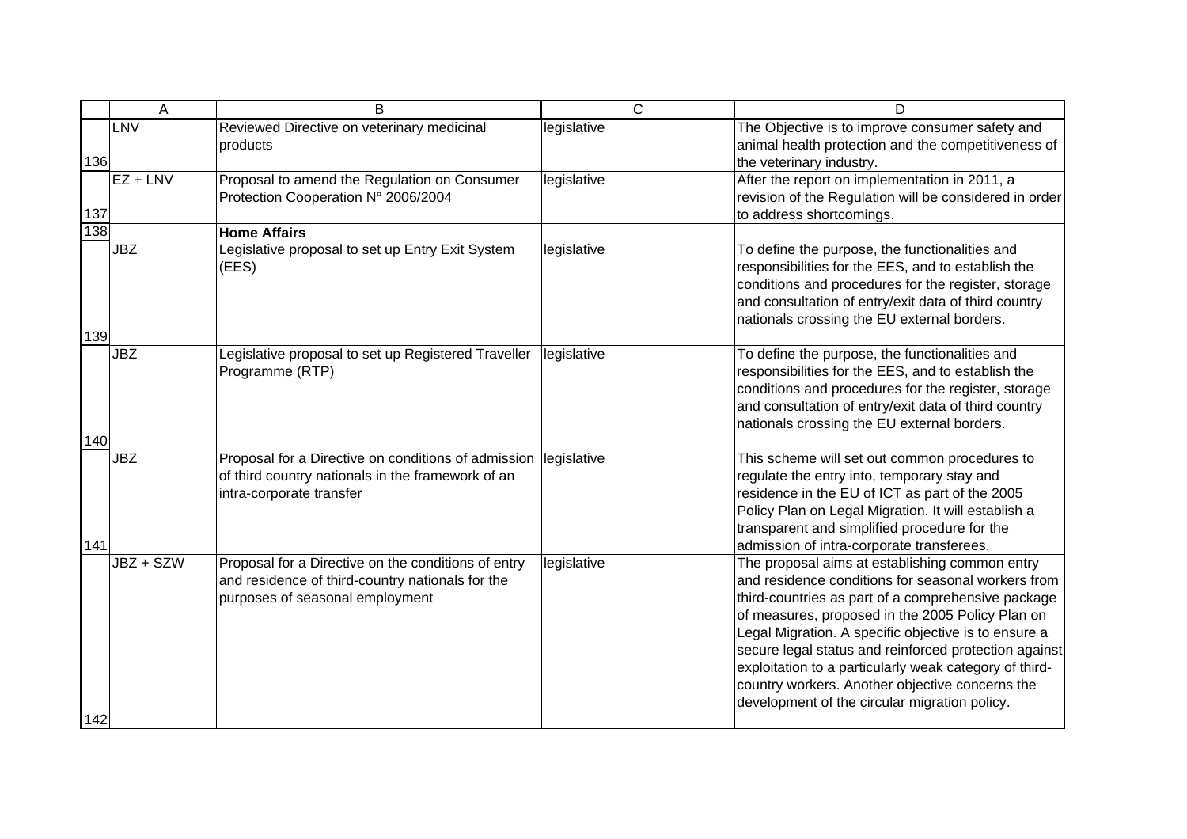| | A | B | C | D |
|---|---|---|---|---|
| 136 | LNV | Reviewed Directive on veterinary medicinal products | legislative | The Objective is to improve consumer safety and animal health protection and the competitiveness of the veterinary industry. |
| 137 | EZ + LNV | Proposal to amend the Regulation on Consumer Protection Cooperation N° 2006/2004 | legislative | After the report on implementation in 2011, a revision of the Regulation will be considered in order to address shortcomings. |
| 138 | | **Home Affairs** | | |
| 139 | JBZ | Legislative proposal to set up Entry Exit System (EES) | legislative | To define the purpose, the functionalities and responsibilities for the EES, and to establish the conditions and procedures for the register, storage and consultation of entry/exit data of third country nationals crossing the EU external borders. |
| 140 | JBZ | Legislative proposal to set up Registered Traveller Programme (RTP) | legislative | To define the purpose, the functionalities and responsibilities for the EES, and to establish the conditions and procedures for the register, storage and consultation of entry/exit data of third country nationals crossing the EU external borders. |
| 141 | JBZ | Proposal for a Directive on conditions of admission of third country nationals in the framework of an intra-corporate transfer | legislative | This scheme will set out common procedures to regulate the entry into, temporary stay and residence in the EU of ICT as part of the 2005 Policy Plan on Legal Migration. It will establish a transparent and simplified procedure for the admission of intra-corporate transferees. |
| 142 | JBZ + SZW | Proposal for a Directive on the conditions of entry and residence of third-country nationals for the purposes of seasonal employment | legislative | The proposal aims at establishing common entry and residence conditions for seasonal workers from third-countries as part of a comprehensive package of measures, proposed in the 2005 Policy Plan on Legal Migration. A specific objective is to ensure a secure legal status and reinforced protection against exploitation to a particularly weak category of third-country workers. Another objective concerns the development of the circular migration policy. |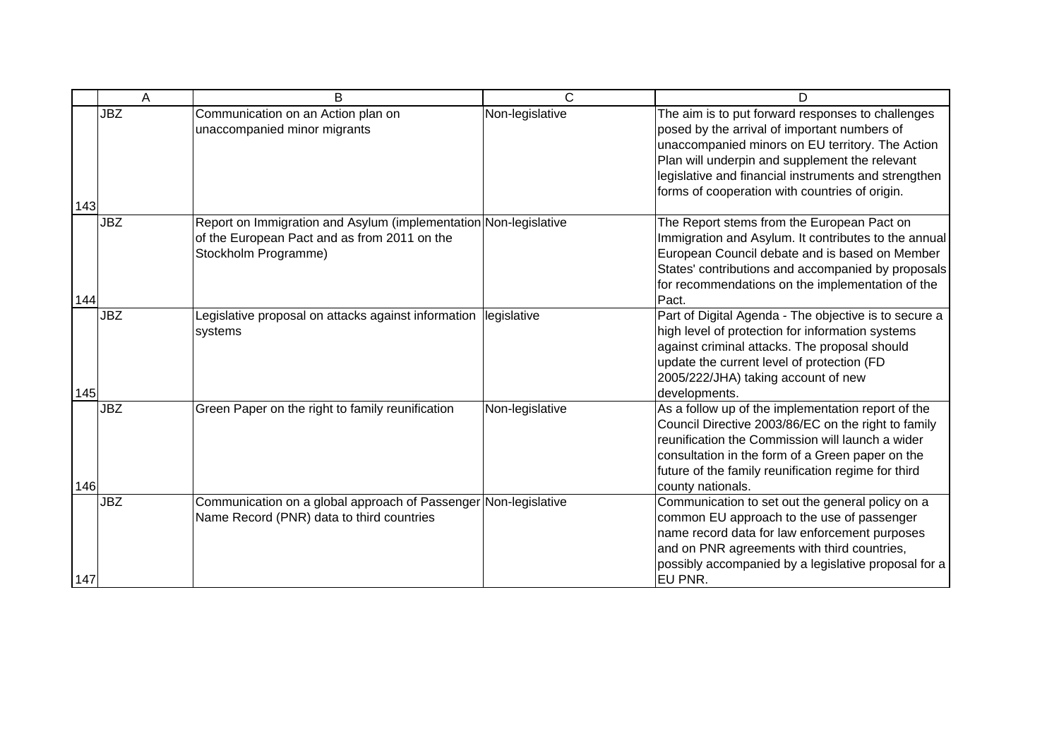| | A | B | C | D |
|---|---|---|---|---|
| 143 | JBZ | Communication on an Action plan on unaccompanied minor migrants | Non-legislative | The aim is to put forward responses to challenges posed by the arrival of important numbers of unaccompanied minors on EU territory. The Action Plan will underpin and supplement the relevant legislative and financial instruments and strengthen forms of cooperation with countries of origin. |
| 144 | JBZ | Report on Immigration and Asylum (implementation of the European Pact and as from 2011 on the Stockholm Programme) | Non-legislative | The Report stems from the European Pact on Immigration and Asylum. It contributes to the annual European Council debate and is based on Member States' contributions and accompanied by proposals for recommendations on the implementation of the Pact. |
| 145 | JBZ | Legislative proposal on attacks against information systems | legislative | Part of Digital Agenda - The objective is to secure a high level of protection for information systems against criminal attacks. The proposal should update the current level of protection (FD 2005/222/JHA) taking account of new developments. |
| 146 | JBZ | Green Paper on the right to family reunification | Non-legislative | As a follow up of the implementation report of the Council Directive 2003/86/EC on the right to family reunification the Commission will launch a wider consultation in the form of a Green paper on the future of the family reunification regime for third county nationals. |
| 147 | JBZ | Communication on a global approach of Passenger Name Record (PNR) data to third countries | Non-legislative | Communication to set out the general policy on a common EU approach to the use of passenger name record data for law enforcement purposes and on PNR agreements with third countries, possibly accompanied by a legislative proposal for a EU PNR. |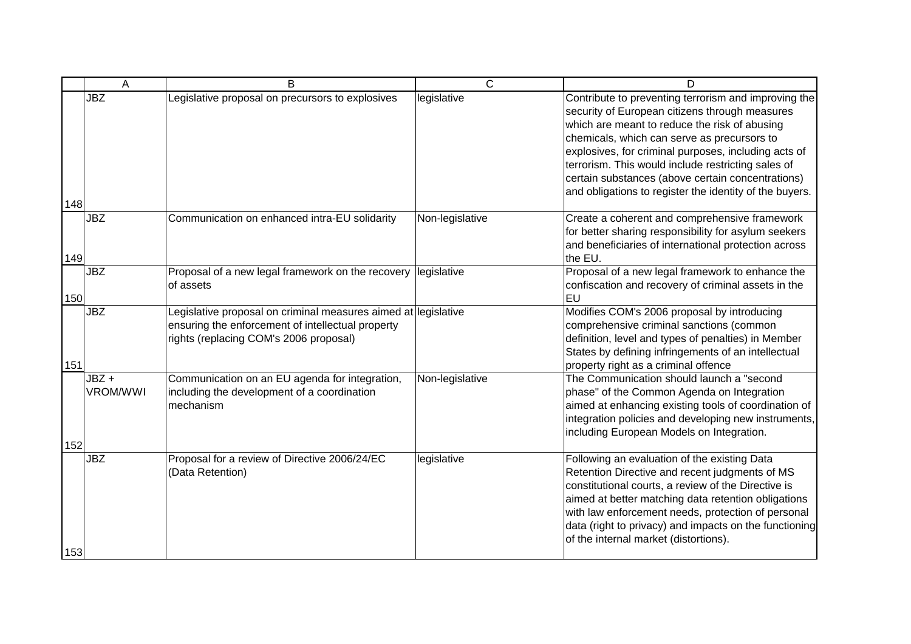| | A | B | C | D |
|---|---|---|---|---|
| 148 | JBZ | Legislative proposal on precursors to explosives | legislative | Contribute to preventing terrorism and improving the security of European citizens through measures which are meant to reduce the risk of abusing chemicals, which can serve as precursors to explosives, for criminal purposes, including acts of terrorism. This would include restricting sales of certain substances (above certain concentrations) and obligations to register the identity of the buyers. |
| 149 | JBZ | Communication on enhanced intra-EU solidarity | Non-legislative | Create a coherent and comprehensive framework for better sharing responsibility for asylum seekers and beneficiaries of international protection across the EU. |
| 150 | JBZ | Proposal of a new legal framework on the recovery of assets | legislative | Proposal of a new legal framework to enhance the confiscation and recovery of criminal assets in the EU |
| 151 | JBZ | Legislative proposal on criminal measures aimed at ensuring the enforcement of intellectual property rights (replacing COM's 2006 proposal) | legislative | Modifies COM's 2006 proposal by introducing comprehensive criminal sanctions (common definition, level and types of penalties) in Member States by defining infringements of an intellectual property right as a criminal offence |
| 152 | JBZ + VROM/WWI | Communication on an EU agenda for integration, including the development of a coordination mechanism | Non-legislative | The Communication should launch a "second phase" of the Common Agenda on Integration aimed at enhancing existing tools of coordination of integration policies and developing new instruments, including European Models on Integration. |
| 153 | JBZ | Proposal for a review of Directive 2006/24/EC (Data Retention) | legislative | Following an evaluation of the existing Data Retention Directive and recent judgments of MS constitutional courts, a review of the Directive is aimed at better matching data retention obligations with law enforcement needs, protection of personal data (right to privacy) and impacts on the functioning of the internal market (distortions). |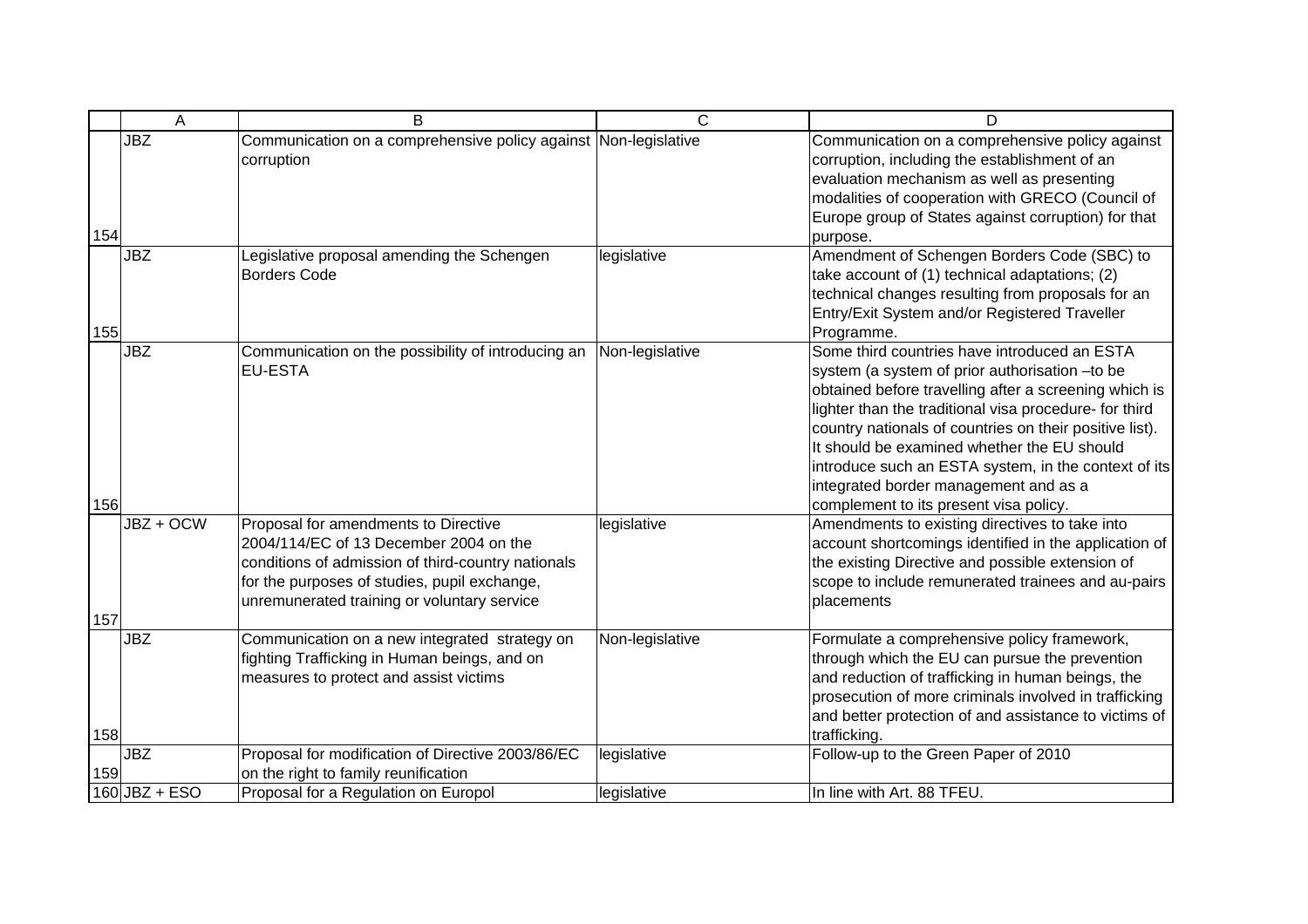| | A | B | C | D |
|---|---|---|---|---|
| 154 | JBZ | Communication on a comprehensive policy against corruption | Non-legislative | Communication on a comprehensive policy against corruption, including the establishment of an evaluation mechanism as well as presenting modalities of cooperation with GRECO (Council of Europe group of States against corruption) for that purpose. |
| 155 | JBZ | Legislative proposal amending the Schengen Borders Code | legislative | Amendment of Schengen Borders Code (SBC) to take account of (1) technical adaptations; (2) technical changes resulting from proposals for an Entry/Exit System and/or Registered Traveller Programme. |
| 156 | JBZ | Communication on the possibility of introducing an EU-ESTA | Non-legislative | Some third countries have introduced an ESTA system (a system of prior authorisation –to be obtained before travelling after a screening which is lighter than the traditional visa procedure- for third country nationals of countries on their positive list). It should be examined whether the EU should introduce such an ESTA system, in the context of its integrated border management and as a complement to its present visa policy. |
| 157 | JBZ + OCW | Proposal for amendments to Directive 2004/114/EC of 13 December 2004 on the conditions of admission of third-country nationals for the purposes of studies, pupil exchange, unremunerated training or voluntary service | legislative | Amendments to existing directives to take into account shortcomings identified in the application of the existing Directive and possible extension of scope to include remunerated trainees and au-pairs placements |
| 158 | JBZ | Communication on a new integrated strategy on fighting Trafficking in Human beings, and on measures to protect and assist victims | Non-legislative | Formulate a comprehensive policy framework, through which the EU can pursue the prevention and reduction of trafficking in human beings, the prosecution of more criminals involved in trafficking and better protection of and assistance to victims of trafficking. |
| 159 | JBZ | Proposal for modification of Directive 2003/86/EC on the right to family reunification | legislative | Follow-up to the Green Paper of 2010 |
| 160 | JBZ + ESO | Proposal for a Regulation on Europol | legislative | In line with Art. 88 TFEU. |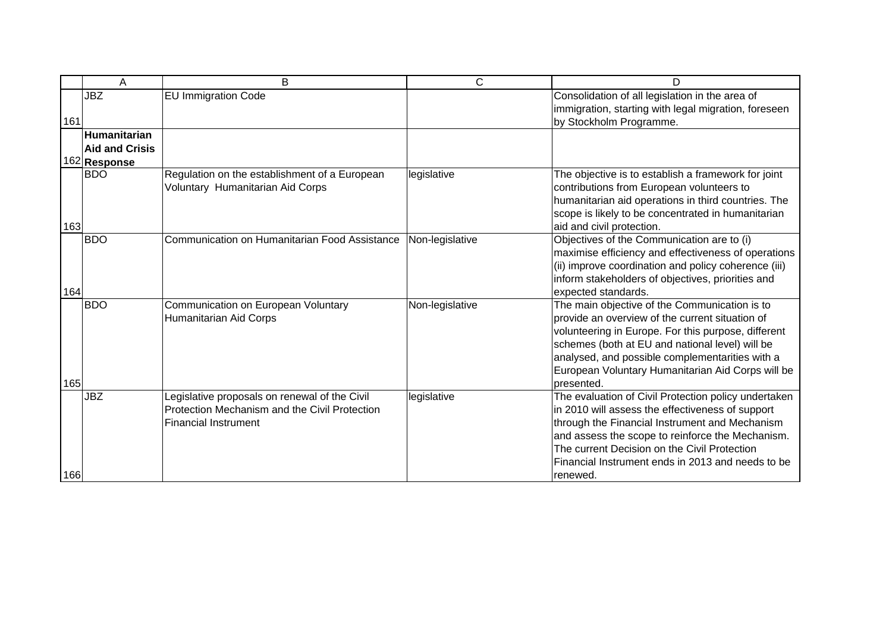| | A | B | C | D |
|---|---|---|---|---|
| 161 | JBZ | EU Immigration Code | | Consolidation of all legislation in the area of immigration, starting with legal migration, foreseen by Stockholm Programme. |
| 162 | **Humanitarian Aid and Crisis Response** | | | |
| 163 | BDO | Regulation on the establishment of a European Voluntary Humanitarian Aid Corps | legislative | The objective is to establish a framework for joint contributions from European volunteers to humanitarian aid operations in third countries. The scope is likely to be concentrated in humanitarian aid and civil protection. |
| 164 | BDO | Communication on Humanitarian Food Assistance | Non-legislative | Objectives of the Communication are to (i) maximise efficiency and effectiveness of operations (ii) improve coordination and policy coherence (iii) inform stakeholders of objectives, priorities and expected standards. |
| 165 | BDO | Communication on European Voluntary Humanitarian Aid Corps | Non-legislative | The main objective of the Communication is to provide an overview of the current situation of volunteering in Europe. For this purpose, different schemes (both at EU and national level) will be analysed, and possible complementarities with a European Voluntary Humanitarian Aid Corps will be presented. |
| 166 | JBZ | Legislative proposals on renewal of the Civil Protection Mechanism and the Civil Protection Financial Instrument | legislative | The evaluation of Civil Protection policy undertaken in 2010 will assess the effectiveness of support through the Financial Instrument and Mechanism and assess the scope to reinforce the Mechanism. The current Decision on the Civil Protection Financial Instrument ends in 2013 and needs to be renewed. |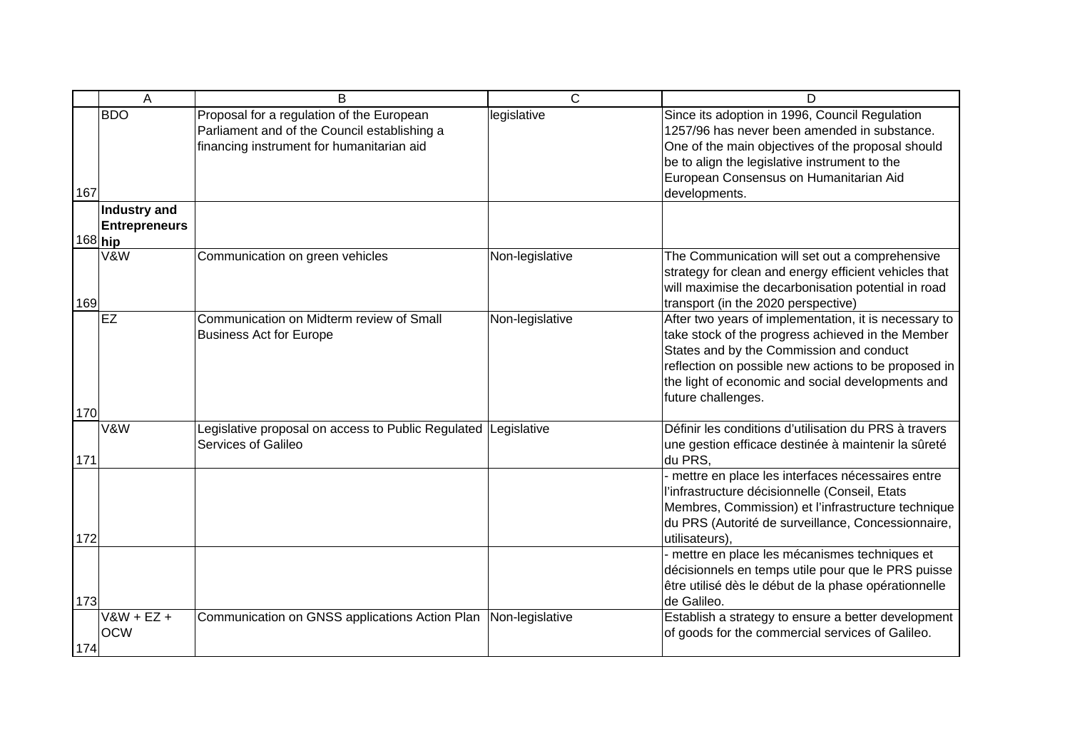| | A | B | C | D |
|---|---|---|---|---|
| 167 | BDO | Proposal for a regulation of the European Parliament and of the Council establishing a financing instrument for humanitarian aid | legislative | Since its adoption in 1996, Council Regulation 1257/96 has never been amended in substance. One of the main objectives of the proposal should be to align the legislative instrument to the European Consensus on Humanitarian Aid developments. |
| 168 | **Industry and Entrepreneurship** | | | |
| 169 | V&W | Communication on green vehicles | Non-legislative | The Communication will set out a comprehensive strategy for clean and energy efficient vehicles that will maximise the decarbonisation potential in road transport (in the 2020 perspective) |
| 170 | EZ | Communication on Midterm review of Small Business Act for Europe | Non-legislative | After two years of implementation, it is necessary to take stock of the progress achieved in the Member States and by the Commission and conduct reflection on possible new actions to be proposed in the light of economic and social developments and future challenges. |
| 171 | V&W | Legislative proposal on access to Public Regulated Services of Galileo | Legislative | Définir les conditions d'utilisation du PRS à travers une gestion efficace destinée à maintenir la sûreté du PRS, |
| 172 | | | | - mettre en place les interfaces nécessaires entre l'infrastructure décisionnelle (Conseil, Etats Membres, Commission) et l'infrastructure technique du PRS (Autorité de surveillance, Concessionnaire, utilisateurs), |
| 173 | | | | - mettre en place les mécanismes techniques et décisionnels en temps utile pour que le PRS puisse être utilisé dès le début de la phase opérationnelle de Galileo. |
| 174 | V&W + EZ + OCW | Communication on GNSS applications Action Plan | Non-legislative | Establish a strategy to ensure a better development of goods for the commercial services of Galileo. |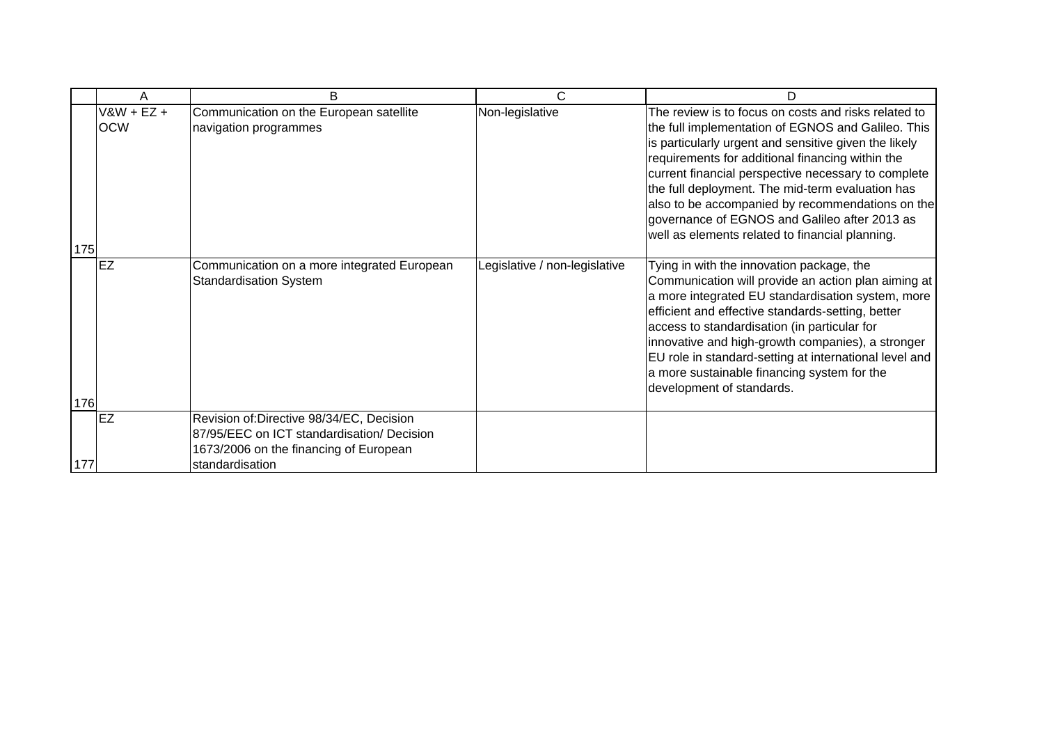| | A | B | C | D |
|---|---|---|---|---|
| 175 | V&W + EZ + OCW | Communication on the European satellite navigation programmes | Non-legislative | The review is to focus on costs and risks related to the full implementation of EGNOS and Galileo. This is particularly urgent and sensitive given the likely requirements for additional financing within the current financial perspective necessary to complete the full deployment. The mid-term evaluation has also to be accompanied by recommendations on the governance of EGNOS and Galileo after 2013 as well as elements related to financial planning. |
| 176 | EZ | Communication on a more integrated European Standardisation System | Legislative / non-legislative | Tying in with the innovation package, the Communication will provide an action plan aiming at a more integrated EU standardisation system, more efficient and effective standards-setting, better access to standardisation (in particular for innovative and high-growth companies), a stronger EU role in standard-setting at international level and a more sustainable financing system for the development of standards. |
| 177 | EZ | Revision of:Directive 98/34/EC, Decision 87/95/EEC on ICT standardisation/ Decision 1673/2006 on the financing of European standardisation | | |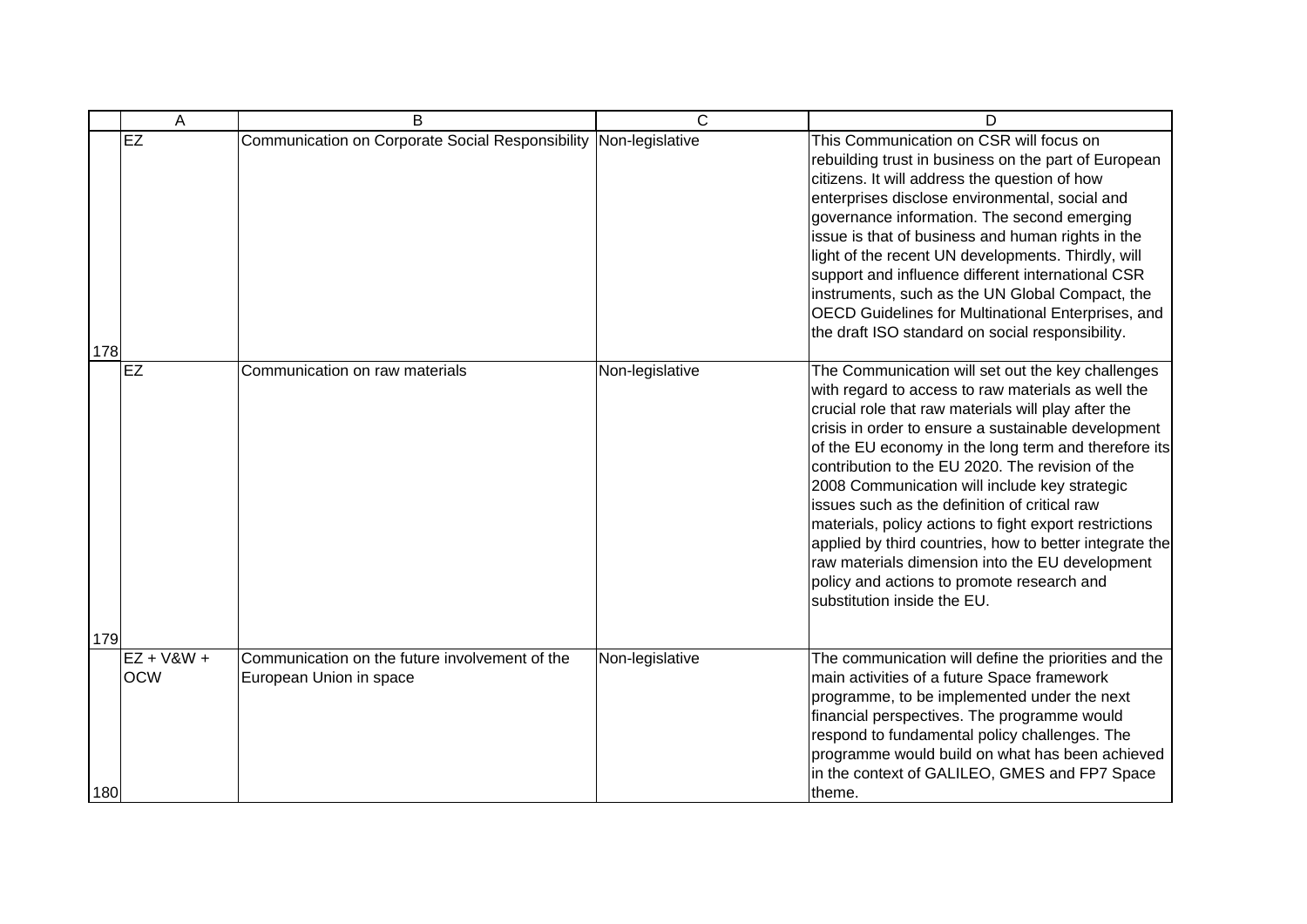|  | A | B | C | D |
| --- | --- | --- | --- | --- |
| 178 | EZ | Communication on Corporate Social Responsibility | Non-legislative | This Communication on CSR will focus on rebuilding trust in business on the part of European citizens. It will address the question of how enterprises disclose environmental, social and governance information. The second emerging issue is that of business and human rights in the light of the recent UN developments. Thirdly, will support and influence different international CSR instruments, such as the UN Global Compact, the OECD Guidelines for Multinational Enterprises, and the draft ISO standard on social responsibility. |
| 179 | EZ | Communication on raw materials | Non-legislative | The Communication will set out the key challenges with regard to access to raw materials as well the crucial role that raw materials will play after the crisis in order to ensure a sustainable development of the EU economy in the long term and therefore its contribution to the EU 2020. The revision of the 2008 Communication will include key strategic issues such as the definition of critical raw materials, policy actions to fight export restrictions applied by third countries, how to better integrate the raw materials dimension into the EU development policy and actions to promote research and substitution inside the EU. |
| 180 | EZ + V&W + OCW | Communication on the future involvement of the European Union in space | Non-legislative | The communication will define the priorities and the main activities of a future Space framework programme, to be implemented under the next financial perspectives. The programme would respond to fundamental policy challenges. The programme would build on what has been achieved in the context of GALILEO, GMES and FP7 Space theme. |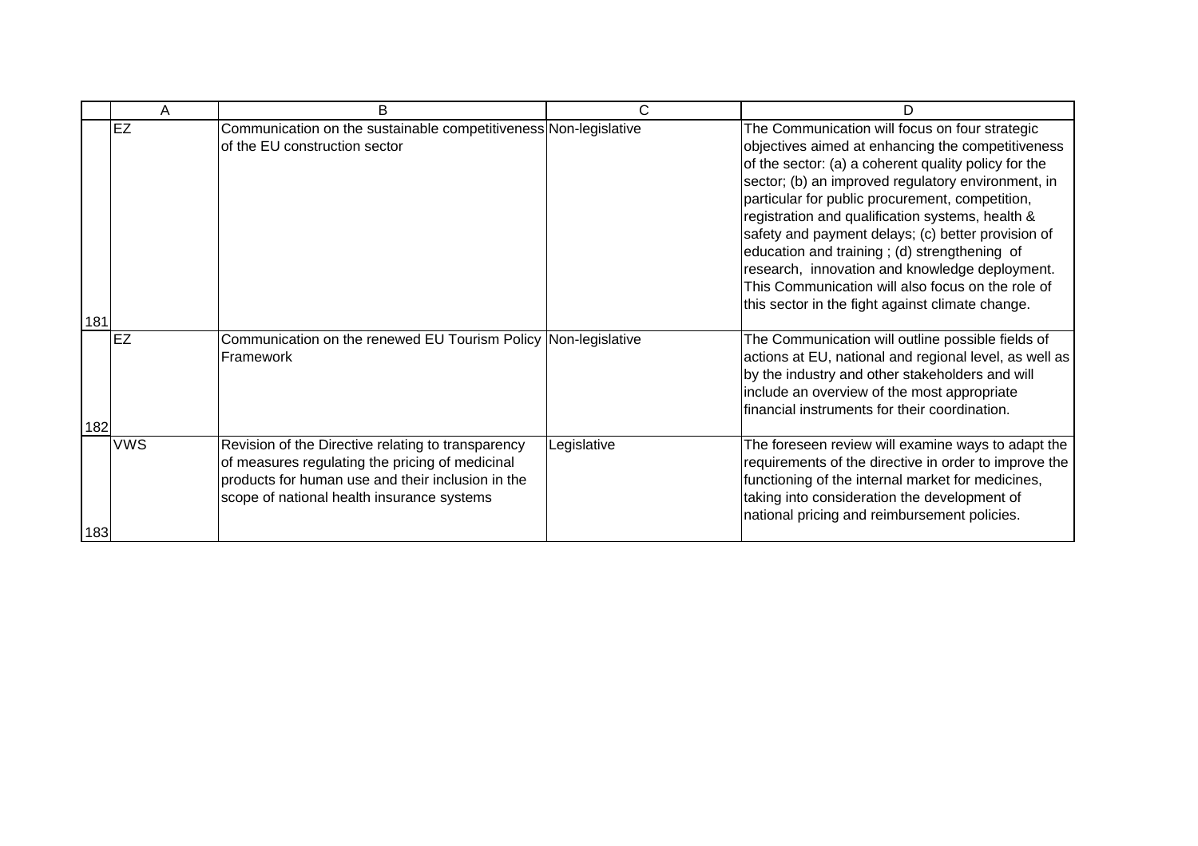| | A | B | C | D |
|---|---|---|---|---|
| 181 | EZ | Communication on the sustainable competitiveness of the EU construction sector | Non-legislative | The Communication will focus on four strategic objectives aimed at enhancing the competitiveness of the sector: (a) a coherent quality policy for the sector; (b) an improved regulatory environment, in particular for public procurement, competition, registration and qualification systems, health & safety and payment delays; (c) better provision of education and training ; (d) strengthening of research, innovation and knowledge deployment. This Communication will also focus on the role of this sector in the fight against climate change. |
| 182 | EZ | Communication on the renewed EU Tourism Policy Framework | Non-legislative | The Communication will outline possible fields of actions at EU, national and regional level, as well as by the industry and other stakeholders and will include an overview of the most appropriate financial instruments for their coordination. |
| 183 | VWS | Revision of the Directive relating to transparency of measures regulating the pricing of medicinal products for human use and their inclusion in the scope of national health insurance systems | Legislative | The foreseen review will examine ways to adapt the requirements of the directive in order to improve the functioning of the internal market for medicines, taking into consideration the development of national pricing and reimbursement policies. |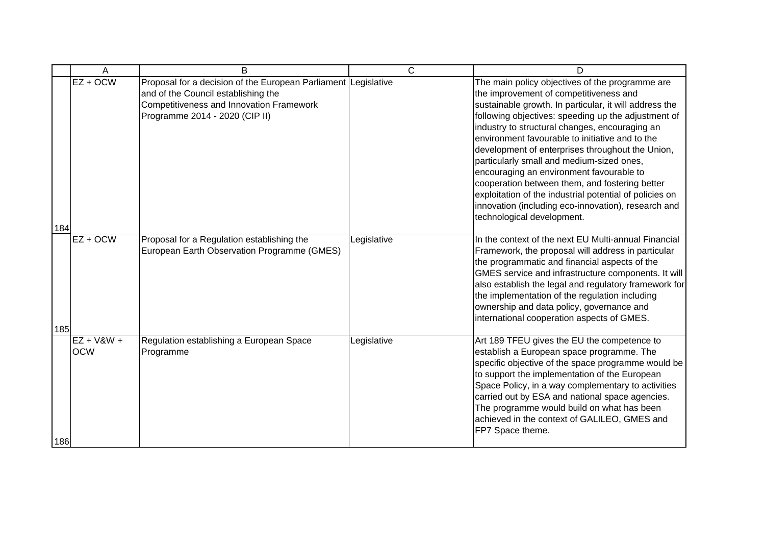| | A | B | C | D |
|---|---|---|---|---|
| 184 | EZ + OCW | Proposal for a decision of the European Parliament and of the Council establishing the Competitiveness and Innovation Framework Programme 2014 - 2020 (CIP II) | Legislative | The main policy objectives of the programme are the improvement of competitiveness and sustainable growth. In particular, it will address the following objectives: speeding up the adjustment of industry to structural changes, encouraging an environment favourable to initiative and to the development of enterprises throughout the Union, particularly small and medium-sized ones, encouraging an environment favourable to cooperation between them, and fostering better exploitation of the industrial potential of policies on innovation (including eco-innovation), research and technological development. |
| 185 | EZ + OCW | Proposal for a Regulation establishing the European Earth Observation Programme (GMES) | Legislative | In the context of the next EU Multi-annual Financial Framework, the proposal will address in particular the programmatic and financial aspects of the GMES service and infrastructure components. It will also establish the legal and regulatory framework for the implementation of the regulation including ownership and data policy, governance and international cooperation aspects of GMES. |
| 186 | EZ + V&W + OCW | Regulation establishing a European Space Programme | Legislative | Art 189 TFEU gives the EU the competence to establish a European space programme. The specific objective of the space programme would be to support the implementation of the European Space Policy, in a way complementary to activities carried out by ESA and national space agencies. The programme would build on what has been achieved in the context of GALILEO, GMES and FP7 Space theme. |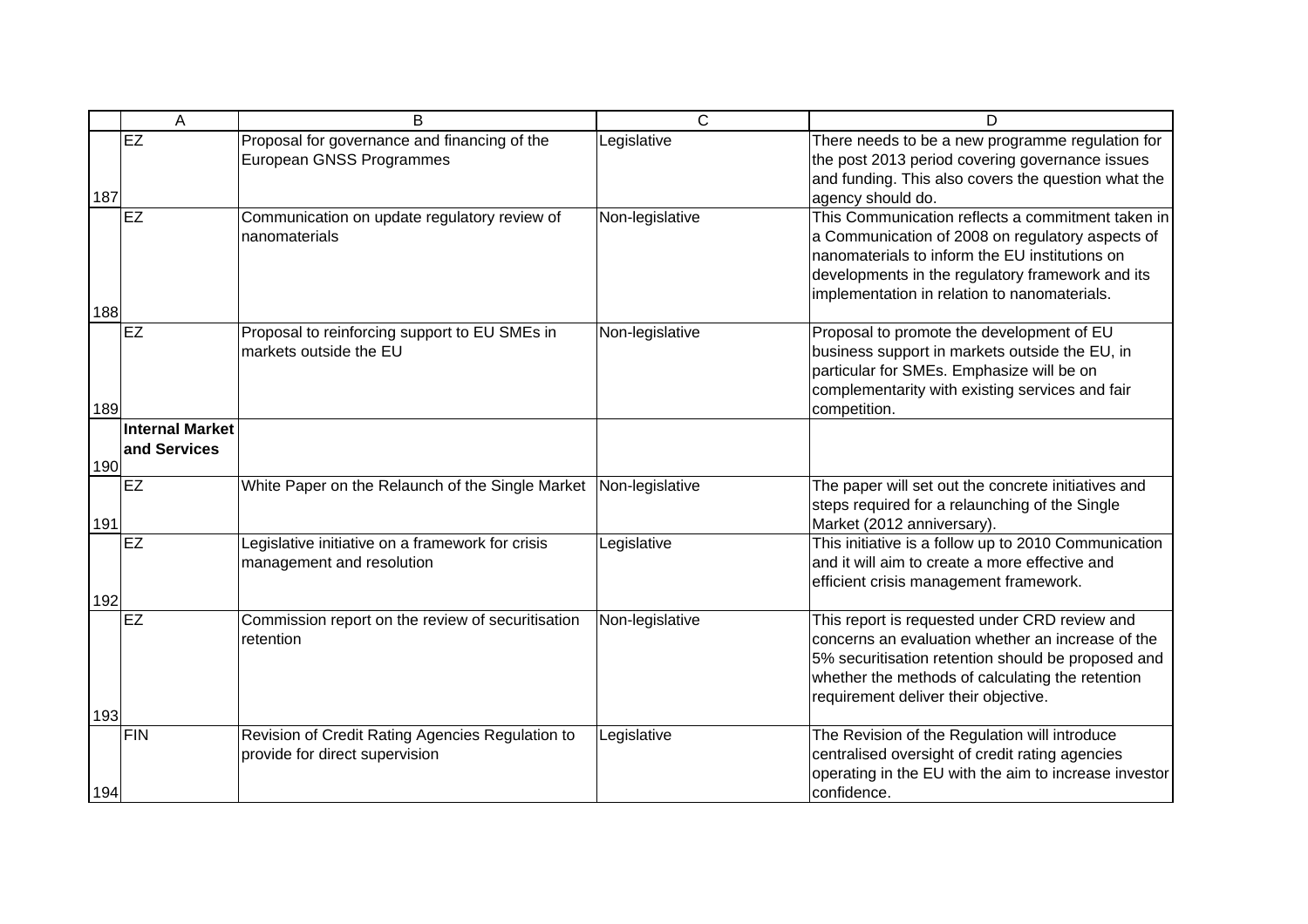| | A | B | C | D |
|---|---|---|---|---|
| 187 | EZ | Proposal for governance and financing of the European GNSS Programmes | Legislative | There needs to be a new programme regulation for the post 2013 period covering governance issues and funding. This also covers the question what the agency should do. |
| 188 | EZ | Communication on update regulatory review of nanomaterials | Non-legislative | This Communication reflects a commitment taken in a Communication of 2008 on regulatory aspects of nanomaterials to inform the EU institutions on developments in the regulatory framework and its implementation in relation to nanomaterials. |
| 189 | EZ | Proposal to reinforcing support to EU SMEs in markets outside the EU | Non-legislative | Proposal to promote the development of EU business support in markets outside the EU, in particular for SMEs. Emphasize will be on complementarity with existing services and fair competition. |
| 190 | **Internal Market and Services** | | | |
| 191 | EZ | White Paper on the Relaunch of the Single Market | Non-legislative | The paper will set out the concrete initiatives and steps required for a relaunching of the Single Market (2012 anniversary). |
| 192 | EZ | Legislative initiative on a framework for crisis management and resolution | Legislative | This initiative is a follow up to 2010 Communication and it will aim to create a more effective and efficient crisis management framework. |
| 193 | EZ | Commission report on the review of securitisation retention | Non-legislative | This report is requested under CRD review and concerns an evaluation whether an increase of the 5% securitisation retention should be proposed and whether the methods of calculating the retention requirement deliver their objective. |
| 194 | FIN | Revision of Credit Rating Agencies Regulation to provide for direct supervision | Legislative | The Revision of the Regulation will introduce centralised oversight of credit rating agencies operating in the EU with the aim to increase investor confidence. |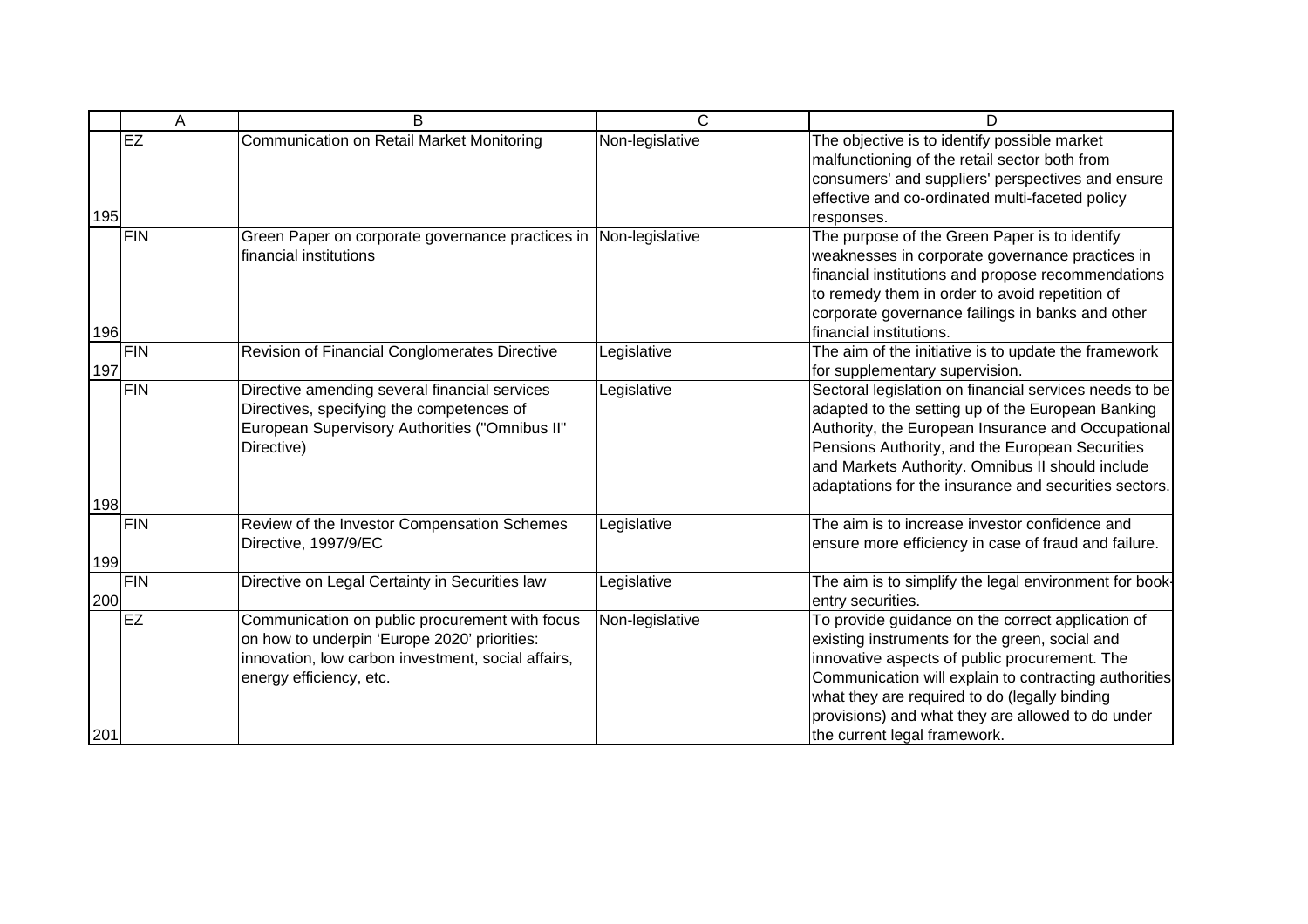| | A | B | C | D |
|---|---|---|---|---|
| 195 | EZ | Communication on Retail Market Monitoring | Non-legislative | The objective is to identify possible market malfunctioning of the retail sector both from consumers' and suppliers' perspectives and ensure effective and co-ordinated multi-faceted policy responses. |
| 196 | FIN | Green Paper on corporate governance practices in financial institutions | Non-legislative | The purpose of the Green Paper is to identify weaknesses in corporate governance practices in financial institutions and propose recommendations to remedy them in order to avoid repetition of corporate governance failings in banks and other financial institutions. |
| 197 | FIN | Revision of Financial Conglomerates Directive | Legislative | The aim of the initiative is to update the framework for supplementary supervision. |
| 198 | FIN | Directive amending several financial services Directives, specifying the competences of European Supervisory Authorities ("Omnibus II" Directive) | Legislative | Sectoral legislation on financial services needs to be adapted to the setting up of the European Banking Authority, the European Insurance and Occupational Pensions Authority, and the European Securities and Markets Authority. Omnibus II should include adaptations for the insurance and securities sectors. |
| 199 | FIN | Review of the Investor Compensation Schemes Directive, 1997/9/EC | Legislative | The aim is to increase investor confidence and ensure more efficiency in case of fraud and failure. |
| 200 | FIN | Directive on Legal Certainty in Securities law | Legislative | The aim is to simplify the legal environment for book-entry securities. |
| 201 | EZ | Communication on public procurement with focus on how to underpin 'Europe 2020' priorities: innovation, low carbon investment, social affairs, energy efficiency, etc. | Non-legislative | To provide guidance on the correct application of existing instruments for the green, social and innovative aspects of public procurement. The Communication will explain to contracting authorities what they are required to do (legally binding provisions) and what they are allowed to do under the current legal framework. |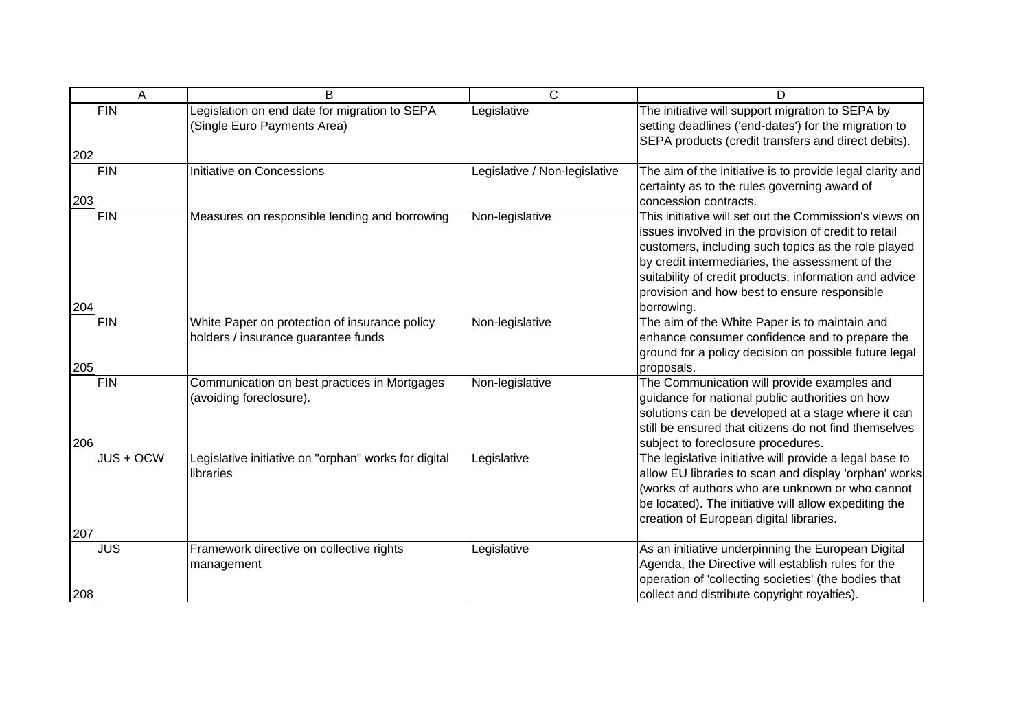| | A | B | C | D |
|---|---|---|---|---|
| 202 | FIN | Legislation on end date for migration to SEPA (Single Euro Payments Area) | Legislative | The initiative will support migration to SEPA by setting deadlines ('end-dates') for the migration to SEPA products (credit transfers and direct debits). |
| 203 | FIN | Initiative on Concessions | Legislative / Non-legislative | The aim of the initiative is to provide legal clarity and certainty as to the rules governing award of concession contracts. |
| 204 | FIN | Measures on responsible lending and borrowing | Non-legislative | This initiative will set out the Commission's views on issues involved in the provision of credit to retail customers, including such topics as the role played by credit intermediaries, the assessment of the suitability of credit products, information and advice provision and how best to ensure responsible borrowing. |
| 205 | FIN | White Paper on protection of insurance policy holders / insurance guarantee funds | Non-legislative | The aim of the White Paper is to maintain and enhance consumer confidence and to prepare the ground for a policy decision on possible future legal proposals. |
| 206 | FIN | Communication on best practices in Mortgages (avoiding foreclosure). | Non-legislative | The Communication will provide examples and guidance for national public authorities on how solutions can be developed at a stage where it can still be ensured that citizens do not find themselves subject to foreclosure procedures. |
| 207 | JUS + OCW | Legislative initiative on "orphan" works for digital libraries | Legislative | The legislative initiative will provide a legal base to allow EU libraries to scan and display 'orphan' works (works of authors who are unknown or who cannot be located). The initiative will allow expediting the creation of European digital libraries. |
| 208 | JUS | Framework directive on collective rights management | Legislative | As an initiative underpinning the European Digital Agenda, the Directive will establish rules for the operation of 'collecting societies' (the bodies that collect and distribute copyright royalties). |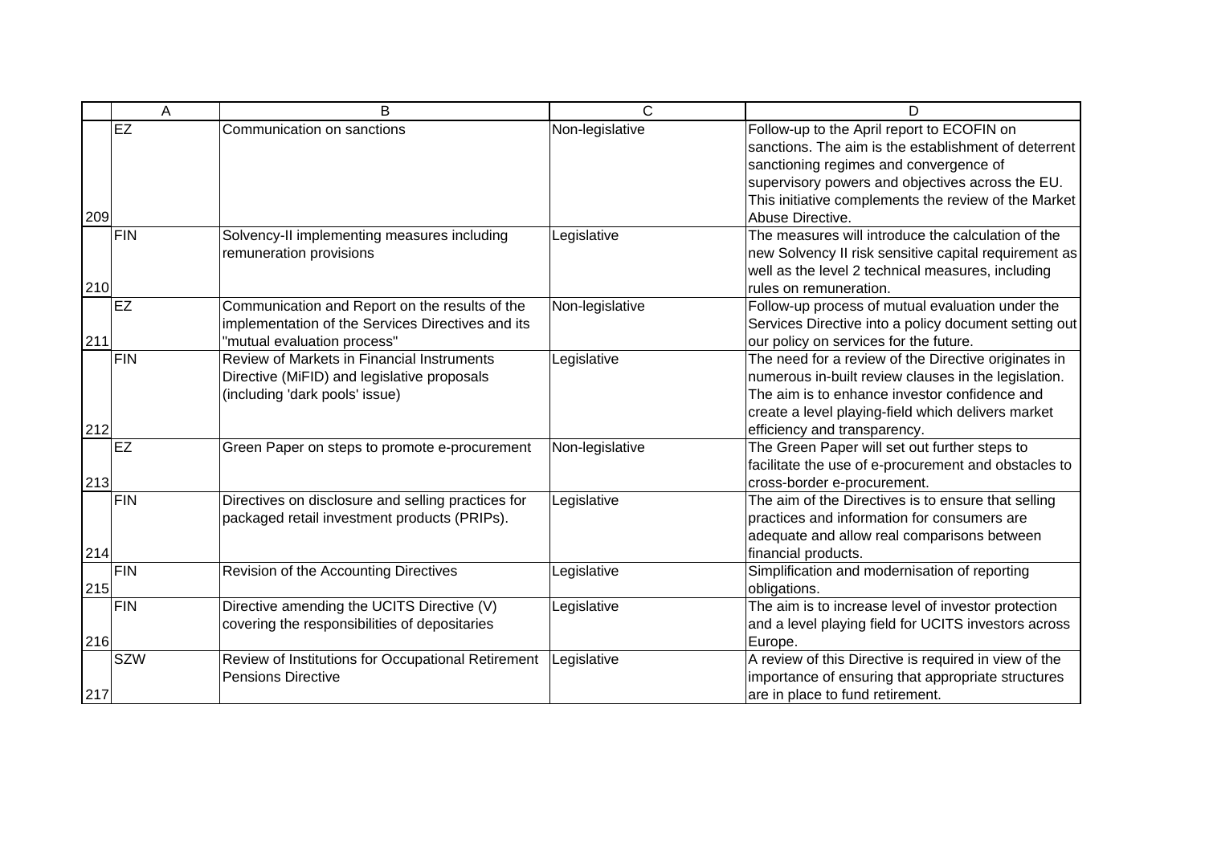|  | A | B | C | D |
|---|---|---|---|---|
| 209 | EZ | Communication on sanctions | Non-legislative | Follow-up to the April report to ECOFIN on sanctions. The aim is the establishment of deterrent sanctioning regimes and convergence of supervisory powers and objectives across the EU. This initiative complements the review of the Market Abuse Directive. |
| 210 | FIN | Solvency-II implementing measures including remuneration provisions | Legislative | The measures will introduce the calculation of the new Solvency II risk sensitive capital requirement as well as the level 2 technical measures, including rules on remuneration. |
| 211 | EZ | Communication and Report on the results of the implementation of the Services Directives and its "mutual evaluation process" | Non-legislative | Follow-up process of mutual evaluation under the Services Directive into a policy document setting out our policy on services for the future. |
| 212 | FIN | Review of Markets in Financial Instruments Directive (MiFID) and legislative proposals (including 'dark pools' issue) | Legislative | The need for a review of the Directive originates in numerous in-built review clauses in the legislation. The aim is to enhance investor confidence and create a level playing-field which delivers market efficiency and transparency. |
| 213 | EZ | Green Paper on steps to promote e-procurement | Non-legislative | The Green Paper will set out further steps to facilitate the use of e-procurement and obstacles to cross-border e-procurement. |
| 214 | FIN | Directives on disclosure and selling practices for packaged retail investment products (PRIPs). | Legislative | The aim of the Directives is to ensure that selling practices and information for consumers are adequate and allow real comparisons between financial products. |
| 215 | FIN | Revision of the Accounting Directives | Legislative | Simplification and modernisation of reporting obligations. |
| 216 | FIN | Directive amending the UCITS Directive (V) covering the responsibilities of depositaries | Legislative | The aim is to increase level of investor protection and a level playing field for UCITS investors across Europe. |
| 217 | SZW | Review of Institutions for Occupational Retirement Pensions Directive | Legislative | A review of this Directive is required in view of the importance of ensuring that appropriate structures are in place to fund retirement. |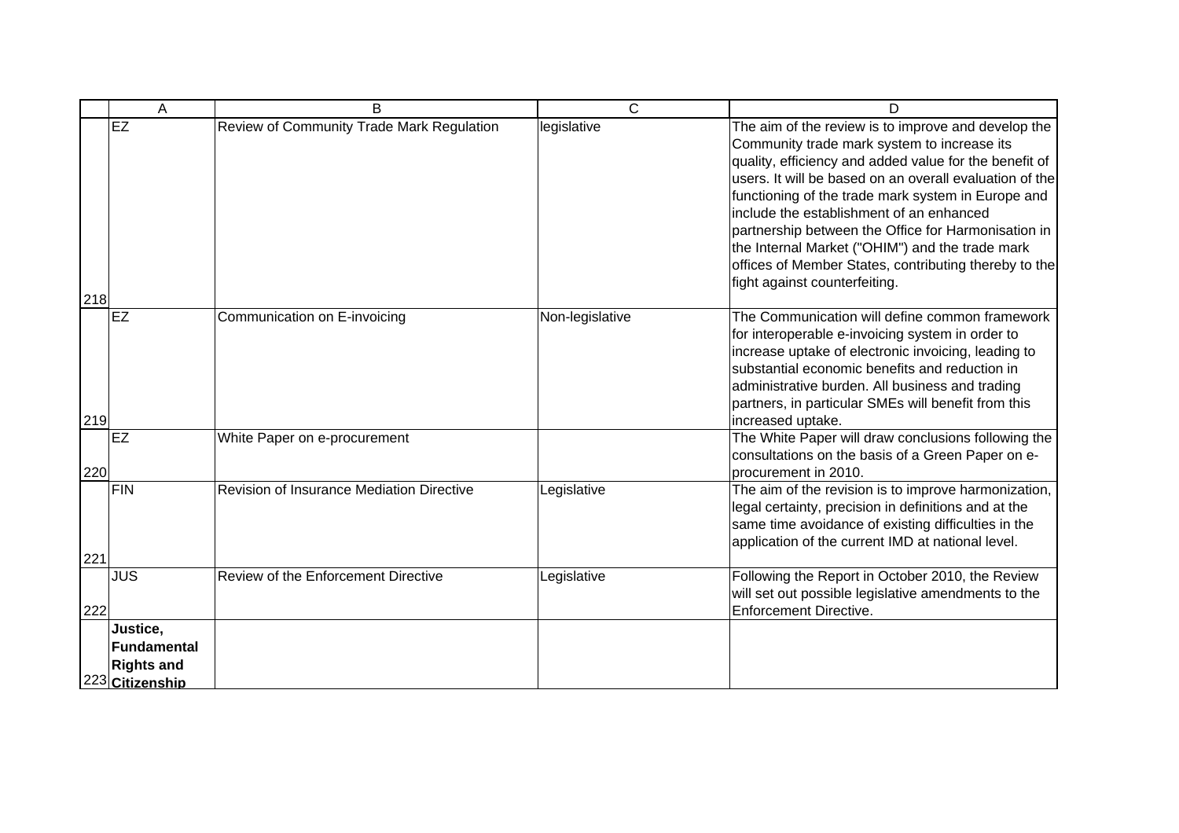| | A | B | C | D |
|---|---|---|---|---|
| 218 | EZ | Review of Community Trade Mark Regulation | legislative | The aim of the review is to improve and develop the Community trade mark system to increase its quality, efficiency and added value for the benefit of users. It will be based on an overall evaluation of the functioning of the trade mark system in Europe and include the establishment of an enhanced partnership between the Office for Harmonisation in the Internal Market ("OHIM") and the trade mark offices of Member States, contributing thereby to the fight against counterfeiting. |
| 219 | EZ | Communication on E-invoicing | Non-legislative | The Communication will define common framework for interoperable e-invoicing system in order to increase uptake of electronic invoicing, leading to substantial economic benefits and reduction in administrative burden. All business and trading partners, in particular SMEs will benefit from this increased uptake. |
| 220 | EZ | White Paper on e-procurement | | The White Paper will draw conclusions following the consultations on the basis of a Green Paper on e-procurement in 2010. |
| 221 | FIN | Revision of Insurance Mediation Directive | Legislative | The aim of the revision is to improve harmonization, legal certainty, precision in definitions and at the same time avoidance of existing difficulties in the application of the current IMD at national level. |
| 222 | JUS | Review of the Enforcement Directive | Legislative | Following the Report in October 2010, the Review will set out possible legislative amendments to the Enforcement Directive. |
| 223 | **Justice, Fundamental Rights and Citizenship** | | | |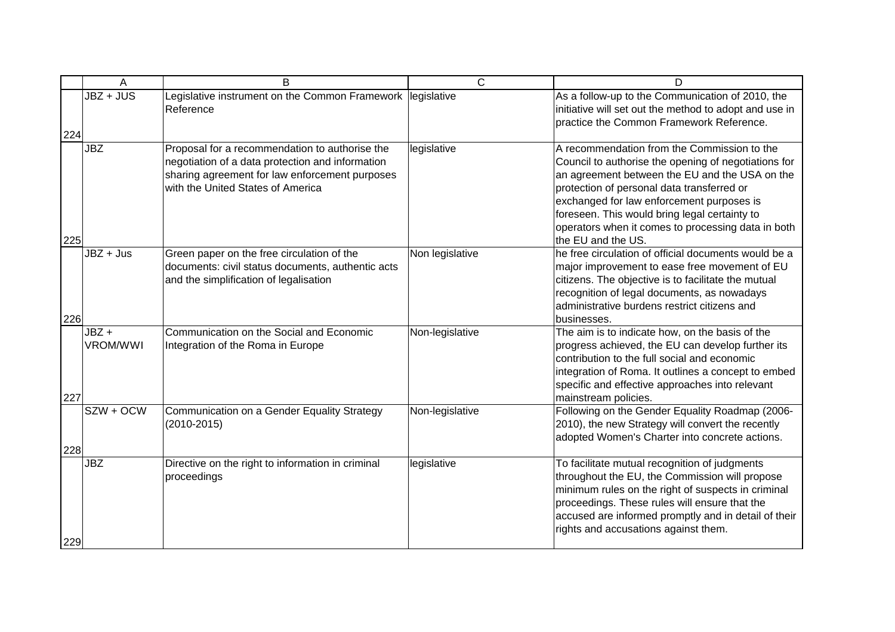| | A | B | C | D |
|---|---|---|---|---|
| 224 | JBZ + JUS | Legislative instrument on the Common Framework Reference | legislative | As a follow-up to the Communication of 2010, the initiative will set out the method to adopt and use in practice the Common Framework Reference. |
| 225 | JBZ | Proposal for a recommendation to authorise the negotiation of a data protection and information sharing agreement for law enforcement purposes with the United States of America | legislative | A recommendation from the Commission to the Council to authorise the opening of negotiations for an agreement between the EU and the USA on the protection of personal data transferred or exchanged for law enforcement purposes is foreseen. This would bring legal certainty to operators when it comes to processing data in both the EU and the US. |
| 226 | JBZ + Jus | Green paper on the free circulation of the documents: civil status documents, authentic acts and the simplification of legalisation | Non legislative | he free circulation of official documents would be a major improvement to ease free movement of EU citizens. The objective is to facilitate the mutual recognition of legal documents, as nowadays administrative burdens restrict citizens and businesses. |
| 227 | JBZ + VROM/WWI | Communication on the Social and Economic Integration of the Roma in Europe | Non-legislative | The aim is to indicate how, on the basis of the progress achieved, the EU can develop further its contribution to the full social and economic integration of Roma. It outlines a concept to embed specific and effective approaches into relevant mainstream policies. |
| 228 | SZW + OCW | Communication on a Gender Equality Strategy (2010-2015) | Non-legislative | Following on the Gender Equality Roadmap (2006-2010), the new Strategy will convert the recently adopted Women's Charter into concrete actions. |
| 229 | JBZ | Directive on the right to information in criminal proceedings | legislative | To facilitate mutual recognition of judgments throughout the EU, the Commission will propose minimum rules on the right of suspects in criminal proceedings. These rules will ensure that the accused are informed promptly and in detail of their rights and accusations against them. |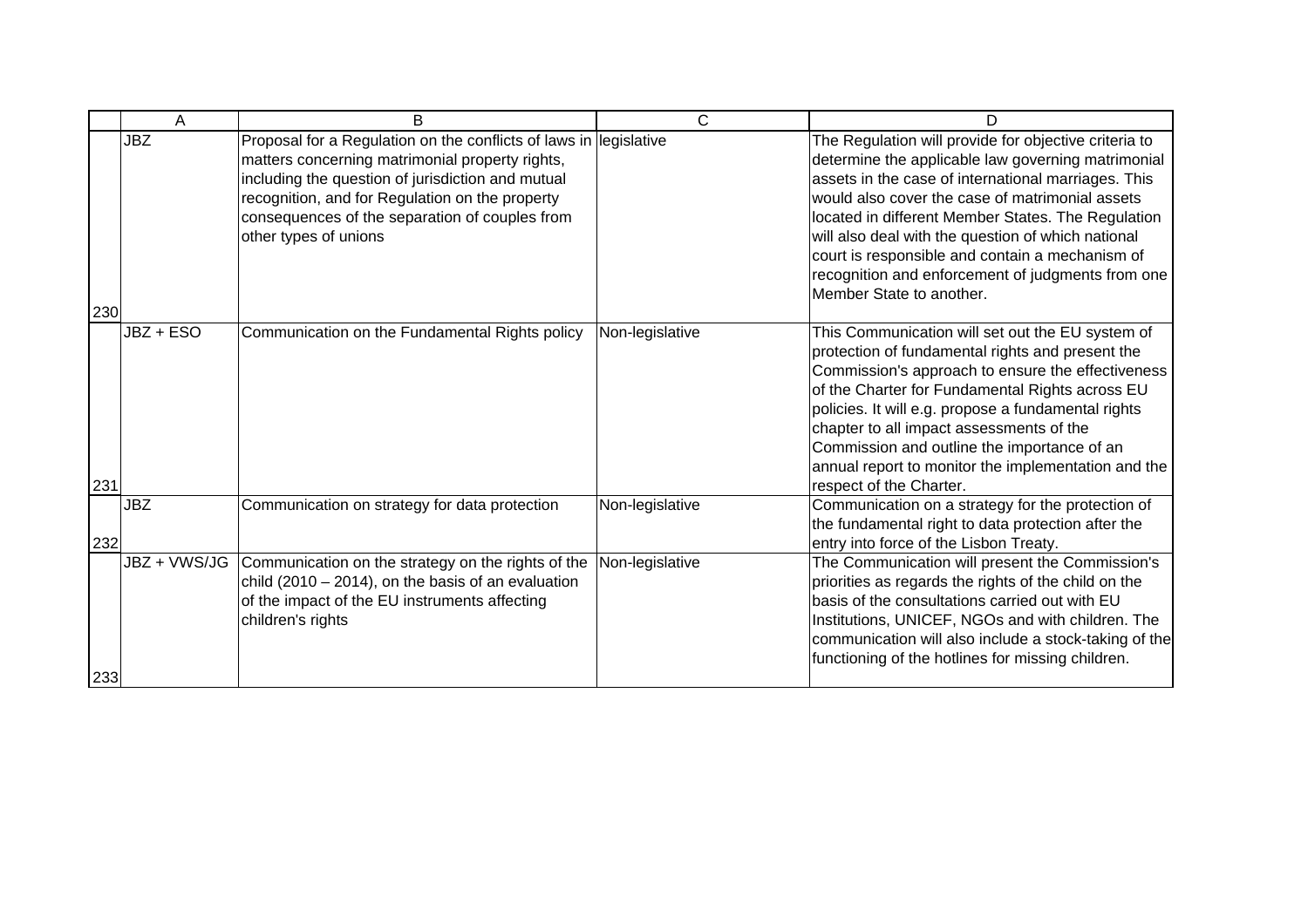| | A | B | C | D |
|---|---|---|---|---|
| 230 | JBZ | Proposal for a Regulation on the conflicts of laws in matters concerning matrimonial property rights, including the question of jurisdiction and mutual recognition, and for Regulation on the property consequences of the separation of couples from other types of unions | legislative | The Regulation will provide for objective criteria to determine the applicable law governing matrimonial assets in the case of international marriages. This would also cover the case of matrimonial assets located in different Member States. The Regulation will also deal with the question of which national court is responsible and contain a mechanism of recognition and enforcement of judgments from one Member State to another. |
| 231 | JBZ + ESO | Communication on the Fundamental Rights policy | Non-legislative | This Communication will set out the EU system of protection of fundamental rights and present the Commission's approach to ensure the effectiveness of the Charter for Fundamental Rights across EU policies. It will e.g. propose a fundamental rights chapter to all impact assessments of the Commission and outline the importance of an annual report to monitor the implementation and the respect of the Charter. |
| 232 | JBZ | Communication on strategy for data protection | Non-legislative | Communication on a strategy for the protection of the fundamental right to data protection after the entry into force of the Lisbon Treaty. |
| 233 | JBZ + VWS/JG | Communication on the strategy on the rights of the child (2010 – 2014), on the basis of an evaluation of the impact of the EU instruments affecting children's rights | Non-legislative | The Communication will present the Commission's priorities as regards the rights of the child on the basis of the consultations carried out with EU Institutions, UNICEF, NGOs and with children. The communication will also include a stock-taking of the functioning of the hotlines for missing children. |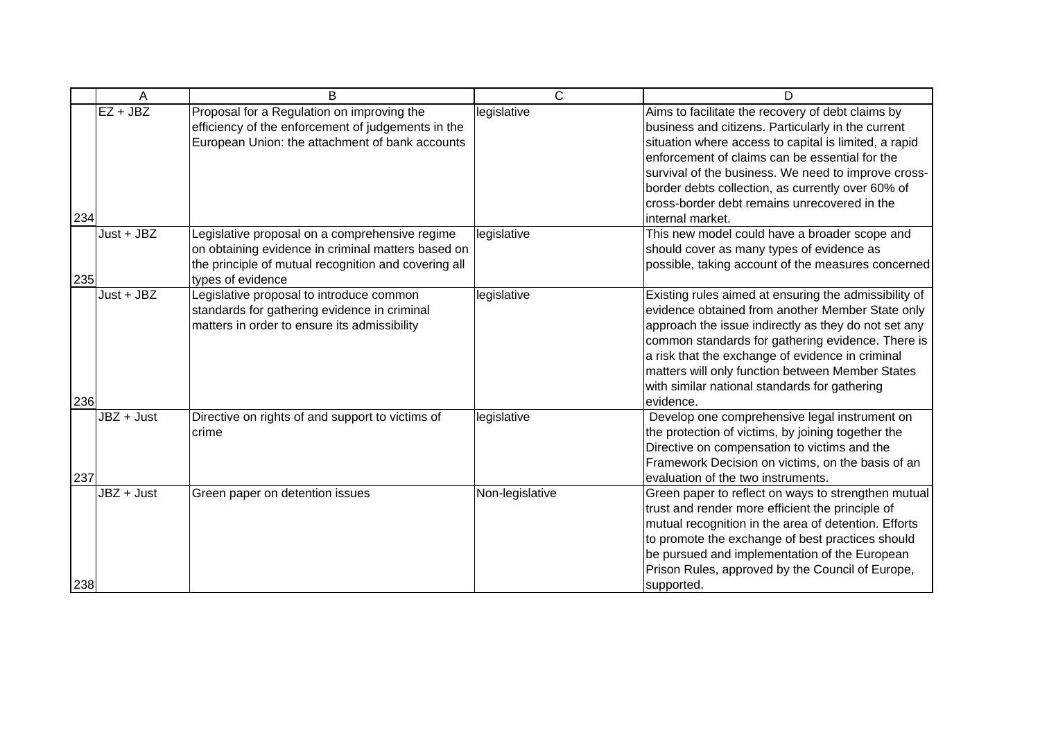|  | A | B | C | D |
|---|---|---|---|---|
| 234 | EZ + JBZ | Proposal for a Regulation on improving the efficiency of the enforcement of judgements in the European Union: the attachment of bank accounts | legislative | Aims to facilitate the recovery of debt claims by business and citizens. Particularly in the current situation where access to capital is limited, a rapid enforcement of claims can be essential for the survival of the business. We need to improve cross-border debts collection, as currently over 60% of cross-border debt remains unrecovered in the internal market. |
| 235 | Just + JBZ | Legislative proposal on a comprehensive regime on obtaining evidence in criminal matters based on the principle of mutual recognition and covering all types of evidence | legislative | This new model could have a broader scope and should cover as many types of evidence as possible, taking account of the measures concerned |
| 236 | Just + JBZ | Legislative proposal to introduce common standards for gathering evidence in criminal matters in order to ensure its admissibility | legislative | Existing rules aimed at ensuring the admissibility of evidence obtained from another Member State only approach the issue indirectly as they do not set any common standards for gathering evidence. There is a risk that the exchange of evidence in criminal matters will only function between Member States with similar national standards for gathering evidence. |
| 237 | JBZ + Just | Directive on rights of and support to victims of crime | legislative | Develop one comprehensive legal instrument on the protection of victims, by joining together the Directive on compensation to victims and the Framework Decision on victims, on the basis of an evaluation of the two instruments. |
| 238 | JBZ + Just | Green paper on detention issues | Non-legislative | Green paper to reflect on ways to strengthen mutual trust and render more efficient the principle of mutual recognition in the area of detention. Efforts to promote the exchange of best practices should be pursued and implementation of the European Prison Rules, approved by the Council of Europe, supported. |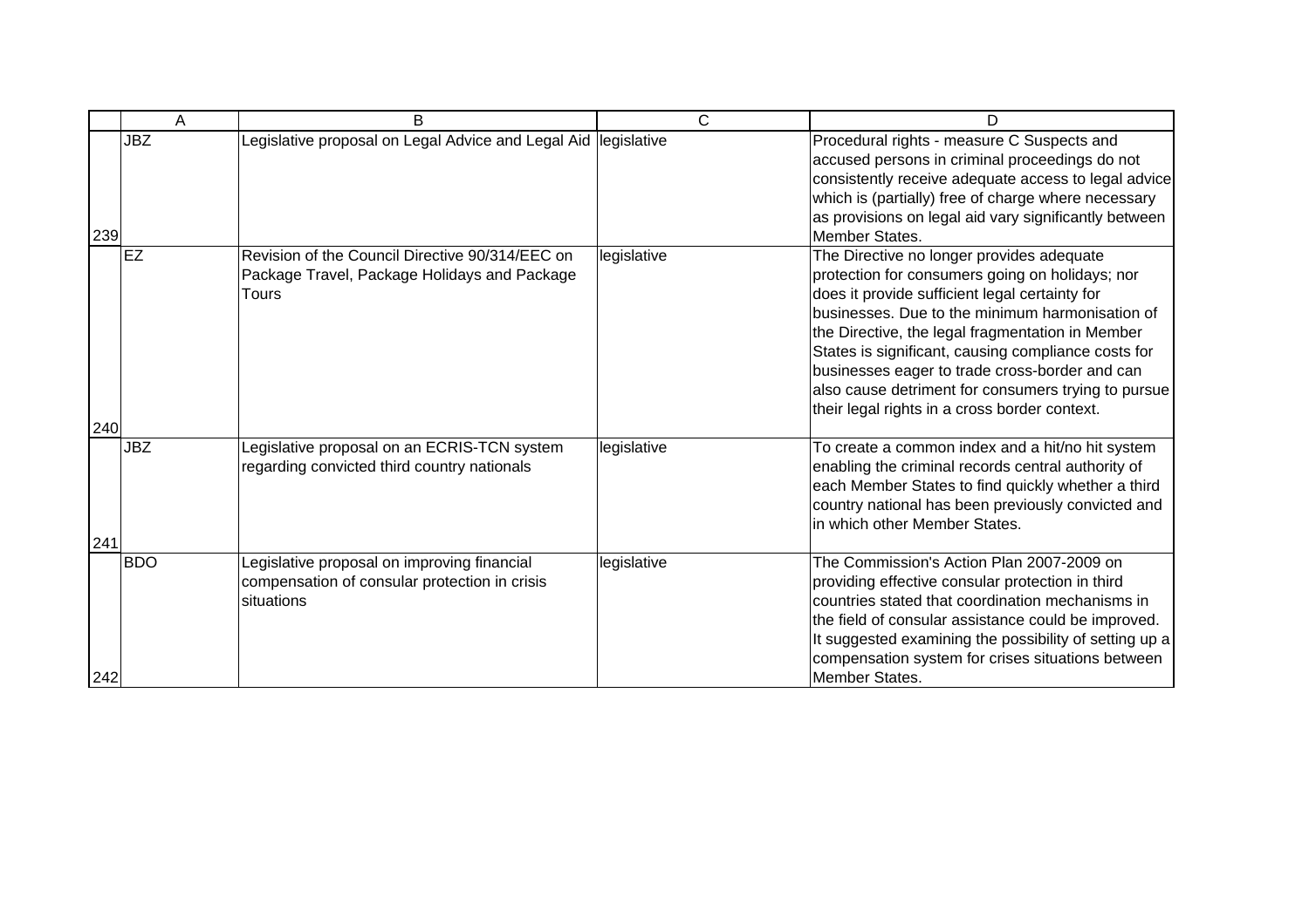| | A | B | C | D |
|---|---|---|---|---|
| 239 | JBZ | Legislative proposal on Legal Advice and Legal Aid | legislative | Procedural rights - measure C Suspects and accused persons in criminal proceedings do not consistently receive adequate access to legal advice which is (partially) free of charge where necessary as provisions on legal aid vary significantly between Member States. |
| 240 | EZ | Revision of the Council Directive 90/314/EEC on Package Travel, Package Holidays and Package Tours | legislative | The Directive no longer provides adequate protection for consumers going on holidays; nor does it provide sufficient legal certainty for businesses. Due to the minimum harmonisation of the Directive, the legal fragmentation in Member States is significant, causing compliance costs for businesses eager to trade cross-border and can also cause detriment for consumers trying to pursue their legal rights in a cross border context. |
| 241 | JBZ | Legislative proposal on an ECRIS-TCN system regarding convicted third country nationals | legislative | To create a common index and a hit/no hit system enabling the criminal records central authority of each Member States to find quickly whether a third country national has been previously convicted and in which other Member States. |
| 242 | BDO | Legislative proposal on improving financial compensation of consular protection in crisis situations | legislative | The Commission's Action Plan 2007-2009 on providing effective consular protection in third countries stated that coordination mechanisms in the field of consular assistance could be improved. It suggested examining the possibility of setting up a compensation system for crises situations between Member States. |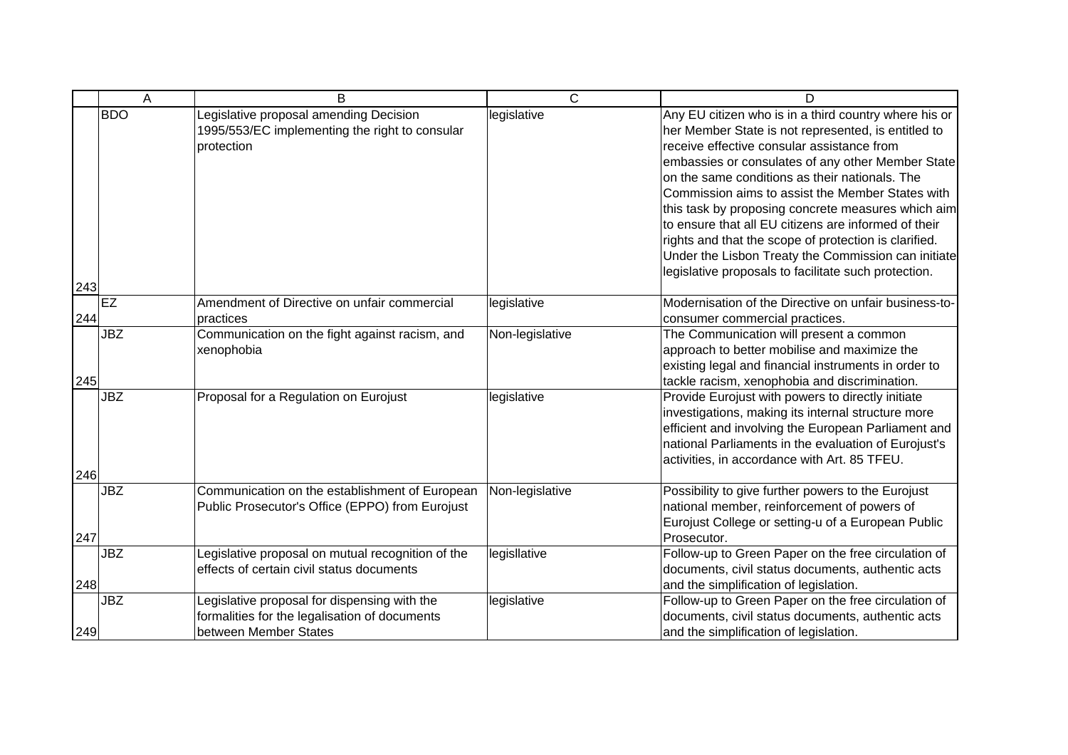| | A | B | C | D |
|---|---|---|---|---|
| 243 | BDO | Legislative proposal amending Decision 1995/553/EC implementing the right to consular protection | legislative | Any EU citizen who is in a third country where his or her Member State is not represented, is entitled to receive effective consular assistance from embassies or consulates of any other Member State on the same conditions as their nationals. The Commission aims to assist the Member States with this task by proposing concrete measures which aim to ensure that all EU citizens are informed of their rights and that the scope of protection is clarified. Under the Lisbon Treaty the Commission can initiate legislative proposals to facilitate such protection. |
| 244 | EZ | Amendment of Directive on unfair commercial practices | legislative | Modernisation of the Directive on unfair business-to-consumer commercial practices. |
| 245 | JBZ | Communication on the fight against racism, and xenophobia | Non-legislative | The Communication will present a common approach to better mobilise and maximize the existing legal and financial instruments in order to tackle racism, xenophobia and discrimination. |
| 246 | JBZ | Proposal for a Regulation on Eurojust | legislative | Provide Eurojust with powers to directly initiate investigations, making its internal structure more efficient and involving the European Parliament and national Parliaments in the evaluation of Eurojust's activities, in accordance with Art. 85 TFEU. |
| 247 | JBZ | Communication on the establishment of European Public Prosecutor's Office (EPPO) from Eurojust | Non-legislative | Possibility to give further powers to the Eurojust national member, reinforcement of powers of Eurojust College or setting-u of a European Public Prosecutor. |
| 248 | JBZ | Legislative proposal on mutual recognition of the effects of certain civil status documents | legisllative | Follow-up to Green Paper on the free circulation of documents, civil status documents, authentic acts and the simplification of legislation. |
| 249 | JBZ | Legislative proposal for dispensing with the formalities for the legalisation of documents between Member States | legislative | Follow-up to Green Paper on the free circulation of documents, civil status documents, authentic acts and the simplification of legislation. |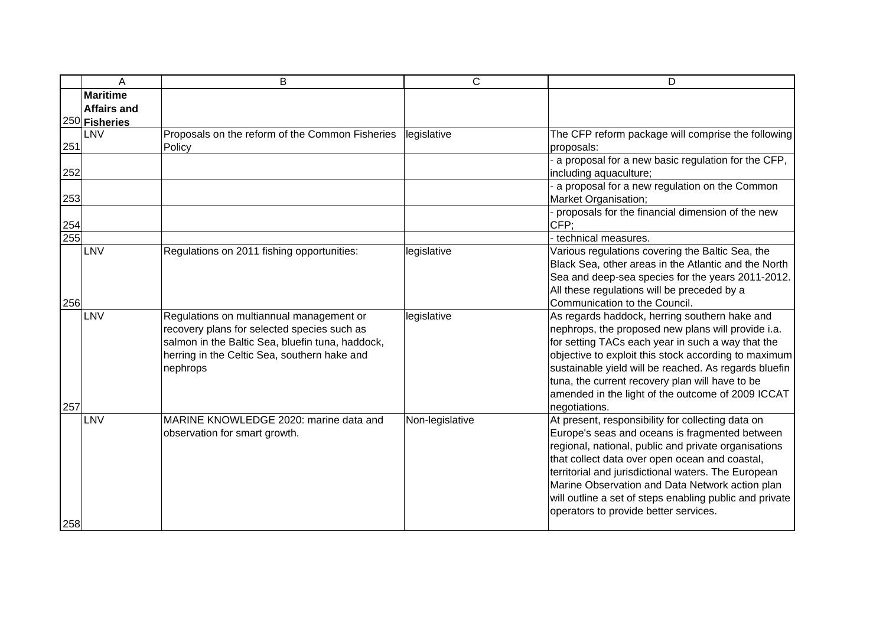| | A | B | C | D |
|---|---|---|---|---|
| 250 | **Maritime Affairs and Fisheries** | | | |
| 251 | LNV | Proposals on the reform of the Common Fisheries Policy | legislative | The CFP reform package will comprise the following proposals: |
| 252 | | | | - a proposal for a new basic regulation for the CFP, including aquaculture; |
| 253 | | | | - a proposal for a new regulation on the Common Market Organisation; |
| 254 | | | | - proposals for the financial dimension of the new CFP; |
| 255 | | | | - technical measures. |
| 256 | LNV | Regulations on 2011 fishing opportunities: | legislative | Various regulations covering the Baltic Sea, the Black Sea, other areas in the Atlantic and the North Sea and deep-sea species for the years 2011-2012. All these regulations will be preceded by a Communication to the Council. |
| 257 | LNV | Regulations on multiannual management or recovery plans for selected species such as salmon in the Baltic Sea, bluefin tuna, haddock, herring in the Celtic Sea, southern hake and nephrops | legislative | As regards haddock, herring southern hake and nephrops, the proposed new plans will provide i.a. for setting TACs each year in such a way that the objective to exploit this stock according to maximum sustainable yield will be reached. As regards bluefin tuna, the current recovery plan will have to be amended in the light of the outcome of 2009 ICCAT negotiations. |
| 258 | LNV | MARINE KNOWLEDGE 2020: marine data and observation for smart growth. | Non-legislative | At present, responsibility for collecting data on Europe's seas and oceans is fragmented between regional, national, public and private organisations that collect data over open ocean and coastal, territorial and jurisdictional waters. The European Marine Observation and Data Network action plan will outline a set of steps enabling public and private operators to provide better services. |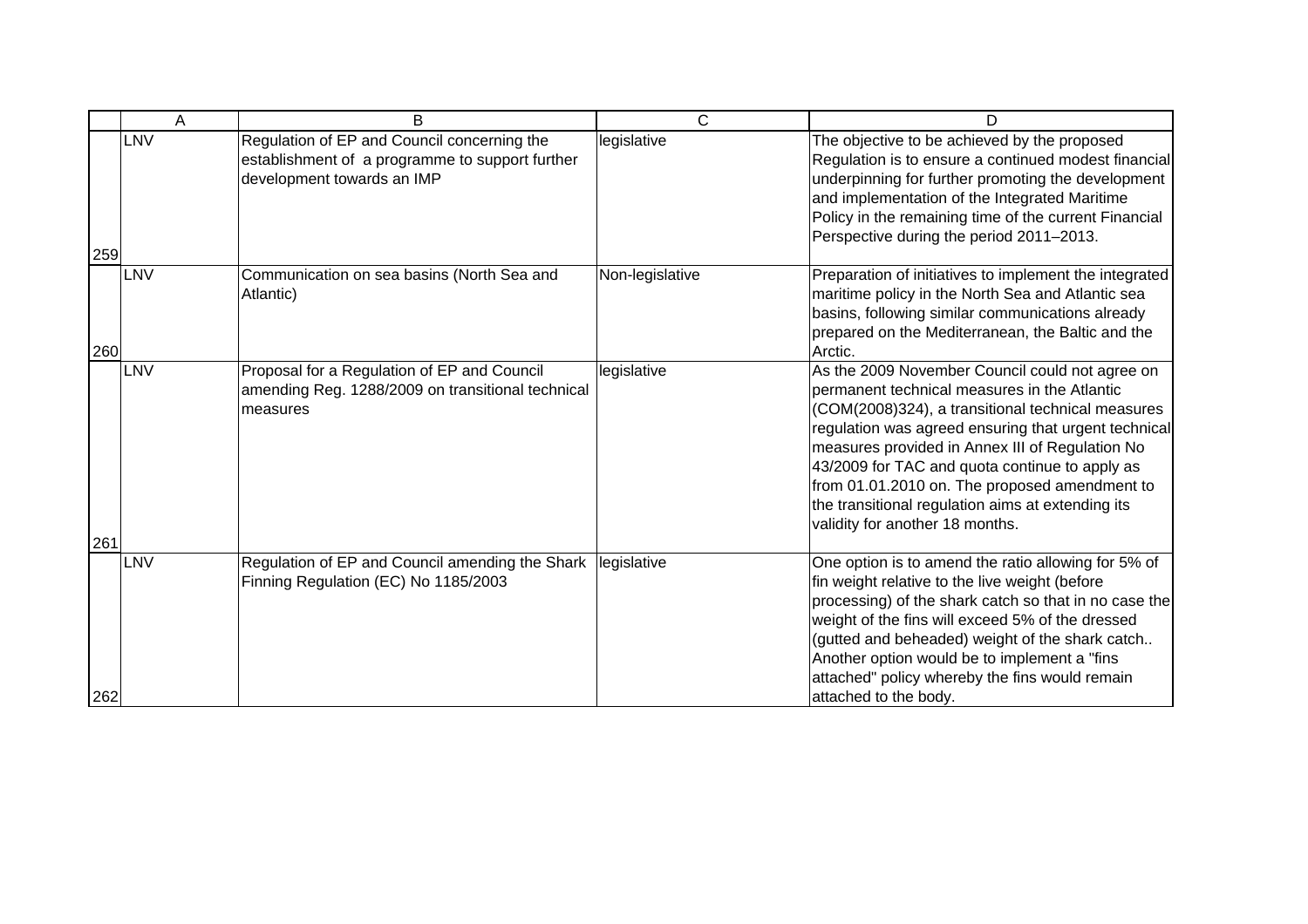| | A | B | C | D |
|---|---|---|---|---|
| 259 | LNV | Regulation of EP and Council concerning the establishment of a programme to support further development towards an IMP | legislative | The objective to be achieved by the proposed Regulation is to ensure a continued modest financial underpinning for further promoting the development and implementation of the Integrated Maritime Policy in the remaining time of the current Financial Perspective during the period 2011–2013. |
| 260 | LNV | Communication on sea basins (North Sea and Atlantic) | Non-legislative | Preparation of initiatives to implement the integrated maritime policy in the North Sea and Atlantic sea basins, following similar communications already prepared on the Mediterranean, the Baltic and the Arctic. |
| 261 | LNV | Proposal for a Regulation of EP and Council amending Reg. 1288/2009 on transitional technical measures | legislative | As the 2009 November Council could not agree on permanent technical measures in the Atlantic (COM(2008)324), a transitional technical measures regulation was agreed ensuring that urgent technical measures provided in Annex III of Regulation No 43/2009 for TAC and quota continue to apply as from 01.01.2010 on. The proposed amendment to the transitional regulation aims at extending its validity for another 18 months. |
| 262 | LNV | Regulation of EP and Council amending the Shark Finning Regulation (EC) No 1185/2003 | legislative | One option is to amend the ratio allowing for 5% of fin weight relative to the live weight (before processing) of the shark catch so that in no case the weight of the fins will exceed 5% of the dressed (gutted and beheaded) weight of the shark catch.. Another option would be to implement a "fins attached" policy whereby the fins would remain attached to the body. |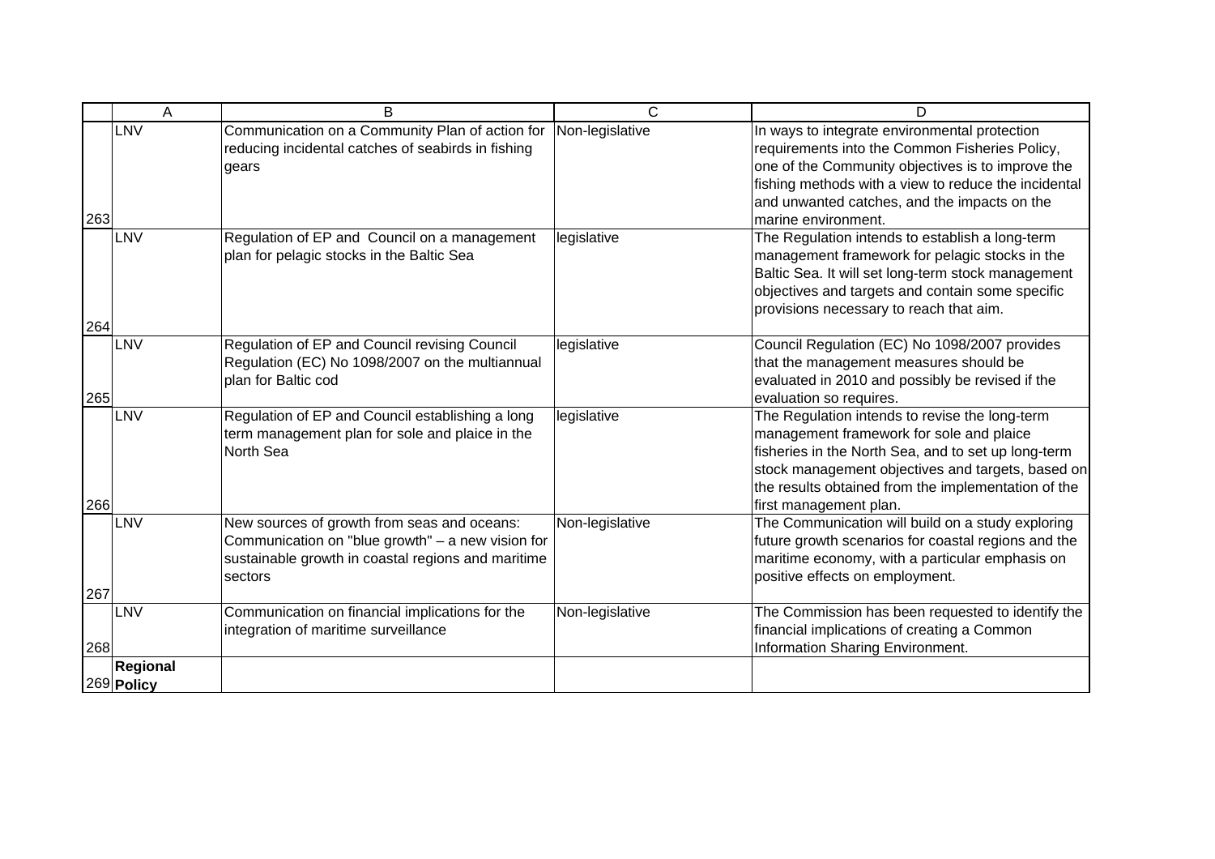| | A | B | C | D |
|---|---|---|---|---|
| 263 | LNV | Communication on a Community Plan of action for reducing incidental catches of seabirds in fishing gears | Non-legislative | In ways to integrate environmental protection requirements into the Common Fisheries Policy, one of the Community objectives is to improve the fishing methods with a view to reduce the incidental and unwanted catches, and the impacts on the marine environment. |
| 264 | LNV | Regulation of EP and Council on a management plan for pelagic stocks in the Baltic Sea | legislative | The Regulation intends to establish a long-term management framework for pelagic stocks in the Baltic Sea. It will set long-term stock management objectives and targets and contain some specific provisions necessary to reach that aim. |
| 265 | LNV | Regulation of EP and Council revising Council Regulation (EC) No 1098/2007 on the multiannual plan for Baltic cod | legislative | Council Regulation (EC) No 1098/2007 provides that the management measures should be evaluated in 2010 and possibly be revised if the evaluation so requires. |
| 266 | LNV | Regulation of EP and Council establishing a long term management plan for sole and plaice in the North Sea | legislative | The Regulation intends to revise the long-term management framework for sole and plaice fisheries in the North Sea, and to set up long-term stock management objectives and targets, based on the results obtained from the implementation of the first management plan. |
| 267 | LNV | New sources of growth from seas and oceans: Communication on "blue growth" – a new vision for sustainable growth in coastal regions and maritime sectors | Non-legislative | The Communication will build on a study exploring future growth scenarios for coastal regions and the maritime economy, with a particular emphasis on positive effects on employment. |
| 268 | LNV | Communication on financial implications for the integration of maritime surveillance | Non-legislative | The Commission has been requested to identify the financial implications of creating a Common Information Sharing Environment. |
| 269 | **Regional Policy** | | | |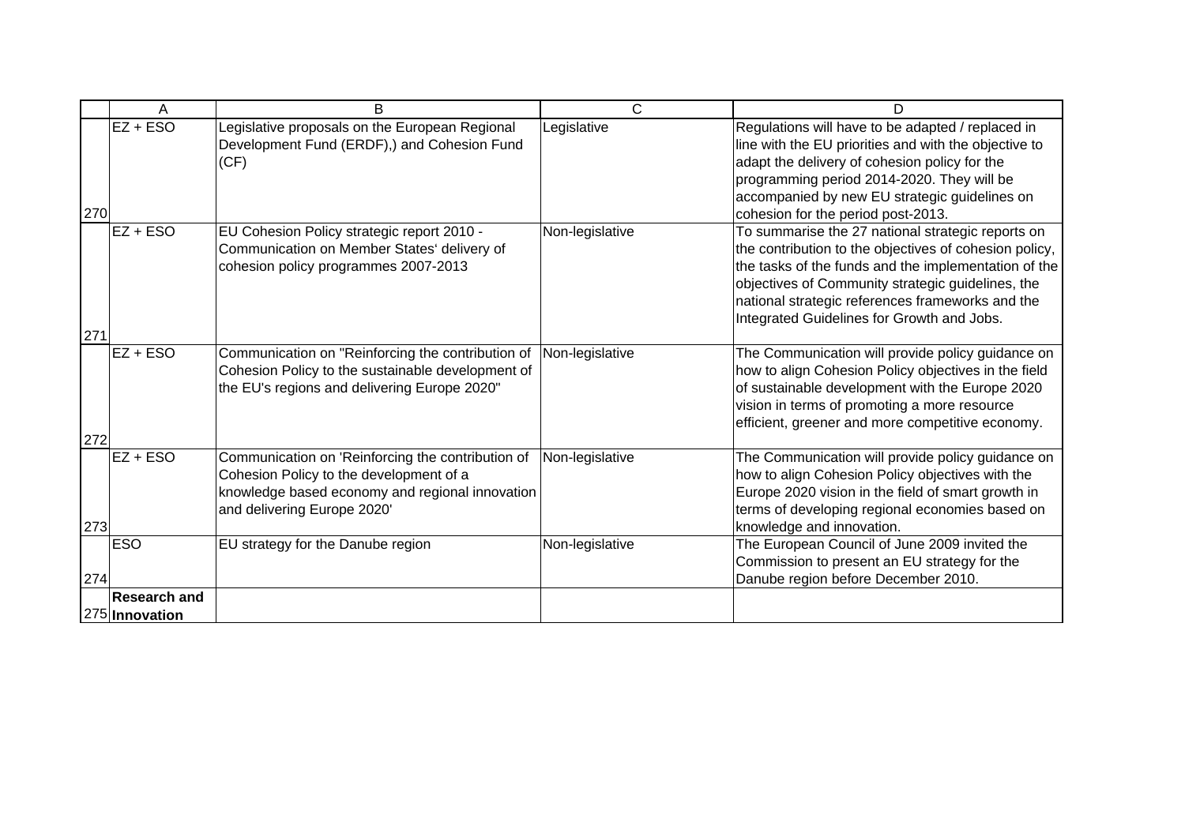| | A | B | C | D |
|---|---|---|---|---|
| 270 | EZ + ESO | Legislative proposals on the European Regional Development Fund (ERDF),) and Cohesion Fund (CF) | Legislative | Regulations will have to be adapted / replaced in line with the EU priorities and with the objective to adapt the delivery of cohesion policy for the programming period 2014-2020. They will be accompanied by new EU strategic guidelines on cohesion for the period post-2013. |
| 271 | EZ + ESO | EU Cohesion Policy strategic report 2010 - Communication on Member States' delivery of cohesion policy programmes 2007-2013 | Non-legislative | To summarise the 27 national strategic reports on the contribution to the objectives of cohesion policy, the tasks of the funds and the implementation of the objectives of Community strategic guidelines, the national strategic references frameworks and the Integrated Guidelines for Growth and Jobs. |
| 272 | EZ + ESO | Communication on "Reinforcing the contribution of Cohesion Policy to the sustainable development of the EU's regions and delivering Europe 2020" | Non-legislative | The Communication will provide policy guidance on how to align Cohesion Policy objectives in the field of sustainable development with the Europe 2020 vision in terms of promoting a more resource efficient, greener and more competitive economy. |
| 273 | EZ + ESO | Communication on 'Reinforcing the contribution of Cohesion Policy to the development of a knowledge based economy and regional innovation and delivering Europe 2020' | Non-legislative | The Communication will provide policy guidance on how to align Cohesion Policy objectives with the Europe 2020 vision in the field of smart growth in terms of developing regional economies based on knowledge and innovation. |
| 274 | ESO | EU strategy for the Danube region | Non-legislative | The European Council of June 2009 invited the Commission to present an EU strategy for the Danube region before December 2010. |
| 275 | **Research and Innovation** | | | |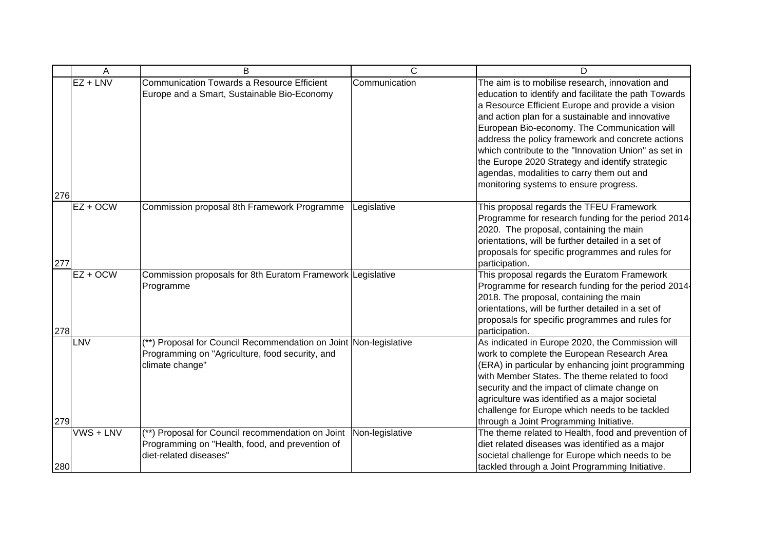| | A | B | C | D |
|---|---|---|---|---|
| 276 | EZ + LNV | Communication Towards a Resource Efficient Europe and a Smart, Sustainable Bio-Economy | Communication | The aim is to mobilise research, innovation and education to identify and facilitate the path Towards a Resource Efficient Europe and provide a vision and action plan for a sustainable and innovative European Bio-economy. The Communication will address the policy framework and concrete actions which contribute to the "Innovation Union" as set in the Europe 2020 Strategy and identify strategic agendas, modalities to carry them out and monitoring systems to ensure progress. |
| 277 | EZ + OCW | Commission proposal 8th Framework Programme | Legislative | This proposal regards the TFEU Framework Programme for research funding for the period 2014-2020. The proposal, containing the main orientations, will be further detailed in a set of proposals for specific programmes and rules for participation. |
| 278 | EZ + OCW | Commission proposals for 8th Euratom Framework Programme | Legislative | This proposal regards the Euratom Framework Programme for research funding for the period 2014-2018. The proposal, containing the main orientations, will be further detailed in a set of proposals for specific programmes and rules for participation. |
| 279 | LNV | (**) Proposal for Council Recommendation on Joint Programming on "Agriculture, food security, and climate change" | Non-legislative | As indicated in Europe 2020, the Commission will work to complete the European Research Area (ERA) in particular by enhancing joint programming with Member States. The theme related to food security and the impact of climate change on agriculture was identified as a major societal challenge for Europe which needs to be tackled through a Joint Programming Initiative. |
| 280 | VWS + LNV | (**) Proposal for Council recommendation on Joint Programming on "Health, food, and prevention of diet-related diseases" | Non-legislative | The theme related to Health, food and prevention of diet related diseases was identified as a major societal challenge for Europe which needs to be tackled through a Joint Programming Initiative. |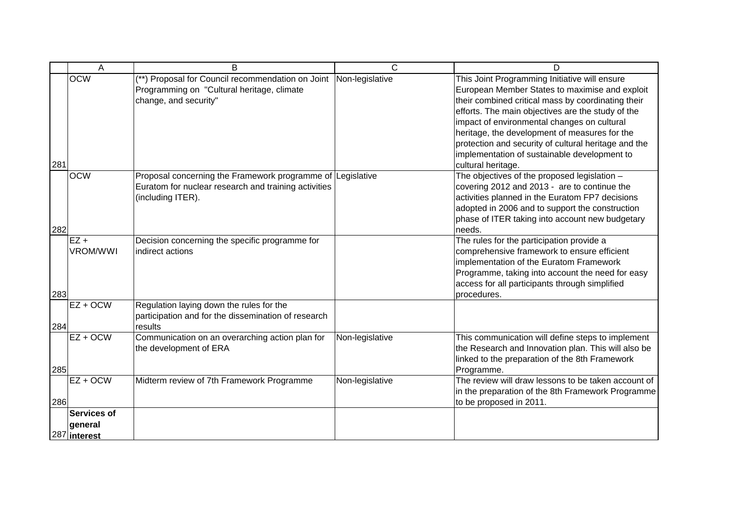| | A | B | C | D |
|---|---|---|---|---|
| 281 | OCW | (**) Proposal for Council recommendation on Joint Programming on "Cultural heritage, climate change, and security" | Non-legislative | This Joint Programming Initiative will ensure European Member States to maximise and exploit their combined critical mass by coordinating their efforts. The main objectives are the study of the impact of environmental changes on cultural heritage, the development of measures for the protection and security of cultural heritage and the implementation of sustainable development to cultural heritage. |
| 282 | OCW | Proposal concerning the Framework programme of Euratom for nuclear research and training activities (including ITER). | Legislative | The objectives of the proposed legislation – covering 2012 and 2013 - are to continue the activities planned in the Euratom FP7 decisions adopted in 2006 and to support the construction phase of ITER taking into account new budgetary needs. |
| 283 | EZ + VROM/WWI | Decision concerning the specific programme for indirect actions | | The rules for the participation provide a comprehensive framework to ensure efficient implementation of the Euratom Framework Programme, taking into account the need for easy access for all participants through simplified procedures. |
| 284 | EZ + OCW | Regulation laying down the rules for the participation and for the dissemination of research results | | |
| 285 | EZ + OCW | Communication on an overarching action plan for the development of ERA | Non-legislative | This communication will define steps to implement the Research and Innovation plan. This will also be linked to the preparation of the 8th Framework Programme. |
| 286 | EZ + OCW | Midterm review of 7th Framework Programme | Non-legislative | The review will draw lessons to be taken account of in the preparation of the 8th Framework Programme to be proposed in 2011. |
| 287 | **Services of general interest** | | | |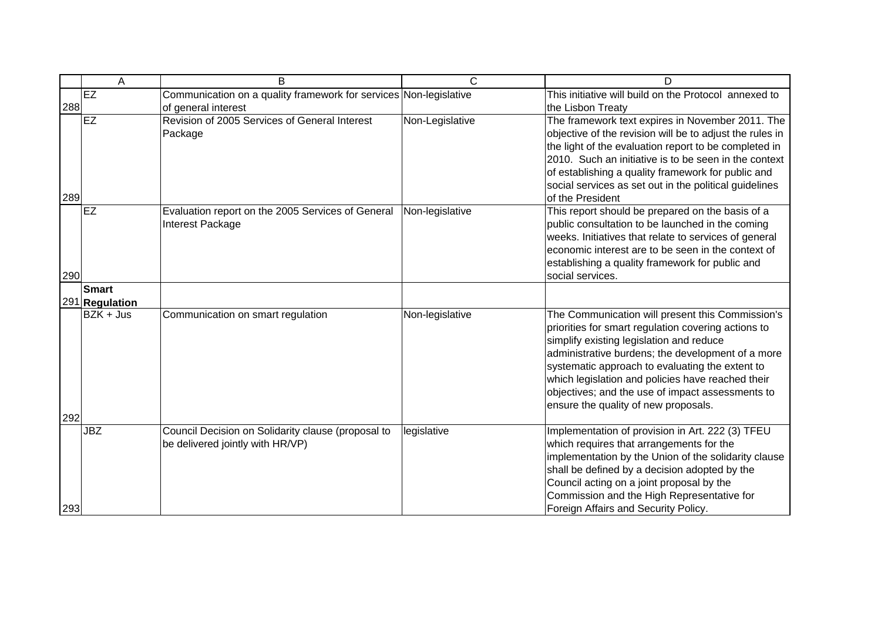| | A | B | C | D |
|---|---|---|---|---|
| 288 | EZ | Communication on a quality framework for services of general interest | Non-legislative | This initiative will build on the Protocol annexed to the Lisbon Treaty |
| 289 | EZ | Revision of 2005 Services of General Interest Package | Non-Legislative | The framework text expires in November 2011. The objective of the revision will be to adjust the rules in the light of the evaluation report to be completed in 2010. Such an initiative is to be seen in the context of establishing a quality framework for public and social services as set out in the political guidelines of the President |
| 290 | EZ | Evaluation report on the 2005 Services of General Interest Package | Non-legislative | This report should be prepared on the basis of a public consultation to be launched in the coming weeks. Initiatives that relate to services of general economic interest are to be seen in the context of establishing a quality framework for public and social services. |
| 291 | **Smart Regulation** | | | |
| 292 | BZK + Jus | Communication on smart regulation | Non-legislative | The Communication will present this Commission's priorities for smart regulation covering actions to simplify existing legislation and reduce administrative burdens; the development of a more systematic approach to evaluating the extent to which legislation and policies have reached their objectives; and the use of impact assessments to ensure the quality of new proposals. |
| 293 | JBZ | Council Decision on Solidarity clause (proposal to be delivered jointly with HR/VP) | legislative | Implementation of provision in Art. 222 (3) TFEU which requires that arrangements for the implementation by the Union of the solidarity clause shall be defined by a decision adopted by the Council acting on a joint proposal by the Commission and the High Representative for Foreign Affairs and Security Policy. |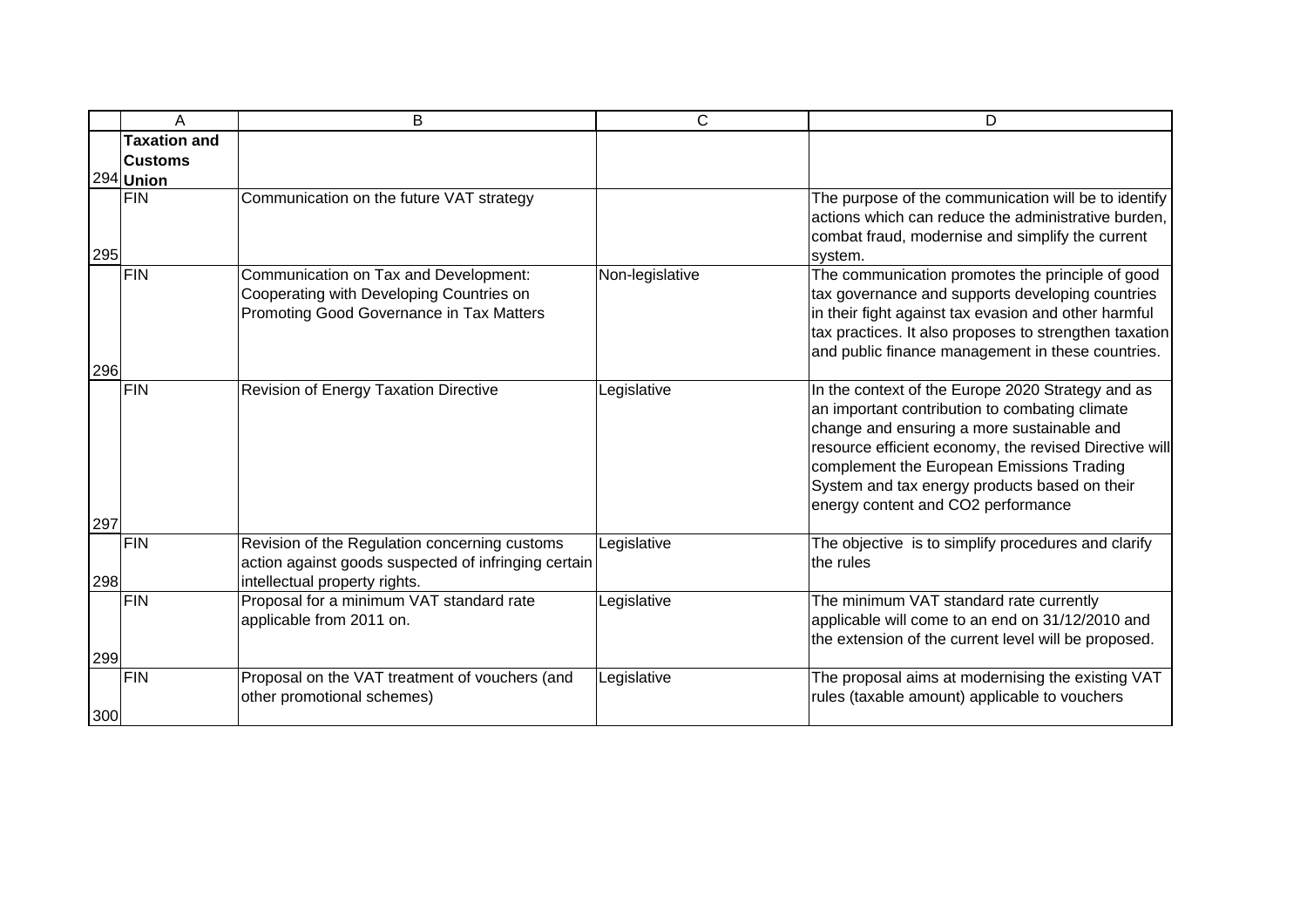| | A | B | C | D |
|---|---|---|---|---|
| 294 | **Taxation and Customs Union** | | | |
| 295 | FIN | Communication on the future VAT strategy | | The purpose of the communication will be to identify actions which can reduce the administrative burden, combat fraud, modernise and simplify the current system. |
| 296 | FIN | Communication on Tax and Development: Cooperating with Developing Countries on Promoting Good Governance in Tax Matters | Non-legislative | The communication promotes the principle of good tax governance and supports developing countries in their fight against tax evasion and other harmful tax practices. It also proposes to strengthen taxation and public finance management in these countries. |
| 297 | FIN | Revision of Energy Taxation Directive | Legislative | In the context of the Europe 2020 Strategy and as an important contribution to combating climate change and ensuring a more sustainable and resource efficient economy, the revised Directive will complement the European Emissions Trading System and tax energy products based on their energy content and CO2 performance |
| 298 | FIN | Revision of the Regulation concerning customs action against goods suspected of infringing certain intellectual property rights. | Legislative | The objective is to simplify procedures and clarify the rules |
| 299 | FIN | Proposal for a minimum VAT standard rate applicable from 2011 on. | Legislative | The minimum VAT standard rate currently applicable will come to an end on 31/12/2010 and the extension of the current level will be proposed. |
| 300 | FIN | Proposal on the VAT treatment of vouchers (and other promotional schemes) | Legislative | The proposal aims at modernising the existing VAT rules (taxable amount) applicable to vouchers |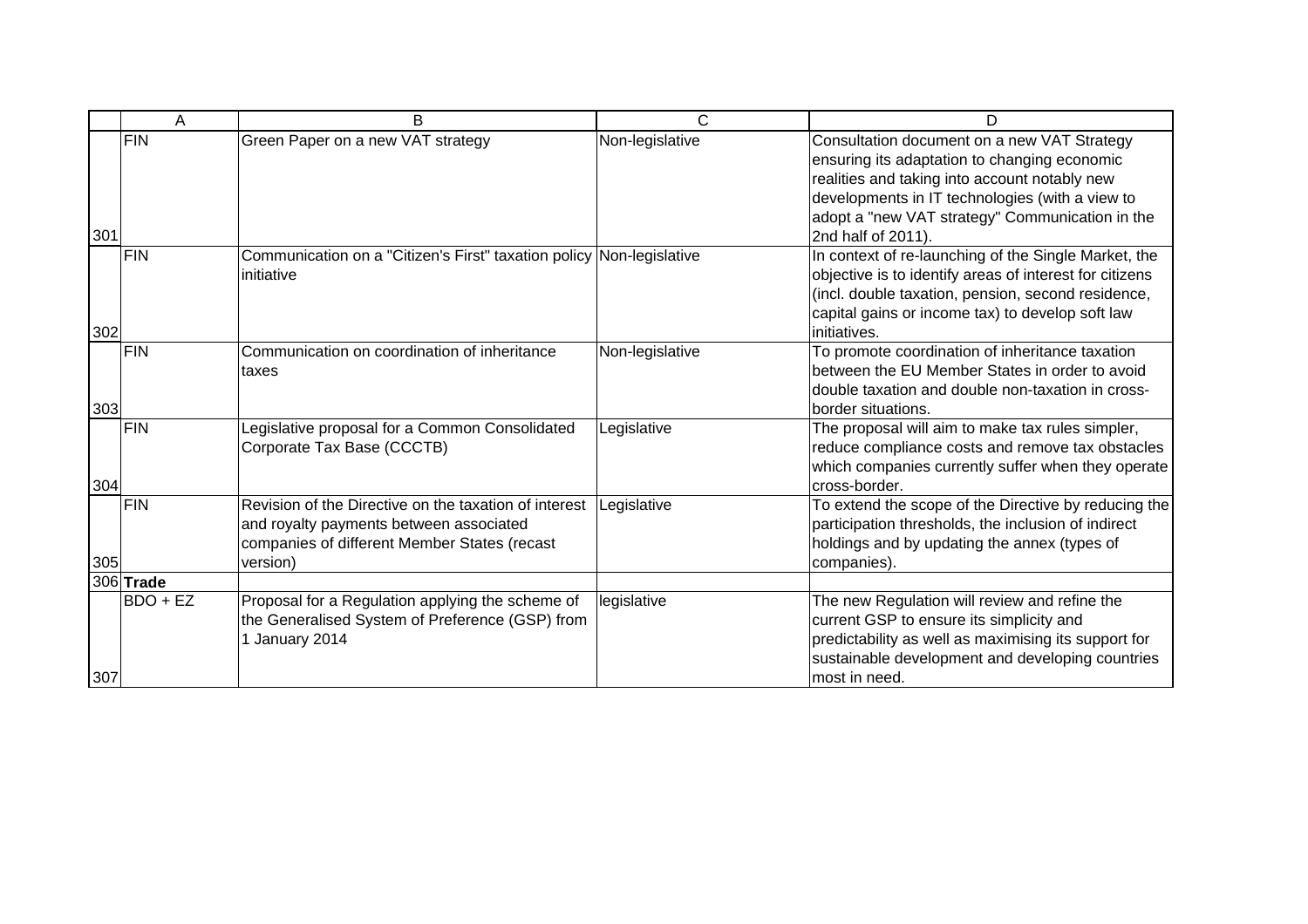| | A | B | C | D |
|---|---|---|---|---|
| 301 | FIN | Green Paper on a new VAT strategy | Non-legislative | Consultation document on a new VAT Strategy ensuring its adaptation to changing economic realities and taking into account notably new developments in IT technologies (with a view to adopt a "new VAT strategy" Communication in the 2nd half of 2011). |
| 302 | FIN | Communication on a "Citizen's First" taxation policy initiative | Non-legislative | In context of re-launching of the Single Market, the objective is to identify areas of interest for citizens (incl. double taxation, pension, second residence, capital gains or income tax) to develop soft law initiatives. |
| 303 | FIN | Communication on coordination of inheritance taxes | Non-legislative | To promote coordination of inheritance taxation between the EU Member States in order to avoid double taxation and double non-taxation in cross-border situations. |
| 304 | FIN | Legislative proposal for a Common Consolidated Corporate Tax Base (CCCTB) | Legislative | The proposal will aim to make tax rules simpler, reduce compliance costs and remove tax obstacles which companies currently suffer when they operate cross-border. |
| 305 | FIN | Revision of the Directive on the taxation of interest and royalty payments between associated companies of different Member States (recast version) | Legislative | To extend the scope of the Directive by reducing the participation thresholds, the inclusion of indirect holdings and by updating the annex (types of companies). |
| 306 | **Trade** | | | |
| 307 | BDO + EZ | Proposal for a Regulation applying the scheme of the Generalised System of Preference (GSP) from 1 January 2014 | legislative | The new Regulation will review and refine the current GSP to ensure its simplicity and predictability as well as maximising its support for sustainable development and developing countries most in need. |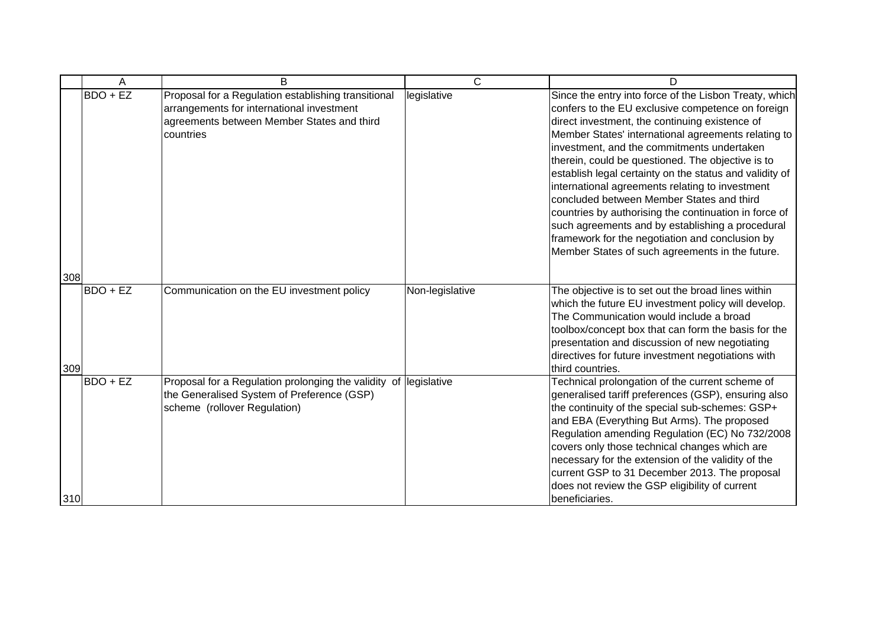| | A | B | C | D |
|---|---|---|---|---|
| 308 | BDO + EZ | Proposal for a Regulation establishing transitional arrangements for international investment agreements between Member States and third countries | legislative | Since the entry into force of the Lisbon Treaty, which confers to the EU exclusive competence on foreign direct investment, the continuing existence of Member States' international agreements relating to investment, and the commitments undertaken therein, could be questioned. The objective is to establish legal certainty on the status and validity of international agreements relating to investment concluded between Member States and third countries by authorising the continuation in force of such agreements and by establishing a procedural framework for the negotiation and conclusion by Member States of such agreements in the future. |
| 309 | BDO + EZ | Communication on the EU investment policy | Non-legislative | The objective is to set out the broad lines within which the future EU investment policy will develop. The Communication would include a broad toolbox/concept box that can form the basis for the presentation and discussion of new negotiating directives for future investment negotiations with third countries. |
| 310 | BDO + EZ | Proposal for a Regulation prolonging the validity of the Generalised System of Preference (GSP) scheme (rollover Regulation) | legislative | Technical prolongation of the current scheme of generalised tariff preferences (GSP), ensuring also the continuity of the special sub-schemes: GSP+ and EBA (Everything But Arms). The proposed Regulation amending Regulation (EC) No 732/2008 covers only those technical changes which are necessary for the extension of the validity of the current GSP to 31 December 2013. The proposal does not review the GSP eligibility of current beneficiaries. |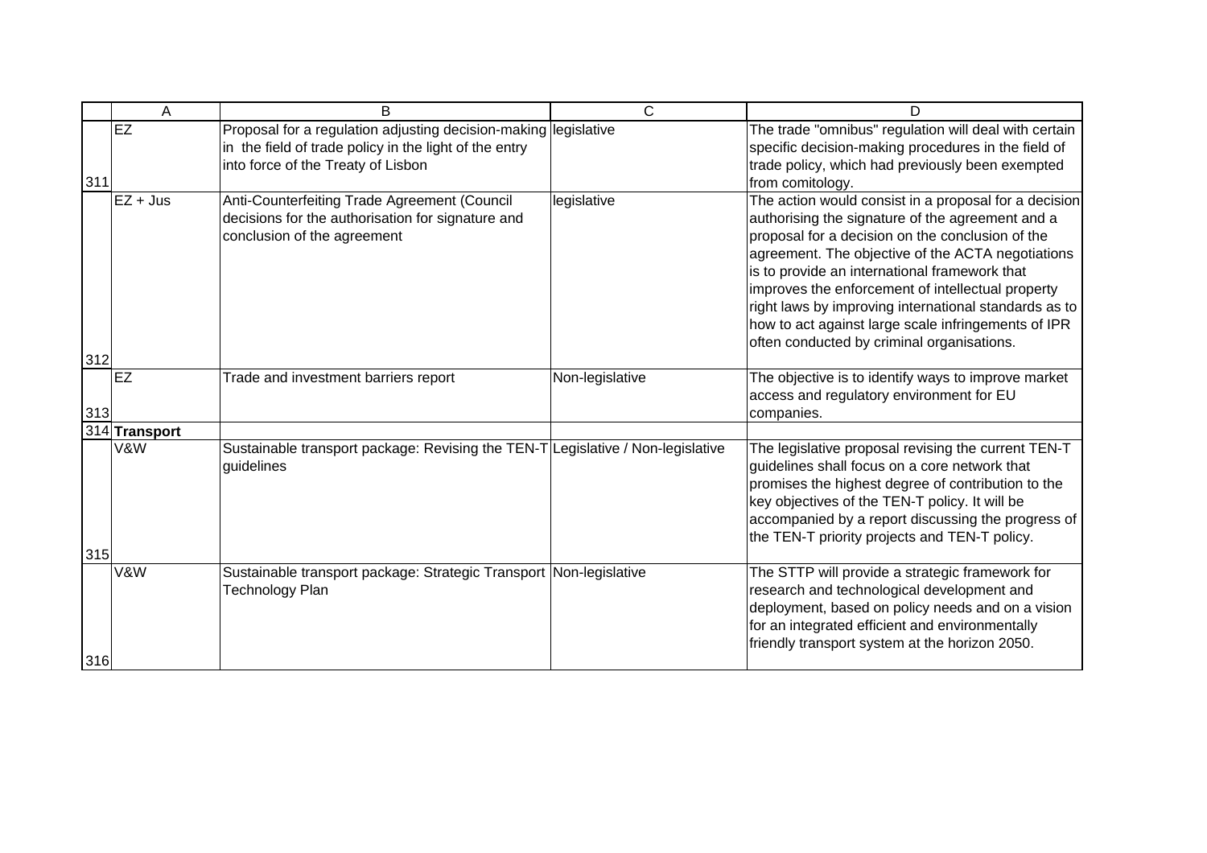|  | A | B | C | D |
|---|---|---|---|---|
| 311 | EZ | Proposal for a regulation adjusting decision-making in the field of trade policy in the light of the entry into force of the Treaty of Lisbon | legislative | The trade "omnibus" regulation will deal with certain specific decision-making procedures in the field of trade policy, which had previously been exempted from comitology. |
| 312 | EZ + Jus | Anti-Counterfeiting Trade Agreement (Council decisions for the authorisation for signature and conclusion of the agreement | legislative | The action would consist in a proposal for a decision authorising the signature of the agreement and a proposal for a decision on the conclusion of the agreement. The objective of the ACTA negotiations is to provide an international framework that improves the enforcement of intellectual property right laws by improving international standards as to how to act against large scale infringements of IPR often conducted by criminal organisations. |
| 313 | EZ | Trade and investment barriers report | Non-legislative | The objective is to identify ways to improve market access and regulatory environment for EU companies. |
| 314 | **Transport** |  |  |  |
| 315 | V&W | Sustainable transport package: Revising the TEN-T guidelines | Legislative / Non-legislative | The legislative proposal revising the current TEN-T guidelines shall focus on a core network that promises the highest degree of contribution to the key objectives of the TEN-T policy. It will be accompanied by a report discussing the progress of the TEN-T priority projects and TEN-T policy. |
| 316 | V&W | Sustainable transport package: Strategic Transport Technology Plan | Non-legislative | The STTP will provide a strategic framework for research and technological development and deployment, based on policy needs and on a vision for an integrated efficient and environmentally friendly transport system at the horizon 2050. |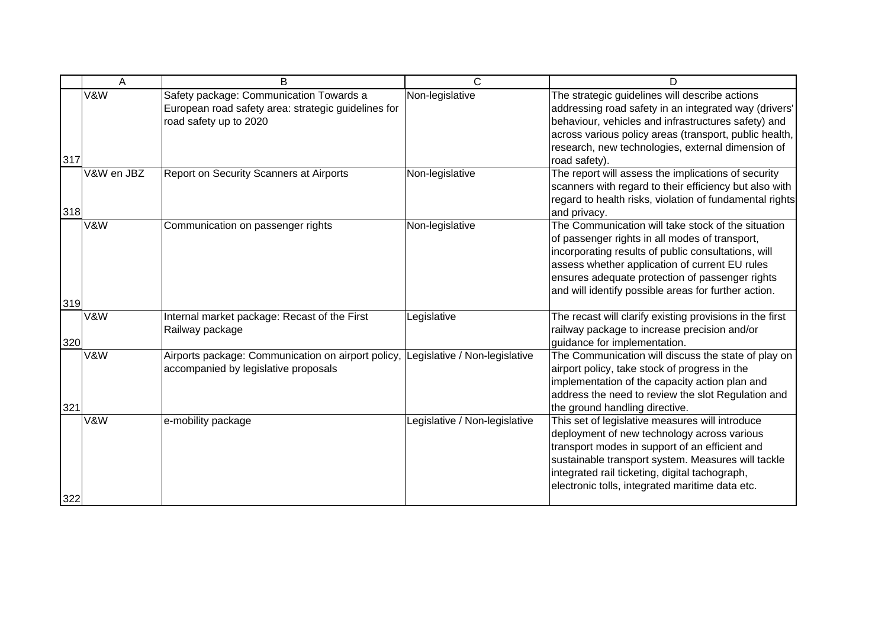|  | A | B | C | D |
|---|---|---|---|---|
| 317 | V&W | Safety package: Communication Towards a European road safety area: strategic guidelines for road safety up to 2020 | Non-legislative | The strategic guidelines will describe actions addressing road safety in an integrated way (drivers' behaviour, vehicles and infrastructures safety) and across various policy areas (transport, public health, research, new technologies, external dimension of road safety). |
| 318 | V&W en JBZ | Report on Security Scanners at Airports | Non-legislative | The report will assess the implications of security scanners with regard to their efficiency but also with regard to health risks, violation of fundamental rights and privacy. |
| 319 | V&W | Communication on passenger rights | Non-legislative | The Communication will take stock of the situation of passenger rights in all modes of transport, incorporating results of public consultations, will assess whether application of current EU rules ensures adequate protection of passenger rights and will identify possible areas for further action. |
| 320 | V&W | Internal market package: Recast of the First Railway package | Legislative | The recast will clarify existing provisions in the first railway package to increase precision and/or guidance for implementation. |
| 321 | V&W | Airports package: Communication on airport policy, accompanied by legislative proposals | Legislative / Non-legislative | The Communication will discuss the state of play on airport policy, take stock of progress in the implementation of the capacity action plan and address the need to review the slot Regulation and the ground handling directive. |
| 322 | V&W | e-mobility package | Legislative / Non-legislative | This set of legislative measures will introduce deployment of new technology across various transport modes in support of an efficient and sustainable transport system. Measures will tackle integrated rail ticketing, digital tachograph, electronic tolls, integrated maritime data etc. |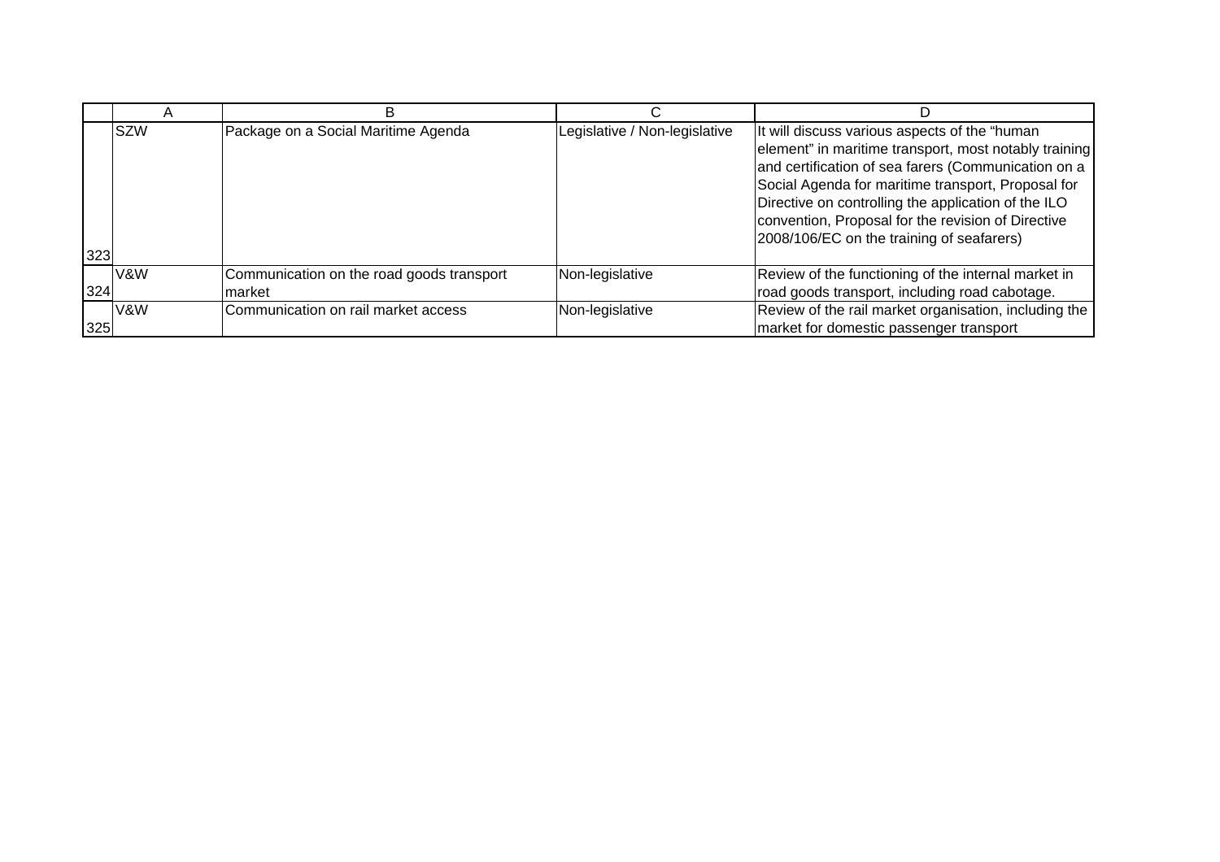| | A | B | C | D |
|---|---|---|---|---|
| 323 | SZW | Package on a Social Maritime Agenda | Legislative / Non-legislative | It will discuss various aspects of the "human element" in maritime transport, most notably training and certification of sea farers (Communication on a Social Agenda for maritime transport, Proposal for Directive on controlling the application of the ILO convention, Proposal for the revision of Directive 2008/106/EC on the training of seafarers) |
| 324 | V&W | Communication on the road goods transport market | Non-legislative | Review of the functioning of the internal market in road goods transport, including road cabotage. |
| 325 | V&W | Communication on rail market access | Non-legislative | Review of the rail market organisation, including the market for domestic passenger transport |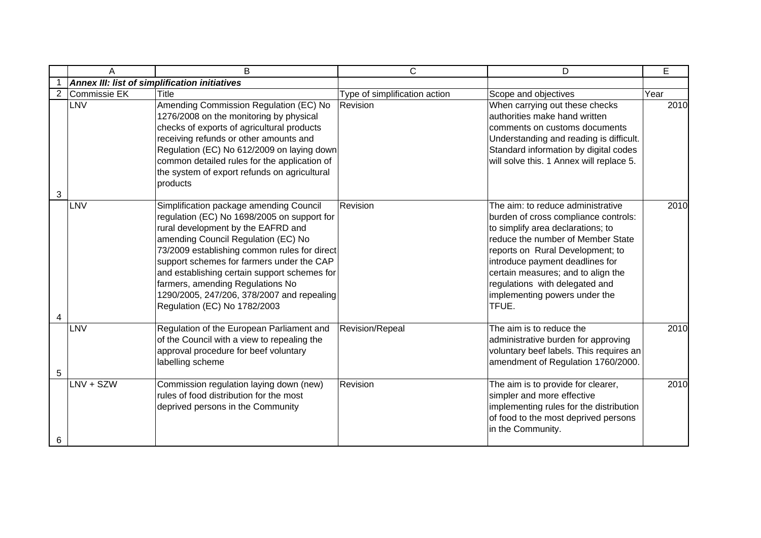***Annex III: list of simplification initiatives***

| Commissie EK | Title | Type of simplification action | Scope and objectives | Year |
|---|---|---|---|---|
| LNV | Amending Commission Regulation (EC) No 1276/2008 on the monitoring by physical checks of exports of agricultural products receiving refunds or other amounts and Regulation (EC) No 612/2009 on laying down common detailed rules for the application of the system of export refunds on agricultural products | Revision | When carrying out these checks authorities make hand written comments on customs documents Understanding and reading is difficult. Standard information by digital codes will solve this. 1 Annex will replace 5. | 2010 |
| LNV | Simplification package amending Council regulation (EC) No 1698/2005 on support for rural development by the EAFRD and amending Council Regulation (EC) No 73/2009 establishing common rules for direct support schemes for farmers under the CAP and establishing certain support schemes for farmers, amending Regulations No 1290/2005, 247/206, 378/2007 and repealing Regulation (EC) No 1782/2003 | Revision | The aim: to reduce administrative burden of cross compliance controls: to simplify area declarations; to reduce the number of Member State reports on Rural Development; to introduce payment deadlines for certain measures; and to align the regulations with delegated and implementing powers under the TFUE. | 2010 |
| LNV | Regulation of the European Parliament and of the Council with a view to repealing the approval procedure for beef voluntary labelling scheme | Revision/Repeal | The aim is to reduce the administrative burden for approving voluntary beef labels. This requires an amendment of Regulation 1760/2000. | 2010 |
| LNV + SZW | Commission regulation laying down (new) rules of food distribution for the most deprived persons in the Community | Revision | The aim is to provide for clearer, simpler and more effective implementing rules for the distribution of food to the most deprived persons in the Community. | 2010 |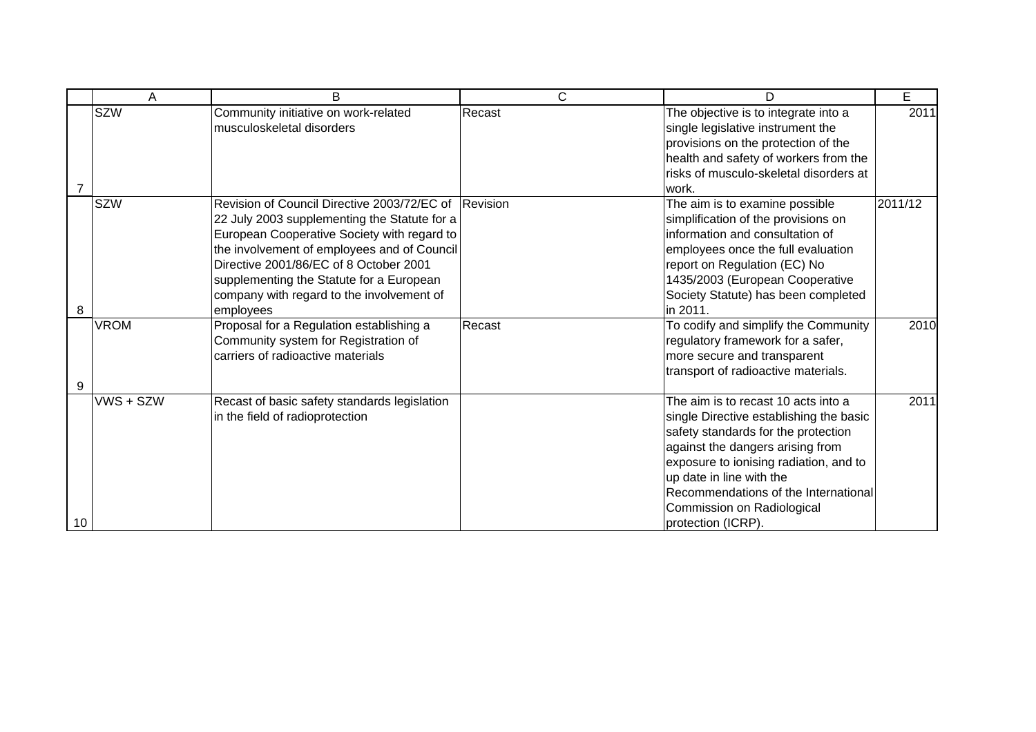| | A | B | C | D | E |
|---|---|---|---|---|---|
| 7 | SZW | Community initiative on work-related musculoskeletal disorders | Recast | The objective is to integrate into a single legislative instrument the provisions on the protection of the health and safety of workers from the risks of musculo-skeletal disorders at work. | 2011 |
| 8 | SZW | Revision of Council Directive 2003/72/EC of 22 July 2003 supplementing the Statute for a European Cooperative Society with regard to the involvement of employees and of Council Directive 2001/86/EC of 8 October 2001 supplementing the Statute for a European company with regard to the involvement of employees | Revision | The aim is to examine possible simplification of the provisions on information and consultation of employees once the full evaluation report on Regulation (EC) No 1435/2003 (European Cooperative Society Statute) has been completed in 2011. | 2011/12 |
| 9 | VROM | Proposal for a Regulation establishing a Community system for Registration of carriers of radioactive materials | Recast | To codify and simplify the Community regulatory framework for a safer, more secure and transparent transport of radioactive materials. | 2010 |
| 10 | VWS + SZW | Recast of basic safety standards legislation in the field of radioprotection | | The aim is to recast 10 acts into a single Directive establishing the basic safety standards for the protection against the dangers arising from exposure to ionising radiation, and to up date in line with the Recommendations of the International Commission on Radiological protection (ICRP). | 2011 |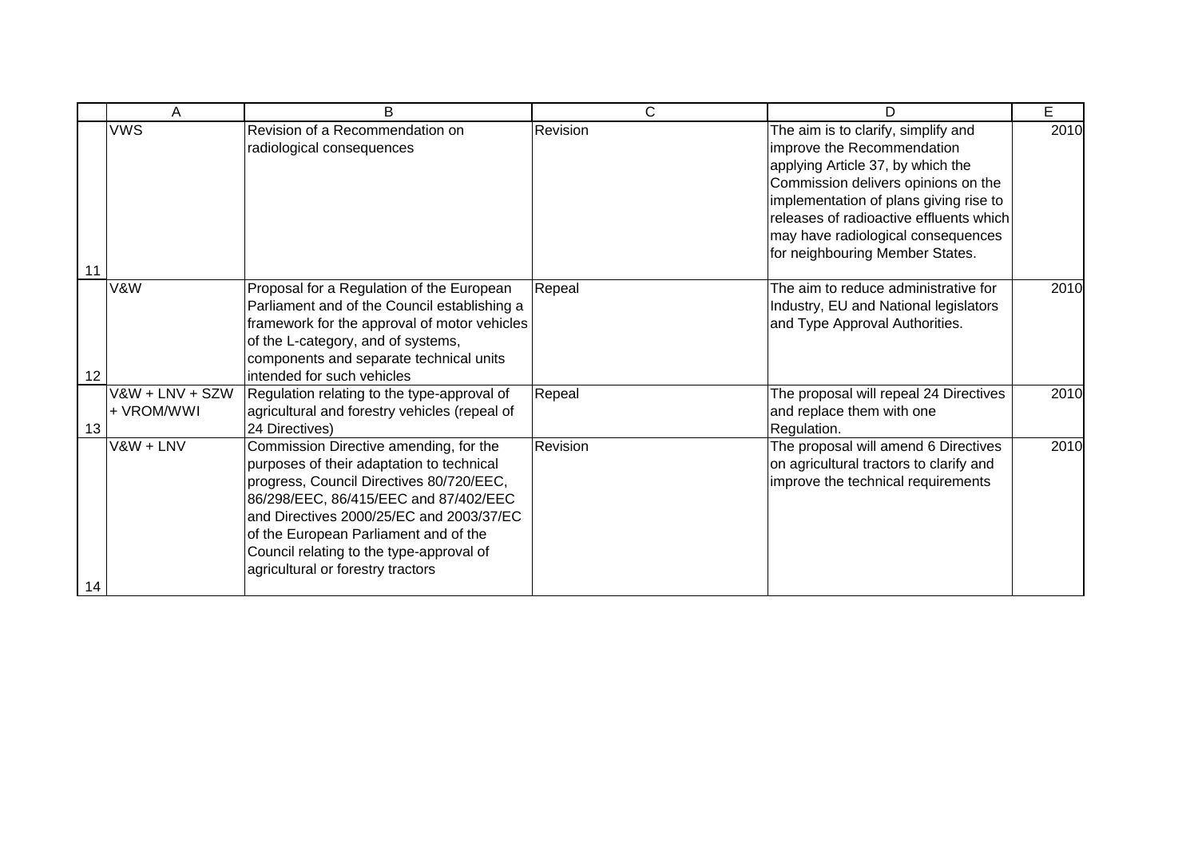| | A | B | C | D | E |
|---|---|---|---|---|---|
| 11 | VWS | Revision of a Recommendation on radiological consequences | Revision | The aim is to clarify, simplify and improve the Recommendation applying Article 37, by which the Commission delivers opinions on the implementation of plans giving rise to releases of radioactive effluents which may have radiological consequences for neighbouring Member States. | 2010 |
| 12 | V&W | Proposal for a Regulation of the European Parliament and of the Council establishing a framework for the approval of motor vehicles of the L-category, and of systems, components and separate technical units intended for such vehicles | Repeal | The aim to reduce administrative for Industry, EU and National legislators and Type Approval Authorities. | 2010 |
| 13 | V&W + LNV + SZW + VROM/WWI | Regulation relating to the type-approval of agricultural and forestry vehicles (repeal of 24 Directives) | Repeal | The proposal will repeal 24 Directives and replace them with one Regulation. | 2010 |
| 14 | V&W + LNV | Commission Directive amending, for the purposes of their adaptation to technical progress, Council Directives 80/720/EEC, 86/298/EEC, 86/415/EEC and 87/402/EEC and Directives 2000/25/EC and 2003/37/EC of the European Parliament and of the Council relating to the type-approval of agricultural or forestry tractors | Revision | The proposal will amend 6 Directives on agricultural tractors to clarify and improve the technical requirements | 2010 |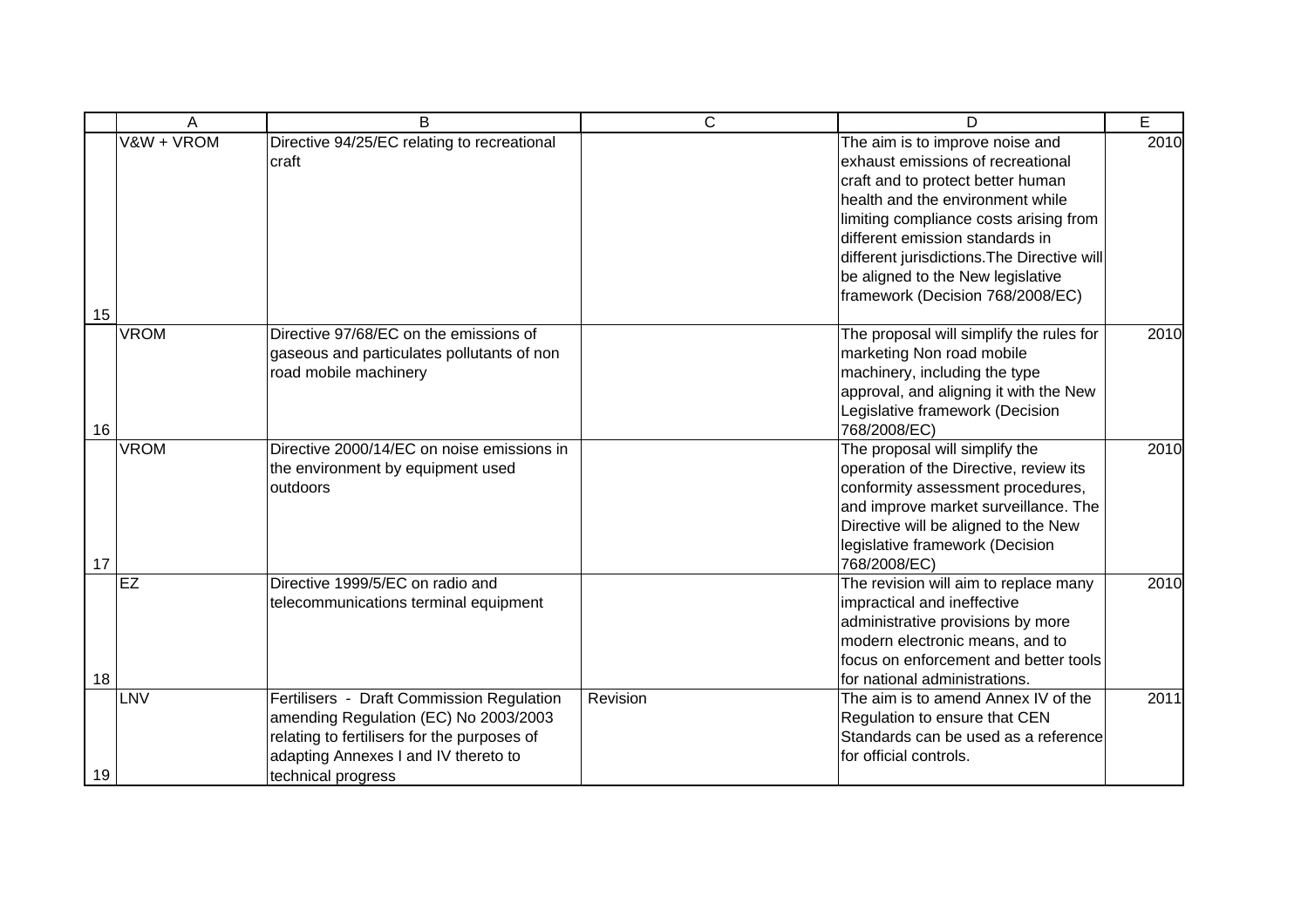| | A | B | C | D | E |
|---|---|---|---|---|---|
| 15 | V&W + VROM | Directive 94/25/EC relating to recreational craft | | The aim is to improve noise and exhaust emissions of recreational craft and to protect better human health and the environment while limiting compliance costs arising from different emission standards in different jurisdictions.The Directive will be aligned to the New legislative framework (Decision 768/2008/EC) | 2010 |
| 16 | VROM | Directive 97/68/EC on the emissions of gaseous and particulates pollutants of non road mobile machinery | | The proposal will simplify the rules for marketing Non road mobile machinery, including the type approval, and aligning it with the New Legislative framework (Decision 768/2008/EC) | 2010 |
| 17 | VROM | Directive 2000/14/EC on noise emissions in the environment by equipment used outdoors | | The proposal will simplify the operation of the Directive, review its conformity assessment procedures, and improve market surveillance. The Directive will be aligned to the New legislative framework (Decision 768/2008/EC) | 2010 |
| 18 | EZ | Directive 1999/5/EC on radio and telecommunications terminal equipment | | The revision will aim to replace many impractical and ineffective administrative provisions by more modern electronic means, and to focus on enforcement and better tools for national administrations. | 2010 |
| 19 | LNV | Fertilisers - Draft Commission Regulation amending Regulation (EC) No 2003/2003 relating to fertilisers for the purposes of adapting Annexes I and IV thereto to technical progress | Revision | The aim is to amend Annex IV of the Regulation to ensure that CEN Standards can be used as a reference for official controls. | 2011 |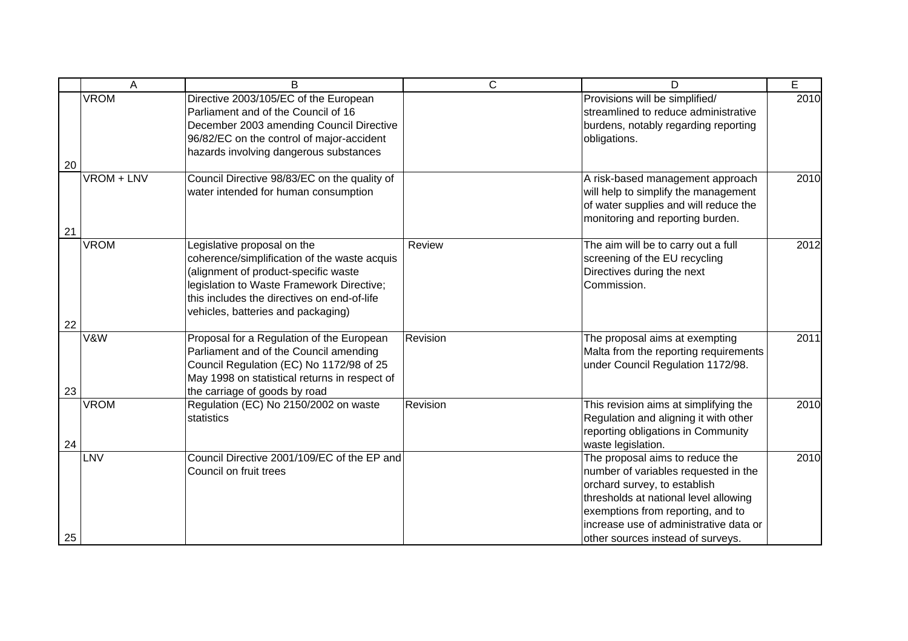|  | A | B | C | D | E |
|---|---|---|---|---|---|
| 20 | VROM | Directive 2003/105/EC of the European Parliament and of the Council of 16 December 2003 amending Council Directive 96/82/EC on the control of major-accident hazards involving dangerous substances |  | Provisions will be simplified/ streamlined to reduce administrative burdens, notably regarding reporting obligations. | 2010 |
| 21 | VROM + LNV | Council Directive 98/83/EC on the quality of water intended for human consumption |  | A risk-based management approach will help to simplify the management of water supplies and will reduce the monitoring and reporting burden. | 2010 |
| 22 | VROM | Legislative proposal on the coherence/simplification of the waste acquis (alignment of product-specific waste legislation to Waste Framework Directive; this includes the directives on end-of-life vehicles, batteries and packaging) | Review | The aim will be to carry out a full screening of the EU recycling Directives during the next Commission. | 2012 |
| 23 | V&W | Proposal for a Regulation of the European Parliament and of the Council amending Council Regulation (EC) No 1172/98 of 25 May 1998 on statistical returns in respect of the carriage of goods by road | Revision | The proposal aims at exempting Malta from the reporting requirements under Council Regulation 1172/98. | 2011 |
| 24 | VROM | Regulation (EC) No 2150/2002 on waste statistics | Revision | This revision aims at simplifying the Regulation and aligning it with other reporting obligations in Community waste legislation. | 2010 |
| 25 | LNV | Council Directive 2001/109/EC of the EP and Council on fruit trees |  | The proposal aims to reduce the number of variables requested in the orchard survey, to establish thresholds at national level allowing exemptions from reporting, and to increase use of administrative data or other sources instead of surveys. | 2010 |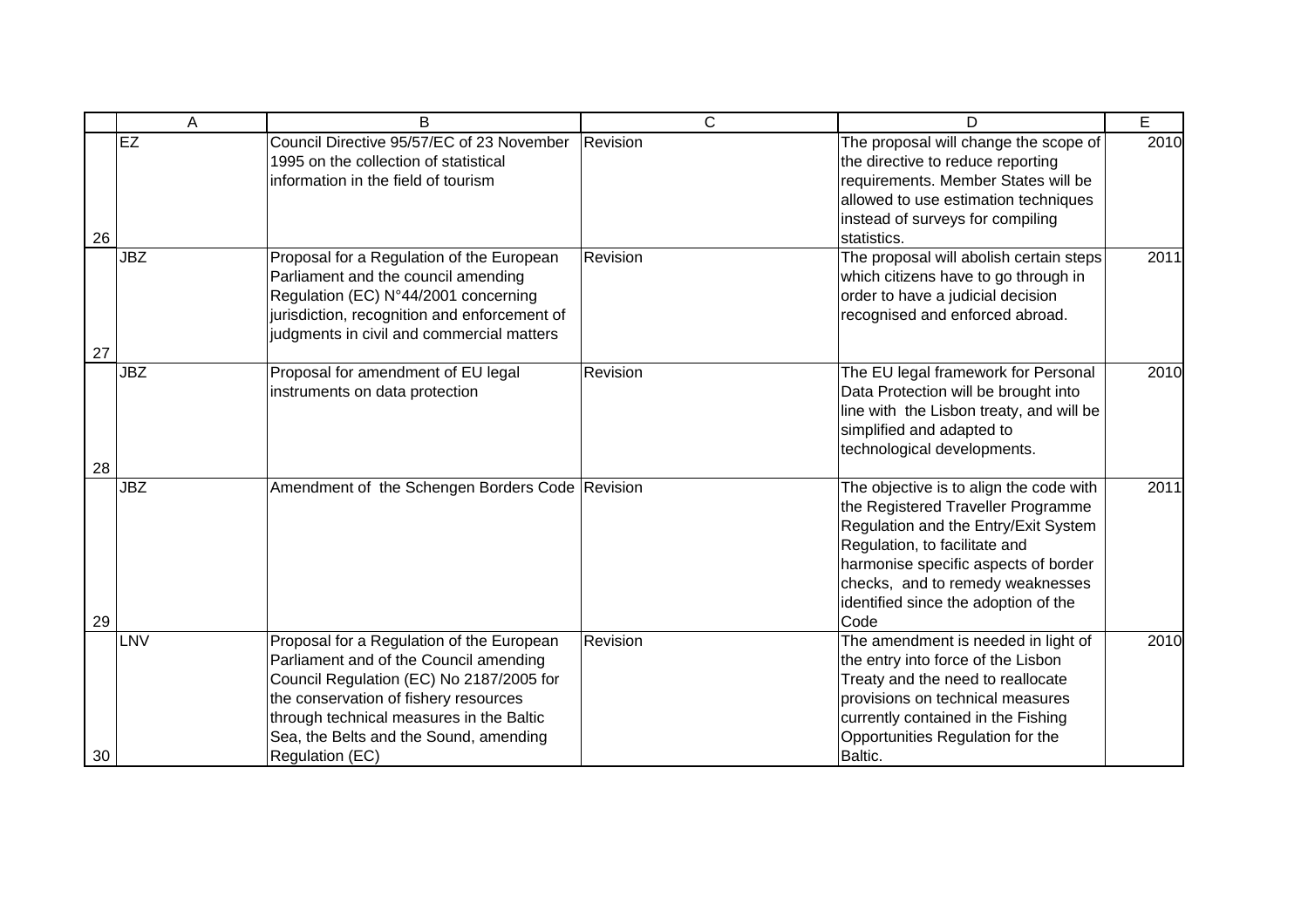| | A | B | C | D | E |
|---|---|---|---|---|---|
| 26 | EZ | Council Directive 95/57/EC of 23 November 1995 on the collection of statistical information in the field of tourism | Revision | The proposal will change the scope of the directive to reduce reporting requirements. Member States will be allowed to use estimation techniques instead of surveys for compiling statistics. | 2010 |
| 27 | JBZ | Proposal for a Regulation of the European Parliament and the council amending Regulation (EC) N°44/2001 concerning jurisdiction, recognition and enforcement of judgments in civil and commercial matters | Revision | The proposal will abolish certain steps which citizens have to go through in order to have a judicial decision recognised and enforced abroad. | 2011 |
| 28 | JBZ | Proposal for amendment of EU legal instruments on data protection | Revision | The EU legal framework for Personal Data Protection will be brought into line with the Lisbon treaty, and will be simplified and adapted to technological developments. | 2010 |
| 29 | JBZ | Amendment of the Schengen Borders Code | Revision | The objective is to align the code with the Registered Traveller Programme Regulation and the Entry/Exit System Regulation, to facilitate and harmonise specific aspects of border checks, and to remedy weaknesses identified since the adoption of the Code | 2011 |
| 30 | LNV | Proposal for a Regulation of the European Parliament and of the Council amending Council Regulation (EC) No 2187/2005 for the conservation of fishery resources through technical measures in the Baltic Sea, the Belts and the Sound, amending Regulation (EC) | Revision | The amendment is needed in light of the entry into force of the Lisbon Treaty and the need to reallocate provisions on technical measures currently contained in the Fishing Opportunities Regulation for the Baltic. | 2010 |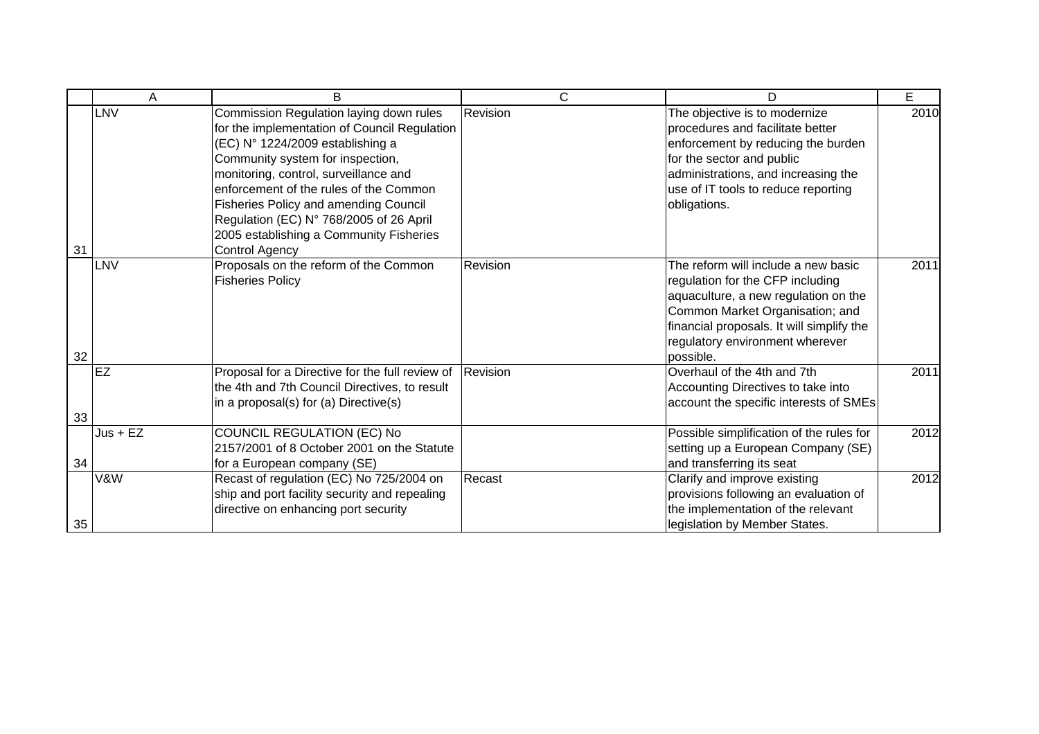|  | A | B | C | D | E |
|---|---|---|---|---|---|
| 31 | LNV | Commission Regulation laying down rules for the implementation of Council Regulation (EC) N° 1224/2009 establishing a Community system for inspection, monitoring, control, surveillance and enforcement of the rules of the Common Fisheries Policy and amending Council Regulation (EC) N° 768/2005 of 26 April 2005 establishing a Community Fisheries Control Agency | Revision | The objective is to modernize procedures and facilitate better enforcement by reducing the burden for the sector and public administrations, and increasing the use of IT tools to reduce reporting obligations. | 2010 |
| 32 | LNV | Proposals on the reform of the Common Fisheries Policy | Revision | The reform will include a new basic regulation for the CFP including aquaculture, a new regulation on the Common Market Organisation; and financial proposals. It will simplify the regulatory environment wherever possible. | 2011 |
| 33 | EZ | Proposal for a Directive for the full review of the 4th and 7th Council Directives, to result in a proposal(s) for (a) Directive(s) | Revision | Overhaul of the 4th and 7th Accounting Directives to take into account the specific interests of SMEs | 2011 |
| 34 | Jus + EZ | COUNCIL REGULATION (EC) No 2157/2001 of 8 October 2001 on the Statute for a European company (SE) |  | Possible simplification of the rules for setting up a European Company (SE) and transferring its seat | 2012 |
| 35 | V&W | Recast of regulation (EC) No 725/2004 on ship and port facility security and repealing directive on enhancing port security | Recast | Clarify and improve existing provisions following an evaluation of the implementation of the relevant legislation by Member States. | 2012 |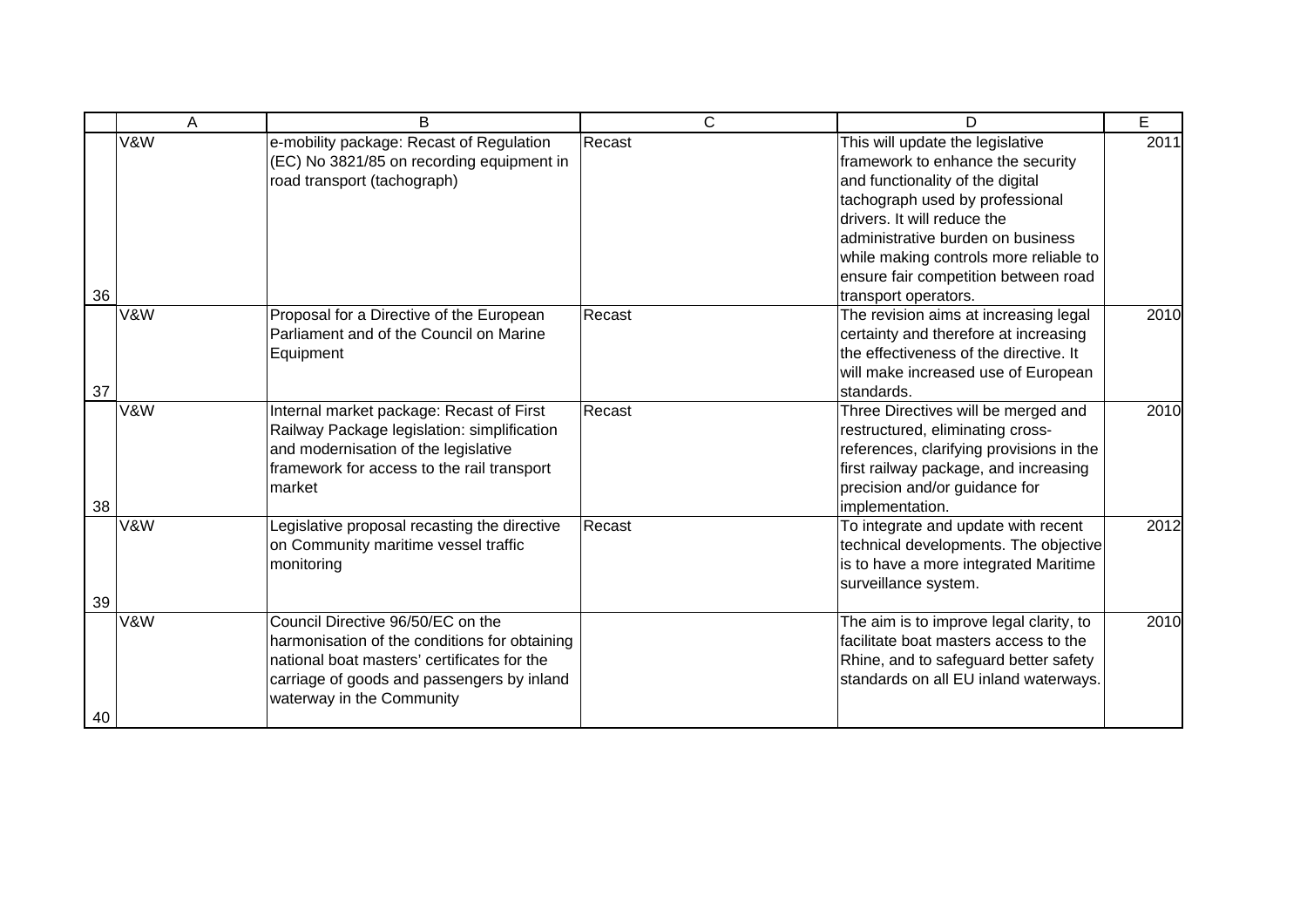| | A | B | C | D | E |
|---|---|---|---|---|---|
| 36 | V&W | e-mobility package: Recast of Regulation (EC) No 3821/85 on recording equipment in road transport (tachograph) | Recast | This will update the legislative framework to enhance the security and functionality of the digital tachograph used by professional drivers. It will reduce the administrative burden on business while making controls more reliable to ensure fair competition between road transport operators. | 2011 |
| 37 | V&W | Proposal for a Directive of the European Parliament and of the Council on Marine Equipment | Recast | The revision aims at increasing legal certainty and therefore at increasing the effectiveness of the directive. It will make increased use of European standards. | 2010 |
| 38 | V&W | Internal market package: Recast of First Railway Package legislation: simplification and modernisation of the legislative framework for access to the rail transport market | Recast | Three Directives will be merged and restructured, eliminating cross-references, clarifying provisions in the first railway package, and increasing precision and/or guidance for implementation. | 2010 |
| 39 | V&W | Legislative proposal recasting the directive on Community maritime vessel traffic monitoring | Recast | To integrate and update with recent technical developments. The objective is to have a more integrated Maritime surveillance system. | 2012 |
| 40 | V&W | Council Directive 96/50/EC on the harmonisation of the conditions for obtaining national boat masters' certificates for the carriage of goods and passengers by inland waterway in the Community | | The aim is to improve legal clarity, to facilitate boat masters access to the Rhine, and to safeguard better safety standards on all EU inland waterways. | 2010 |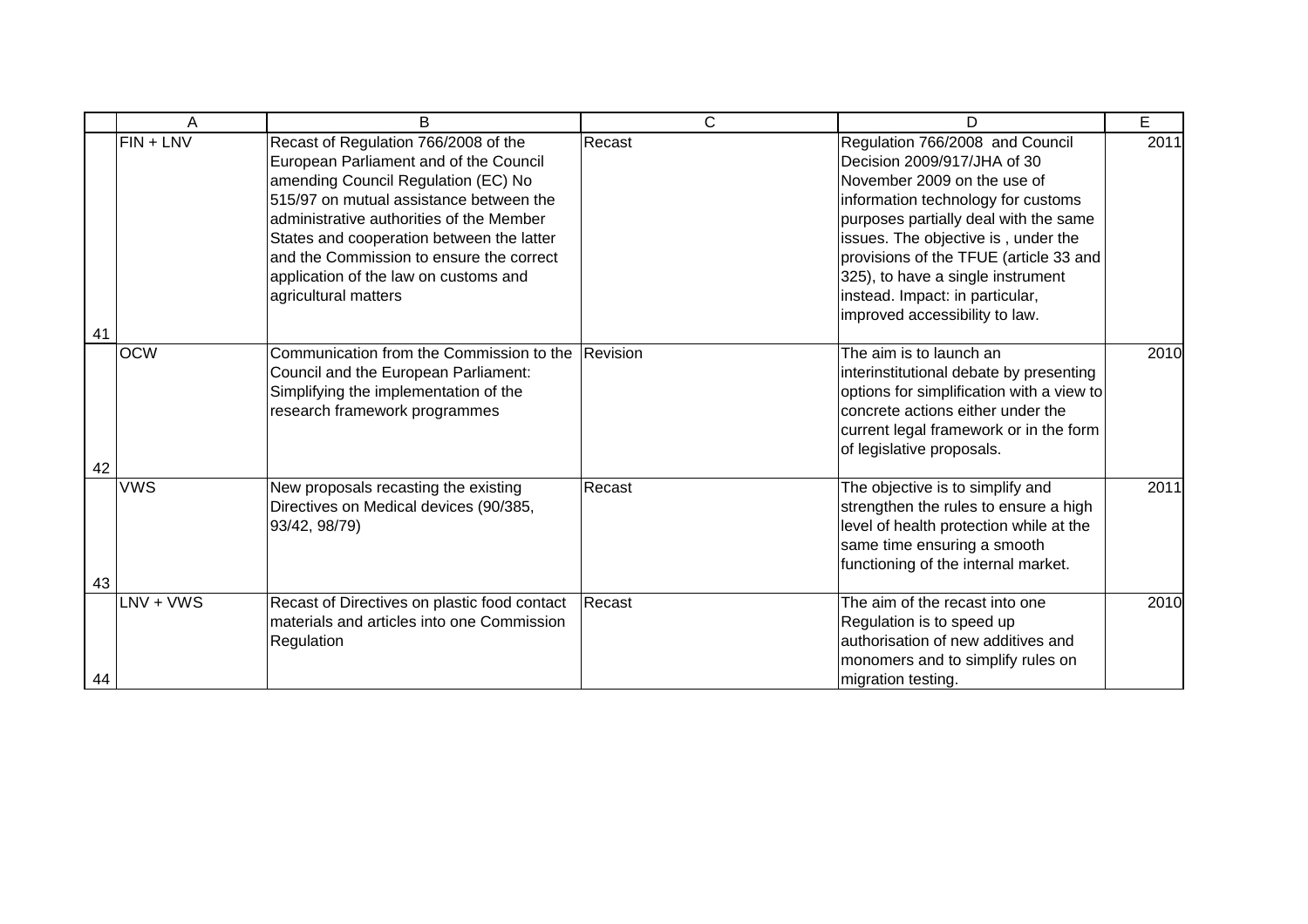| | A | B | C | D | E |
|---|---|---|---|---|---|
| 41 | FIN + LNV | Recast of Regulation 766/2008 of the European Parliament and of the Council amending Council Regulation (EC) No 515/97 on mutual assistance between the administrative authorities of the Member States and cooperation between the latter and the Commission to ensure the correct application of the law on customs and agricultural matters | Recast | Regulation 766/2008 and Council Decision 2009/917/JHA of 30 November 2009 on the use of information technology for customs purposes partially deal with the same issues. The objective is , under the provisions of the TFUE (article 33 and 325), to have a single instrument instead. Impact: in particular, improved accessibility to law. | 2011 |
| 42 | OCW | Communication from the Commission to the Council and the European Parliament: Simplifying the implementation of the research framework programmes | Revision | The aim is to launch an interinstitutional debate by presenting options for simplification with a view to concrete actions either under the current legal framework or in the form of legislative proposals. | 2010 |
| 43 | VWS | New proposals recasting the existing Directives on Medical devices (90/385, 93/42, 98/79) | Recast | The objective is to simplify and strengthen the rules to ensure a high level of health protection while at the same time ensuring a smooth functioning of the internal market. | 2011 |
| 44 | LNV + VWS | Recast of Directives on plastic food contact materials and articles into one Commission Regulation | Recast | The aim of the recast into one Regulation is to speed up authorisation of new additives and monomers and to simplify rules on migration testing. | 2010 |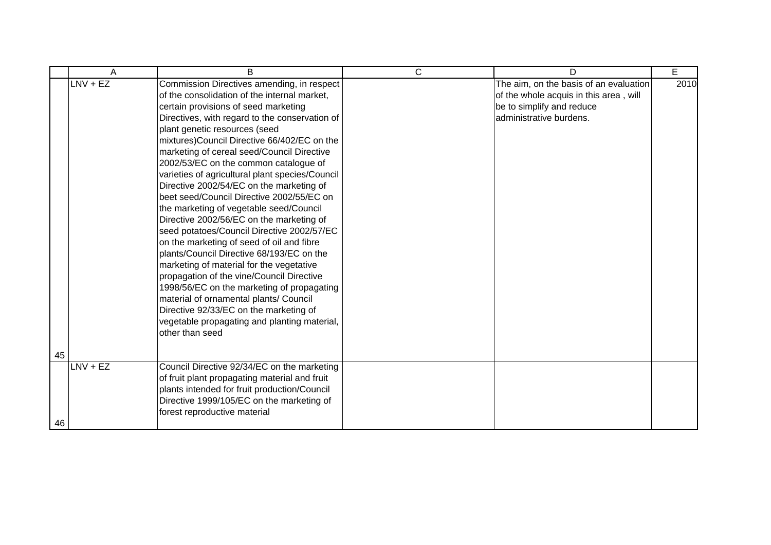| | A | B | C | D | E |
|---|---|---|---|---|---|
| 45 | LNV + EZ | Commission Directives amending, in respect of the consolidation of the internal market, certain provisions of seed marketing Directives, with regard to the conservation of plant genetic resources (seed mixtures)Council Directive 66/402/EC on the marketing of cereal seed/Council Directive 2002/53/EC on the common catalogue of varieties of agricultural plant species/Council Directive 2002/54/EC on the marketing of beet seed/Council Directive 2002/55/EC on the marketing of vegetable seed/Council Directive 2002/56/EC on the marketing of seed potatoes/Council Directive 2002/57/EC on the marketing of seed of oil and fibre plants/Council Directive 68/193/EC on the marketing of material for the vegetative propagation of the vine/Council Directive 1998/56/EC on the marketing of propagating material of ornamental plants/ Council Directive 92/33/EC on the marketing of vegetable propagating and planting material, other than seed | | The aim, on the basis of an evaluation of the whole acquis in this area , will be to simplify and reduce administrative burdens. | 2010 |
| 46 | LNV + EZ | Council Directive 92/34/EC on the marketing of fruit plant propagating material and fruit plants intended for fruit production/Council Directive 1999/105/EC on the marketing of forest reproductive material | | | |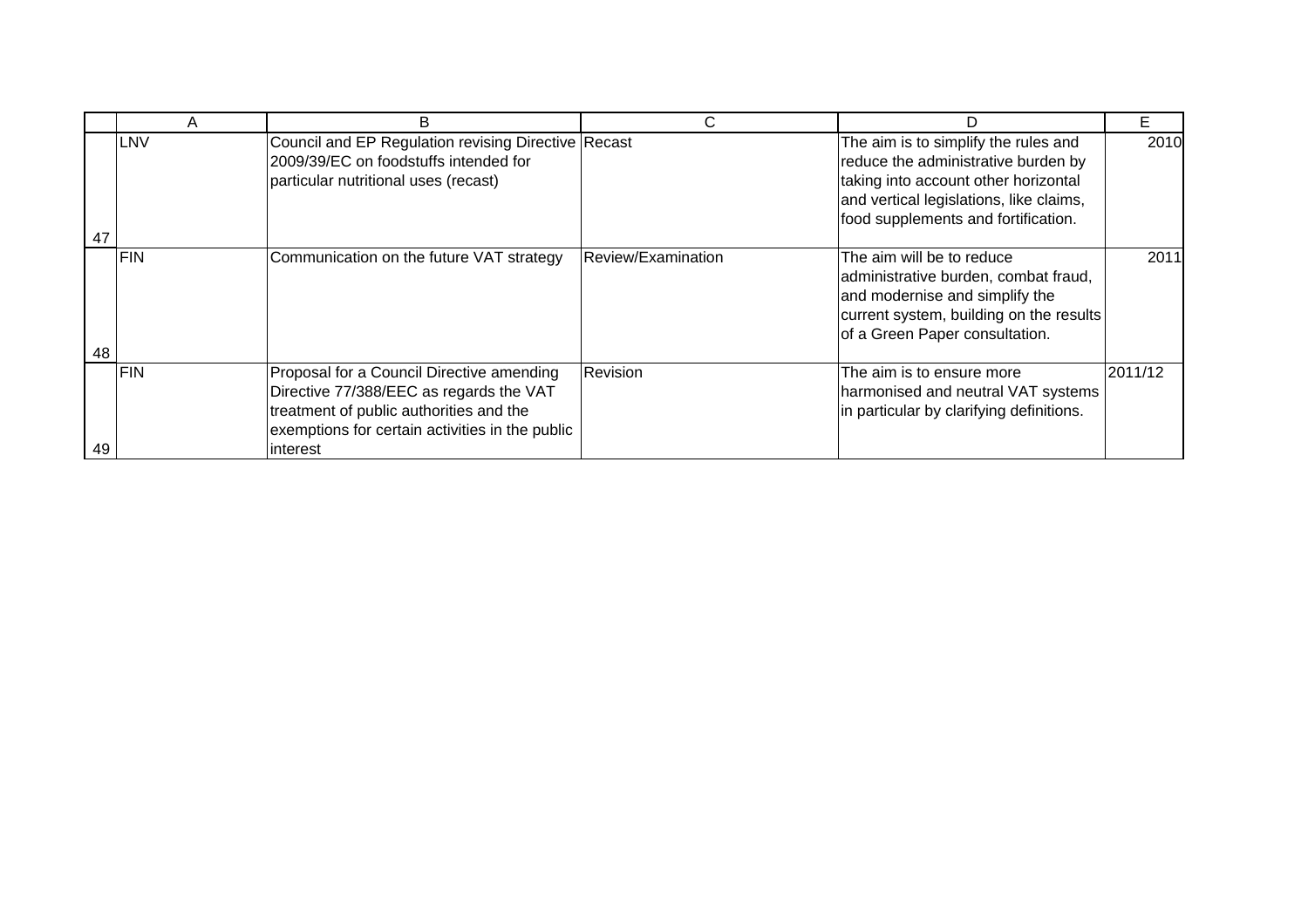| | A | B | C | D | E |
|---|---|---|---|---|---|
| 47 | LNV | Council and EP Regulation revising Directive 2009/39/EC on foodstuffs intended for particular nutritional uses (recast) | Recast | The aim is to simplify the rules and reduce the administrative burden by taking into account other horizontal and vertical legislations, like claims, food supplements and fortification. | 2010 |
| 48 | FIN | Communication on the future VAT strategy | Review/Examination | The aim will be to reduce administrative burden, combat fraud, and modernise and simplify the current system, building on the results of a Green Paper consultation. | 2011 |
| 49 | FIN | Proposal for a Council Directive amending Directive 77/388/EEC as regards the VAT treatment of public authorities and the exemptions for certain activities in the public interest | Revision | The aim is to ensure more harmonised and neutral VAT systems in particular by clarifying definitions. | 2011/12 |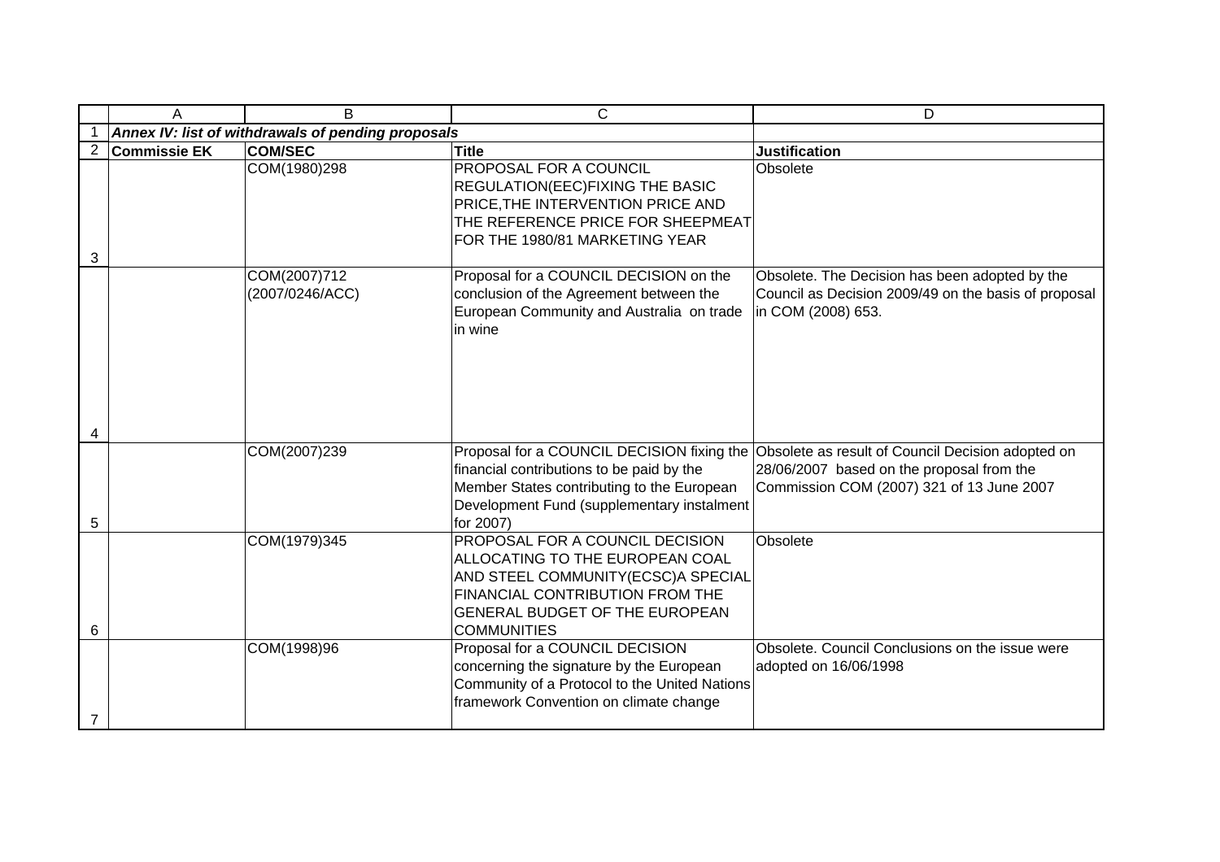**Annex IV: list of withdrawals of pending proposals**

| Commissie EK | COM/SEC | Title | Justification |
|---|---|---|---|
| | COM(1980)298 | PROPOSAL FOR A COUNCIL REGULATION(EEC)FIXING THE BASIC PRICE,THE INTERVENTION PRICE AND THE REFERENCE PRICE FOR SHEEPMEAT FOR THE 1980/81 MARKETING YEAR | Obsolete |
| | COM(2007)712 (2007/0246/ACC) | Proposal for a COUNCIL DECISION on the conclusion of the Agreement between the European Community and Australia on trade in wine | Obsolete. The Decision has been adopted by the Council as Decision 2009/49 on the basis of proposal in COM (2008) 653. |
| | COM(2007)239 | Proposal for a COUNCIL DECISION fixing the financial contributions to be paid by the Member States contributing to the European Development Fund (supplementary instalment for 2007) | Obsolete as result of Council Decision adopted on 28/06/2007 based on the proposal from the Commission COM (2007) 321 of 13 June 2007 |
| | COM(1979)345 | PROPOSAL FOR A COUNCIL DECISION ALLOCATING TO THE EUROPEAN COAL AND STEEL COMMUNITY(ECSC)A SPECIAL FINANCIAL CONTRIBUTION FROM THE GENERAL BUDGET OF THE EUROPEAN COMMUNITIES | Obsolete |
| | COM(1998)96 | Proposal for a COUNCIL DECISION concerning the signature by the European Community of a Protocol to the United Nations framework Convention on climate change | Obsolete. Council Conclusions on the issue were adopted on 16/06/1998 |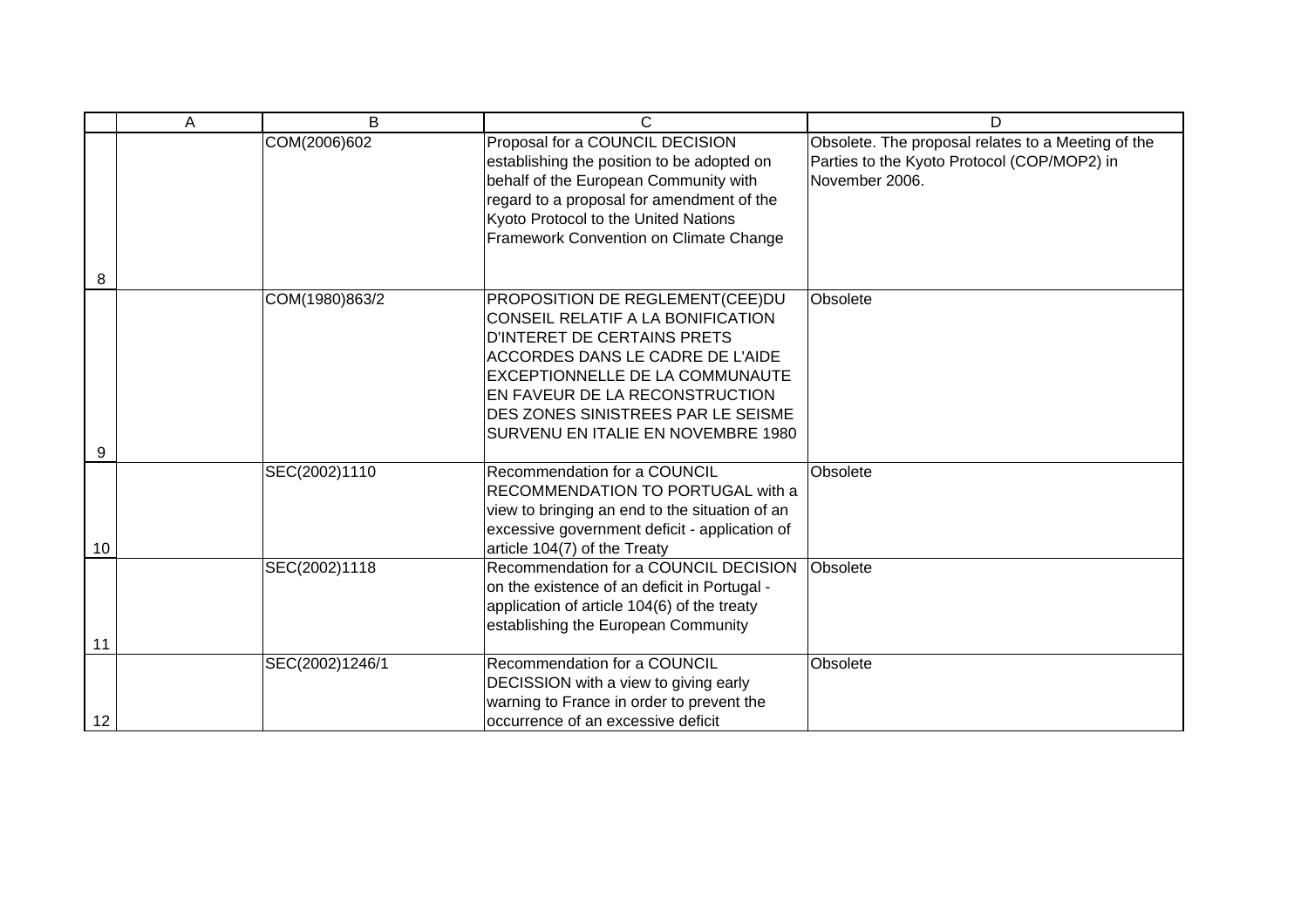| | A | B | C | D |
|---|---|---|---|---|
| 8 | | COM(2006)602 | Proposal for a COUNCIL DECISION establishing the position to be adopted on behalf of the European Community with regard to a proposal for amendment of the Kyoto Protocol to the United Nations Framework Convention on Climate Change | Obsolete. The proposal relates to a Meeting of the Parties to the Kyoto Protocol (COP/MOP2) in November 2006. |
| 9 | | COM(1980)863/2 | PROPOSITION DE REGLEMENT(CEE)DU CONSEIL RELATIF A LA BONIFICATION D'INTERET DE CERTAINS PRETS ACCORDES DANS LE CADRE DE L'AIDE EXCEPTIONNELLE DE LA COMMUNAUTE EN FAVEUR DE LA RECONSTRUCTION DES ZONES SINISTREES PAR LE SEISME SURVENU EN ITALIE EN NOVEMBRE 1980 | Obsolete |
| 10 | | SEC(2002)1110 | Recommendation for a COUNCIL RECOMMENDATION TO PORTUGAL with a view to bringing an end to the situation of an excessive government deficit - application of article 104(7) of the Treaty | Obsolete |
| 11 | | SEC(2002)1118 | Recommendation for a COUNCIL DECISION on the existence of an deficit in Portugal - application of article 104(6) of the treaty establishing the European Community | Obsolete |
| 12 | | SEC(2002)1246/1 | Recommendation for a COUNCIL DECISSION with a view to giving early warning to France in order to prevent the occurrence of an excessive deficit | Obsolete |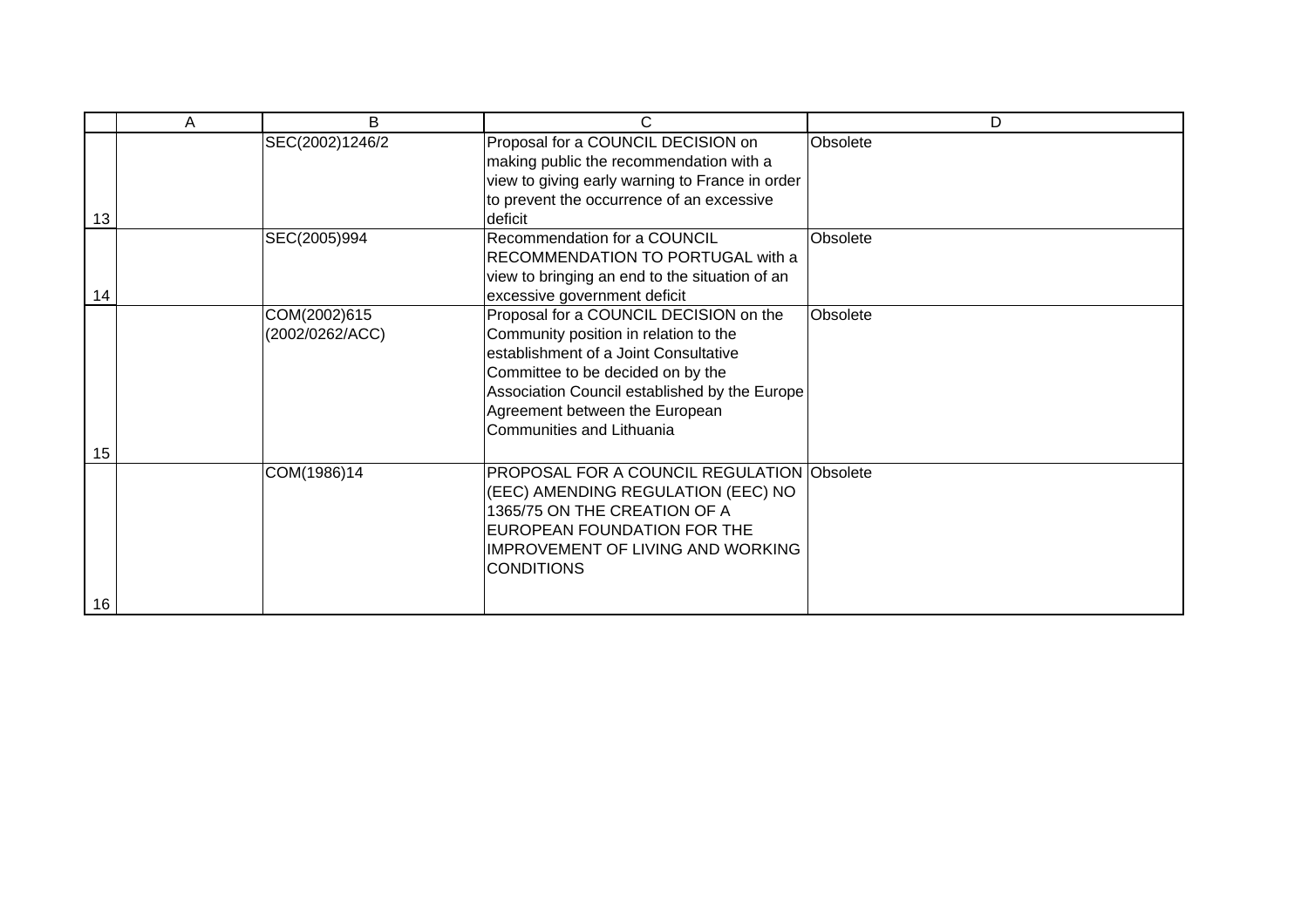| | A | B | C | D |
|---|---|---|---|---|
| 13 | | SEC(2002)1246/2 | Proposal for a COUNCIL DECISION on making public the recommendation with a view to giving early warning to France in order to prevent the occurrence of an excessive deficit | Obsolete |
| 14 | | SEC(2005)994 | Recommendation for a COUNCIL RECOMMENDATION TO PORTUGAL with a view to bringing an end to the situation of an excessive government deficit | Obsolete |
| 15 | | COM(2002)615 (2002/0262/ACC) | Proposal for a COUNCIL DECISION on the Community position in relation to the establishment of a Joint Consultative Committee to be decided on by the Association Council established by the Europe Agreement between the European Communities and Lithuania | Obsolete |
| 16 | | COM(1986)14 | PROPOSAL FOR A COUNCIL REGULATION (EEC) AMENDING REGULATION (EEC) NO 1365/75 ON THE CREATION OF A EUROPEAN FOUNDATION FOR THE IMPROVEMENT OF LIVING AND WORKING CONDITIONS | Obsolete |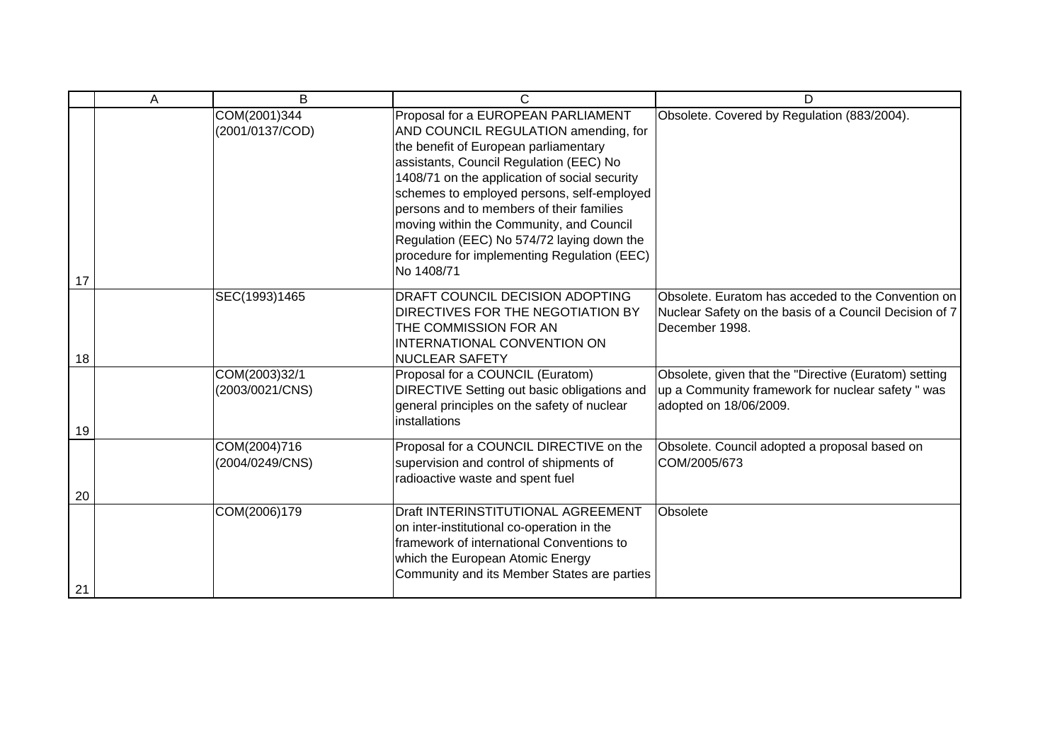| | A | B | C | D |
|---|---|---|---|---|
| 17 | | COM(2001)344 (2001/0137/COD) | Proposal for a EUROPEAN PARLIAMENT AND COUNCIL REGULATION amending, for the benefit of European parliamentary assistants, Council Regulation (EEC) No 1408/71 on the application of social security schemes to employed persons, self-employed persons and to members of their families moving within the Community, and Council Regulation (EEC) No 574/72 laying down the procedure for implementing Regulation (EEC) No 1408/71 | Obsolete. Covered by Regulation (883/2004). |
| 18 | | SEC(1993)1465 | DRAFT COUNCIL DECISION ADOPTING DIRECTIVES FOR THE NEGOTIATION BY THE COMMISSION FOR AN INTERNATIONAL CONVENTION ON NUCLEAR SAFETY | Obsolete. Euratom has acceded to the Convention on Nuclear Safety on the basis of a Council Decision of 7 December 1998. |
| 19 | | COM(2003)32/1 (2003/0021/CNS) | Proposal for a COUNCIL (Euratom) DIRECTIVE Setting out basic obligations and general principles on the safety of nuclear installations | Obsolete, given that the "Directive (Euratom) setting up a Community framework for nuclear safety " was adopted on 18/06/2009. |
| 20 | | COM(2004)716 (2004/0249/CNS) | Proposal for a COUNCIL DIRECTIVE on the supervision and control of shipments of radioactive waste and spent fuel | Obsolete. Council adopted a proposal based on COM/2005/673 |
| 21 | | COM(2006)179 | Draft INTERINSTITUTIONAL AGREEMENT on inter-institutional co-operation in the framework of international Conventions to which the European Atomic Energy Community and its Member States are parties | Obsolete |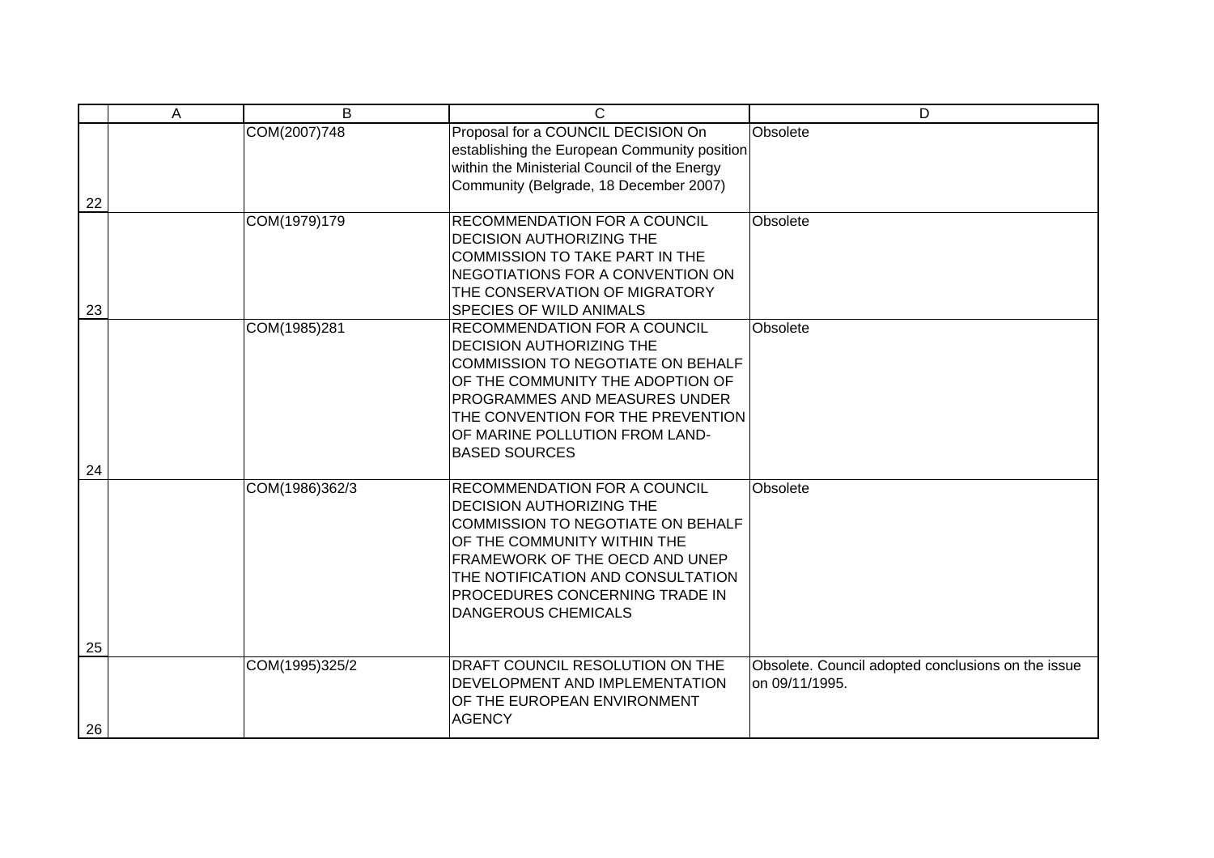| | A | B | C | D |
|---|---|---|---|---|
| 22 | | COM(2007)748 | Proposal for a COUNCIL DECISION On establishing the European Community position within the Ministerial Council of the Energy Community (Belgrade, 18 December 2007) | Obsolete |
| 23 | | COM(1979)179 | RECOMMENDATION FOR A COUNCIL DECISION AUTHORIZING THE COMMISSION TO TAKE PART IN THE NEGOTIATIONS FOR A CONVENTION ON THE CONSERVATION OF MIGRATORY SPECIES OF WILD ANIMALS | Obsolete |
| 24 | | COM(1985)281 | RECOMMENDATION FOR A COUNCIL DECISION AUTHORIZING THE COMMISSION TO NEGOTIATE ON BEHALF OF THE COMMUNITY THE ADOPTION OF PROGRAMMES AND MEASURES UNDER THE CONVENTION FOR THE PREVENTION OF MARINE POLLUTION FROM LAND-BASED SOURCES | Obsolete |
| 25 | | COM(1986)362/3 | RECOMMENDATION FOR A COUNCIL DECISION AUTHORIZING THE COMMISSION TO NEGOTIATE ON BEHALF OF THE COMMUNITY WITHIN THE FRAMEWORK OF THE OECD AND UNEP THE NOTIFICATION AND CONSULTATION PROCEDURES CONCERNING TRADE IN DANGEROUS CHEMICALS | Obsolete |
| 26 | | COM(1995)325/2 | DRAFT COUNCIL RESOLUTION ON THE DEVELOPMENT AND IMPLEMENTATION OF THE EUROPEAN ENVIRONMENT AGENCY | Obsolete. Council adopted conclusions on the issue on 09/11/1995. |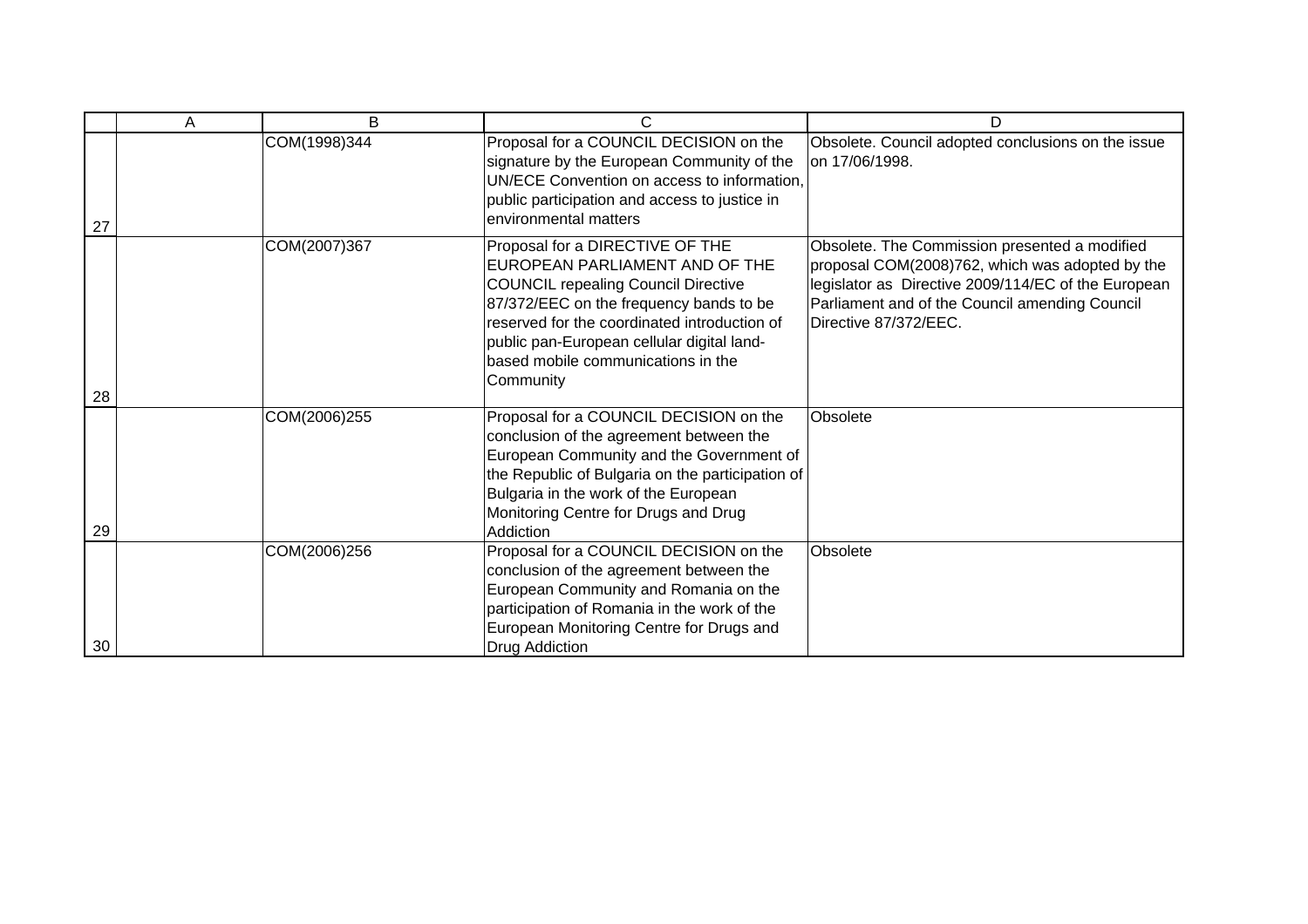|  | A | B | C | D |
|---|---|---|---|---|
| 27 |  | COM(1998)344 | Proposal for a COUNCIL DECISION on the signature by the European Community of the UN/ECE Convention on access to information, public participation and access to justice in environmental matters | Obsolete. Council adopted conclusions on the issue on 17/06/1998. |
| 28 |  | COM(2007)367 | Proposal for a DIRECTIVE OF THE EUROPEAN PARLIAMENT AND OF THE COUNCIL repealing Council Directive 87/372/EEC on the frequency bands to be reserved for the coordinated introduction of public pan-European cellular digital land-based mobile communications in the Community | Obsolete. The Commission presented a modified proposal COM(2008)762, which was adopted by the legislator as Directive 2009/114/EC of the European Parliament and of the Council amending Council Directive 87/372/EEC. |
| 29 |  | COM(2006)255 | Proposal for a COUNCIL DECISION on the conclusion of the agreement between the European Community and the Government of the Republic of Bulgaria on the participation of Bulgaria in the work of the European Monitoring Centre for Drugs and Drug Addiction | Obsolete |
| 30 |  | COM(2006)256 | Proposal for a COUNCIL DECISION on the conclusion of the agreement between the European Community and Romania on the participation of Romania in the work of the European Monitoring Centre for Drugs and Drug Addiction | Obsolete |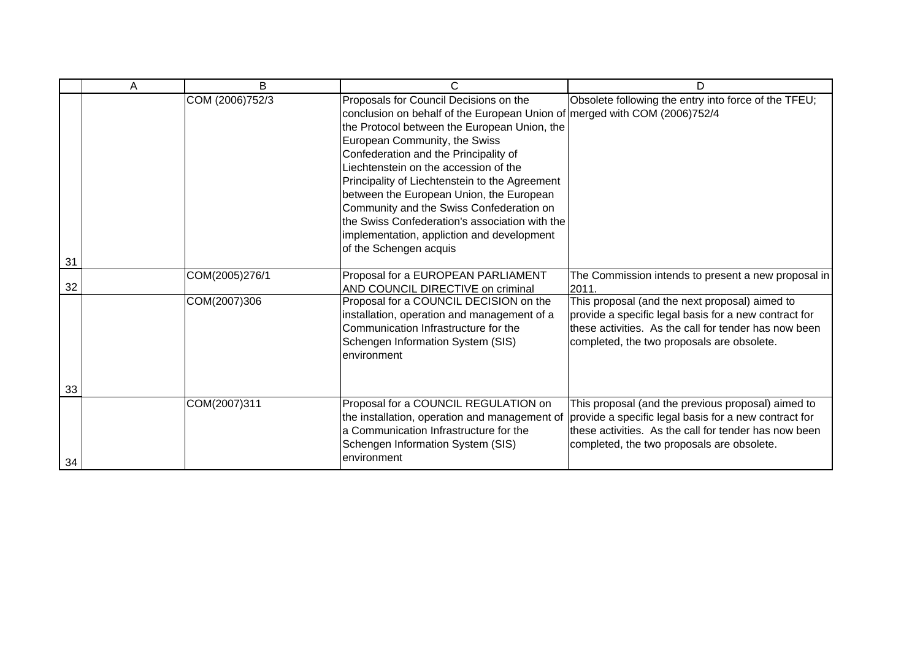| | A | B | C | D |
|---|---|---|---|---|
| 31 | | COM (2006)752/3 | Proposals for Council Decisions on the conclusion on behalf of the European Union of the Protocol between the European Union, the European Community, the Swiss Confederation and the Principality of Liechtenstein on the accession of the Principality of Liechtenstein to the Agreement between the European Union, the European Community and the Swiss Confederation on the Swiss Confederation's association with the implementation, appliction and development of the Schengen acquis | Obsolete following the entry into force of the TFEU; merged with COM (2006)752/4 |
| 32 | | COM(2005)276/1 | Proposal for a EUROPEAN PARLIAMENT AND COUNCIL DIRECTIVE on criminal | The Commission intends to present a new proposal in 2011. |
| 33 | | COM(2007)306 | Proposal for a COUNCIL DECISION on the installation, operation and management of a Communication Infrastructure for the Schengen Information System (SIS) environment | This proposal (and the next proposal) aimed to provide a specific legal basis for a new contract for these activities. As the call for tender has now been completed, the two proposals are obsolete. |
| 34 | | COM(2007)311 | Proposal for a COUNCIL REGULATION on the installation, operation and management of a Communication Infrastructure for the Schengen Information System (SIS) environment | This proposal (and the previous proposal) aimed to provide a specific legal basis for a new contract for these activities. As the call for tender has now been completed, the two proposals are obsolete. |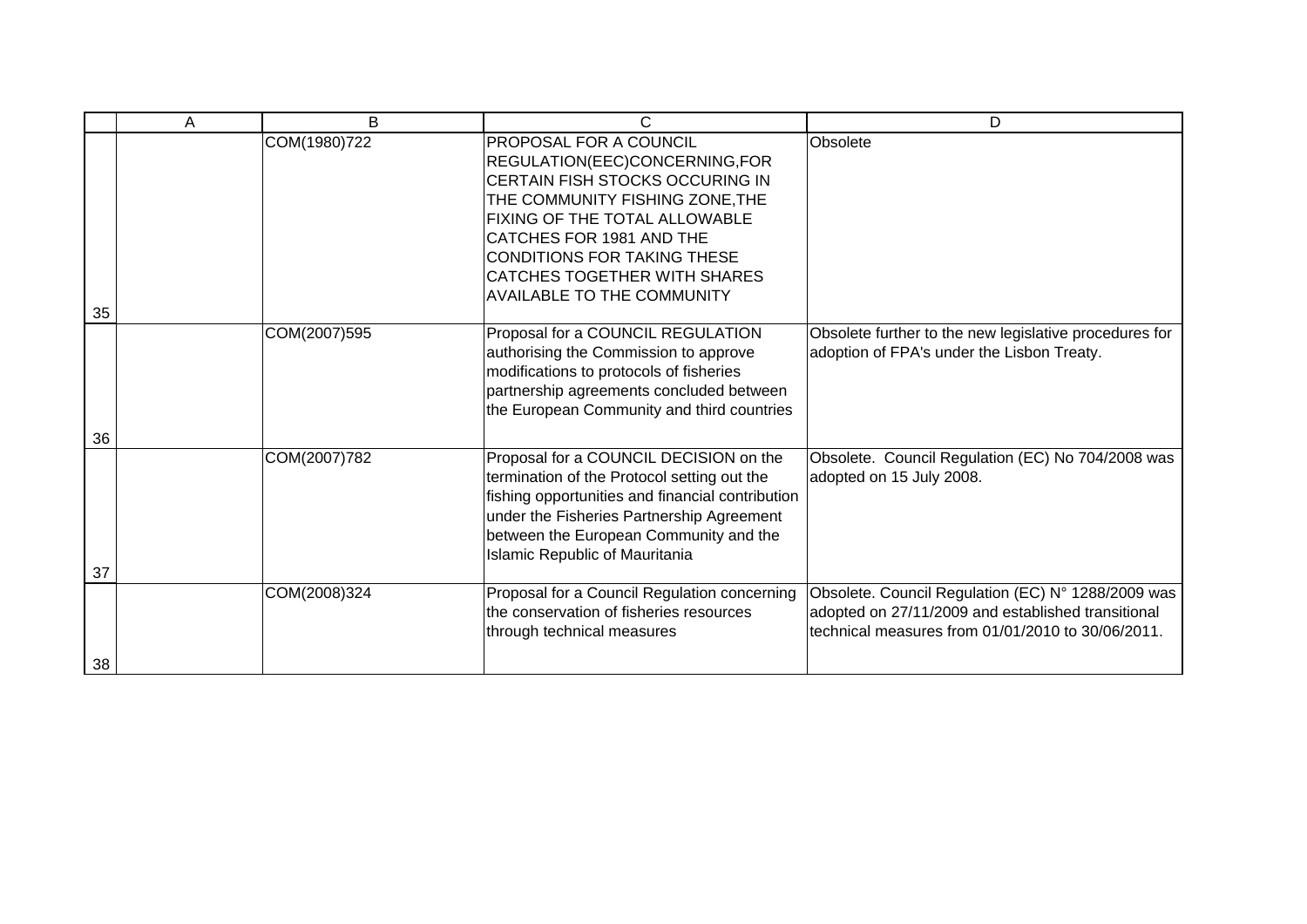| | A | B | C | D |
|---|---|---|---|---|
| 35 | | COM(1980)722 | PROPOSAL FOR A COUNCIL REGULATION(EEC)CONCERNING,FOR CERTAIN FISH STOCKS OCCURING IN THE COMMUNITY FISHING ZONE,THE FIXING OF THE TOTAL ALLOWABLE CATCHES FOR 1981 AND THE CONDITIONS FOR TAKING THESE CATCHES TOGETHER WITH SHARES AVAILABLE TO THE COMMUNITY | Obsolete |
| 36 | | COM(2007)595 | Proposal for a COUNCIL REGULATION authorising the Commission to approve modifications to protocols of fisheries partnership agreements concluded between the European Community and third countries | Obsolete further to the new legislative procedures for adoption of FPA's under the Lisbon Treaty. |
| 37 | | COM(2007)782 | Proposal for a COUNCIL DECISION on the termination of the Protocol setting out the fishing opportunities and financial contribution under the Fisheries Partnership Agreement between the European Community and the Islamic Republic of Mauritania | Obsolete. Council Regulation (EC) No 704/2008 was adopted on 15 July 2008. |
| 38 | | COM(2008)324 | Proposal for a Council Regulation concerning the conservation of fisheries resources through technical measures | Obsolete. Council Regulation (EC) N° 1288/2009 was adopted on 27/11/2009 and established transitional technical measures from 01/01/2010 to 30/06/2011. |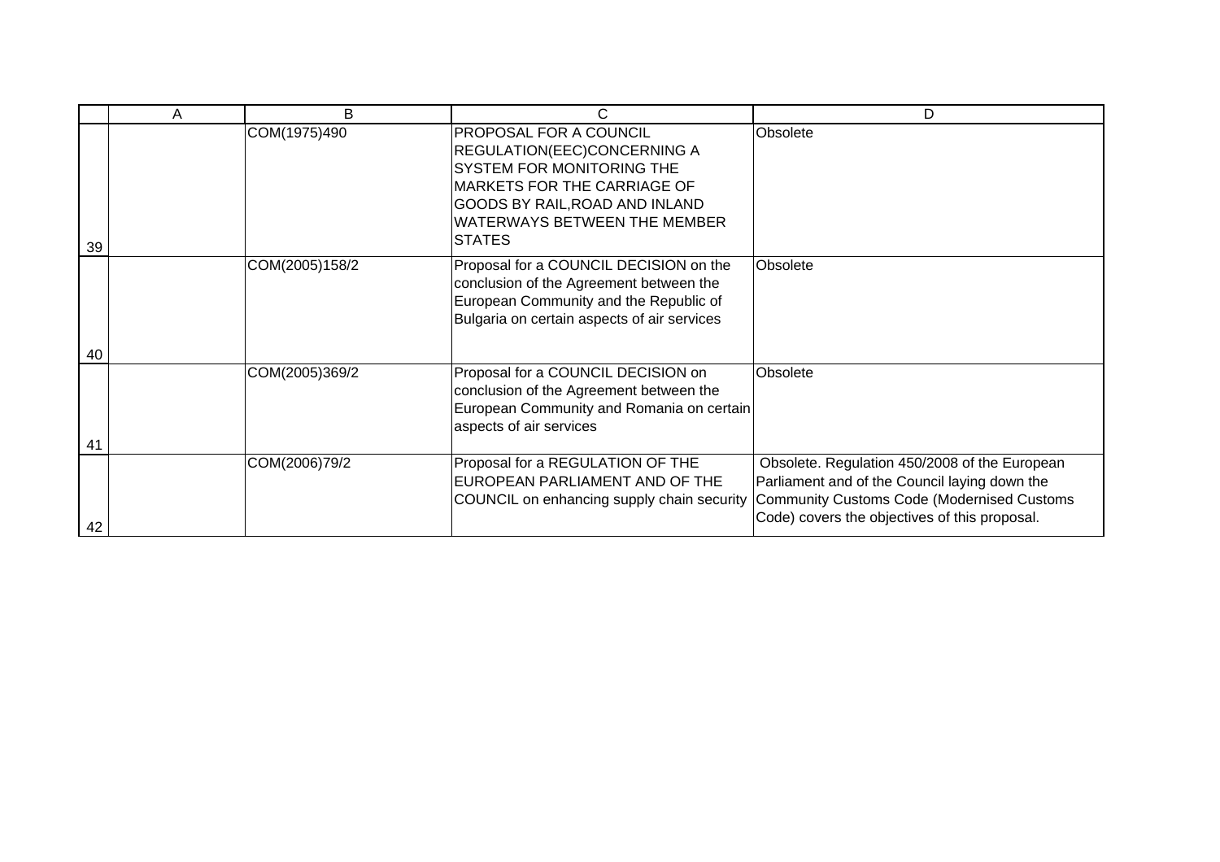| | A | B | C | D |
|---|---|---|---|---|
| 39 | | COM(1975)490 | PROPOSAL FOR A COUNCIL REGULATION(EEC)CONCERNING A SYSTEM FOR MONITORING THE MARKETS FOR THE CARRIAGE OF GOODS BY RAIL,ROAD AND INLAND WATERWAYS BETWEEN THE MEMBER STATES | Obsolete |
| 40 | | COM(2005)158/2 | Proposal for a COUNCIL DECISION on the conclusion of the Agreement between the European Community and the Republic of Bulgaria on certain aspects of air services | Obsolete |
| 41 | | COM(2005)369/2 | Proposal for a COUNCIL DECISION on conclusion of the Agreement between the European Community and Romania on certain aspects of air services | Obsolete |
| 42 | | COM(2006)79/2 | Proposal for a REGULATION OF THE EUROPEAN PARLIAMENT AND OF THE COUNCIL on enhancing supply chain security | Obsolete. Regulation 450/2008 of the European Parliament and of the Council laying down the Community Customs Code (Modernised Customs Code) covers the objectives of this proposal. |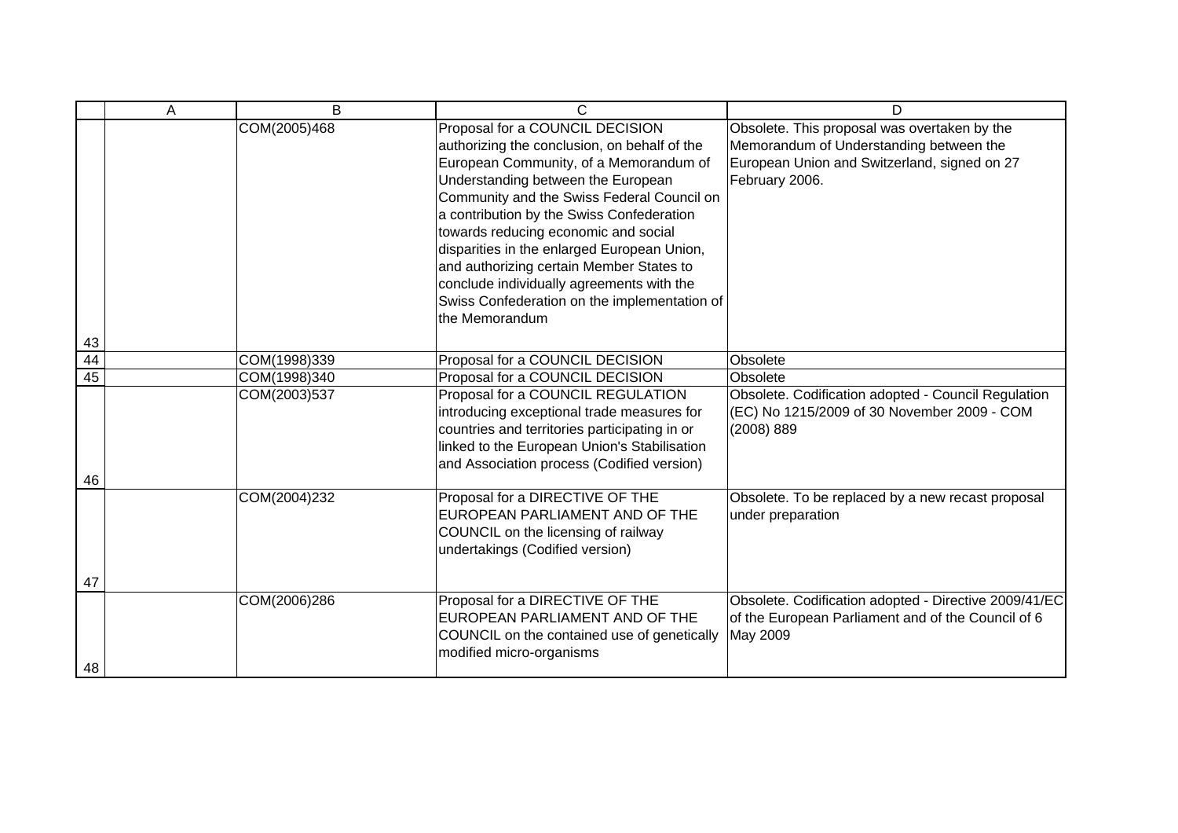| | A | B | C | D |
|---|---|---|---|---|
| 43 | | COM(2005)468 | Proposal for a COUNCIL DECISION authorizing the conclusion, on behalf of the European Community, of a Memorandum of Understanding between the European Community and the Swiss Federal Council on a contribution by the Swiss Confederation towards reducing economic and social disparities in the enlarged European Union, and authorizing certain Member States to conclude individually agreements with the Swiss Confederation on the implementation of the Memorandum | Obsolete. This proposal was overtaken by the Memorandum of Understanding between the European Union and Switzerland, signed on 27 February 2006. |
| 44 | | COM(1998)339 | Proposal for a COUNCIL DECISION | Obsolete |
| 45 | | COM(1998)340 | Proposal for a COUNCIL DECISION | Obsolete |
| 46 | | COM(2003)537 | Proposal for a COUNCIL REGULATION introducing exceptional trade measures for countries and territories participating in or linked to the European Union's Stabilisation and Association process (Codified version) | Obsolete. Codification adopted - Council Regulation (EC) No 1215/2009 of 30 November 2009 - COM (2008) 889 |
| 47 | | COM(2004)232 | Proposal for a DIRECTIVE OF THE EUROPEAN PARLIAMENT AND OF THE COUNCIL on the licensing of railway undertakings (Codified version) | Obsolete. To be replaced by a new recast proposal under preparation |
| 48 | | COM(2006)286 | Proposal for a DIRECTIVE OF THE EUROPEAN PARLIAMENT AND OF THE COUNCIL on the contained use of genetically modified micro-organisms | Obsolete. Codification adopted - Directive 2009/41/EC of the European Parliament and of the Council of 6 May 2009 |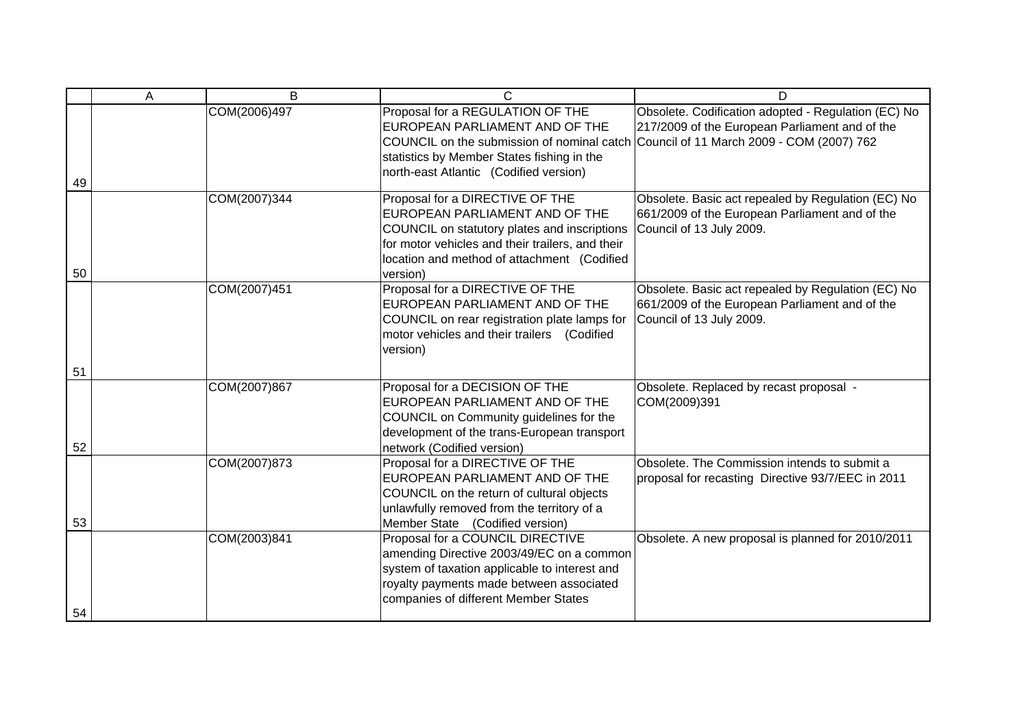| | A | B | C | D |
|---|---|---|---|---|
| 49 | | COM(2006)497 | Proposal for a REGULATION OF THE EUROPEAN PARLIAMENT AND OF THE COUNCIL on the submission of nominal catch statistics by Member States fishing in the north-east Atlantic (Codified version) | Obsolete. Codification adopted - Regulation (EC) No 217/2009 of the European Parliament and of the Council of 11 March 2009 - COM (2007) 762 |
| 50 | | COM(2007)344 | Proposal for a DIRECTIVE OF THE EUROPEAN PARLIAMENT AND OF THE COUNCIL on statutory plates and inscriptions for motor vehicles and their trailers, and their location and method of attachment (Codified version) | Obsolete. Basic act repealed by Regulation (EC) No 661/2009 of the European Parliament and of the Council of 13 July 2009. |
| 51 | | COM(2007)451 | Proposal for a DIRECTIVE OF THE EUROPEAN PARLIAMENT AND OF THE COUNCIL on rear registration plate lamps for motor vehicles and their trailers (Codified version) | Obsolete. Basic act repealed by Regulation (EC) No 661/2009 of the European Parliament and of the Council of 13 July 2009. |
| 52 | | COM(2007)867 | Proposal for a DECISION OF THE EUROPEAN PARLIAMENT AND OF THE COUNCIL on Community guidelines for the development of the trans-European transport network (Codified version) | Obsolete. Replaced by recast proposal - COM(2009)391 |
| 53 | | COM(2007)873 | Proposal for a DIRECTIVE OF THE EUROPEAN PARLIAMENT AND OF THE COUNCIL on the return of cultural objects unlawfully removed from the territory of a Member State (Codified version) | Obsolete. The Commission intends to submit a proposal for recasting Directive 93/7/EEC in 2011 |
| 54 | | COM(2003)841 | Proposal for a COUNCIL DIRECTIVE amending Directive 2003/49/EC on a common system of taxation applicable to interest and royalty payments made between associated companies of different Member States | Obsolete. A new proposal is planned for 2010/2011 |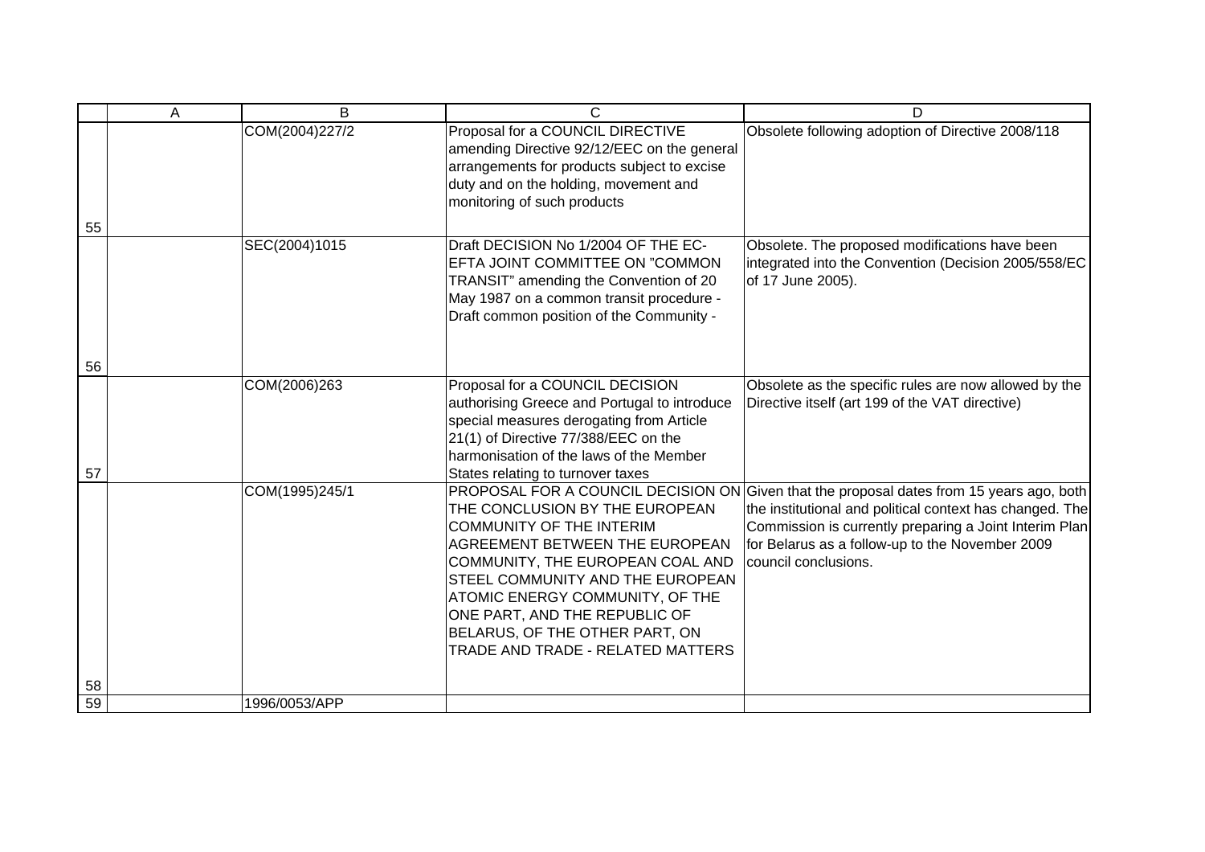| | A | B | C | D |
|---|---|---|---|---|
| 55 | | COM(2004)227/2 | Proposal for a COUNCIL DIRECTIVE amending Directive 92/12/EEC on the general arrangements for products subject to excise duty and on the holding, movement and monitoring of such products | Obsolete following adoption of Directive 2008/118 |
| 56 | | SEC(2004)1015 | Draft DECISION No 1/2004 OF THE EC-EFTA JOINT COMMITTEE ON "COMMON TRANSIT" amending the Convention of 20 May 1987 on a common transit procedure - Draft common position of the Community - | Obsolete. The proposed modifications have been integrated into the Convention (Decision 2005/558/EC of 17 June 2005). |
| 57 | | COM(2006)263 | Proposal for a COUNCIL DECISION authorising Greece and Portugal to introduce special measures derogating from Article 21(1) of Directive 77/388/EEC on the harmonisation of the laws of the Member States relating to turnover taxes | Obsolete as the specific rules are now allowed by the Directive itself (art 199 of the VAT directive) |
| 58 | | COM(1995)245/1 | PROPOSAL FOR A COUNCIL DECISION ON THE CONCLUSION BY THE EUROPEAN COMMUNITY OF THE INTERIM AGREEMENT BETWEEN THE EUROPEAN COMMUNITY, THE EUROPEAN COAL AND STEEL COMMUNITY AND THE EUROPEAN ATOMIC ENERGY COMMUNITY, OF THE ONE PART, AND THE REPUBLIC OF BELARUS, OF THE OTHER PART, ON TRADE AND TRADE - RELATED MATTERS | Given that the proposal dates from 15 years ago, both the institutional and political context has changed. The Commission is currently preparing a Joint Interim Plan for Belarus as a follow-up to the November 2009 council conclusions. |
| 59 | | 1996/0053/APP | | |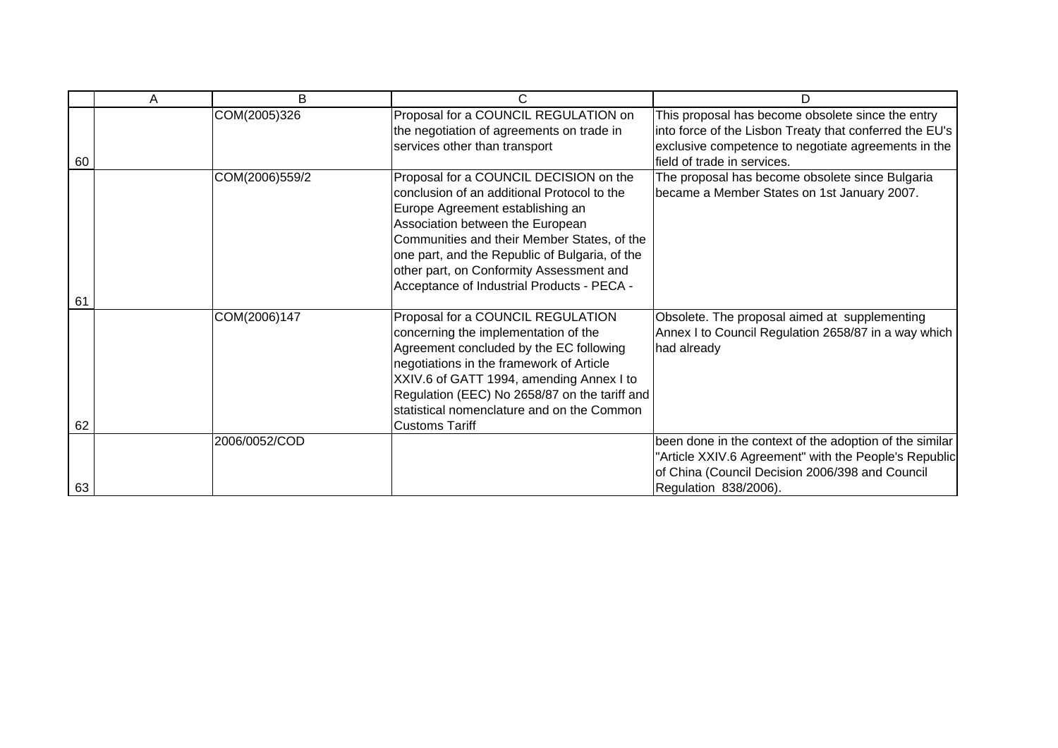| | A | B | C | D |
|---|---|---|---|---|
| 60 | | COM(2005)326 | Proposal for a COUNCIL REGULATION on the negotiation of agreements on trade in services other than transport | This proposal has become obsolete since the entry into force of the Lisbon Treaty that conferred the EU's exclusive competence to negotiate agreements in the field of trade in services. |
| 61 | | COM(2006)559/2 | Proposal for a COUNCIL DECISION on the conclusion of an additional Protocol to the Europe Agreement establishing an Association between the European Communities and their Member States, of the one part, and the Republic of Bulgaria, of the other part, on Conformity Assessment and Acceptance of Industrial Products - PECA - | The proposal has become obsolete since Bulgaria became a Member States on 1st January 2007. |
| 62 | | COM(2006)147 | Proposal for a COUNCIL REGULATION concerning the implementation of the Agreement concluded by the EC following negotiations in the framework of Article XXIV.6 of GATT 1994, amending Annex I to Regulation (EEC) No 2658/87 on the tariff and statistical nomenclature and on the Common Customs Tariff | Obsolete. The proposal aimed at supplementing Annex I to Council Regulation 2658/87 in a way which had already |
| 63 | | 2006/0052/COD | | been done in the context of the adoption of the similar "Article XXIV.6 Agreement" with the People's Republic of China (Council Decision 2006/398 and Council Regulation 838/2006). |